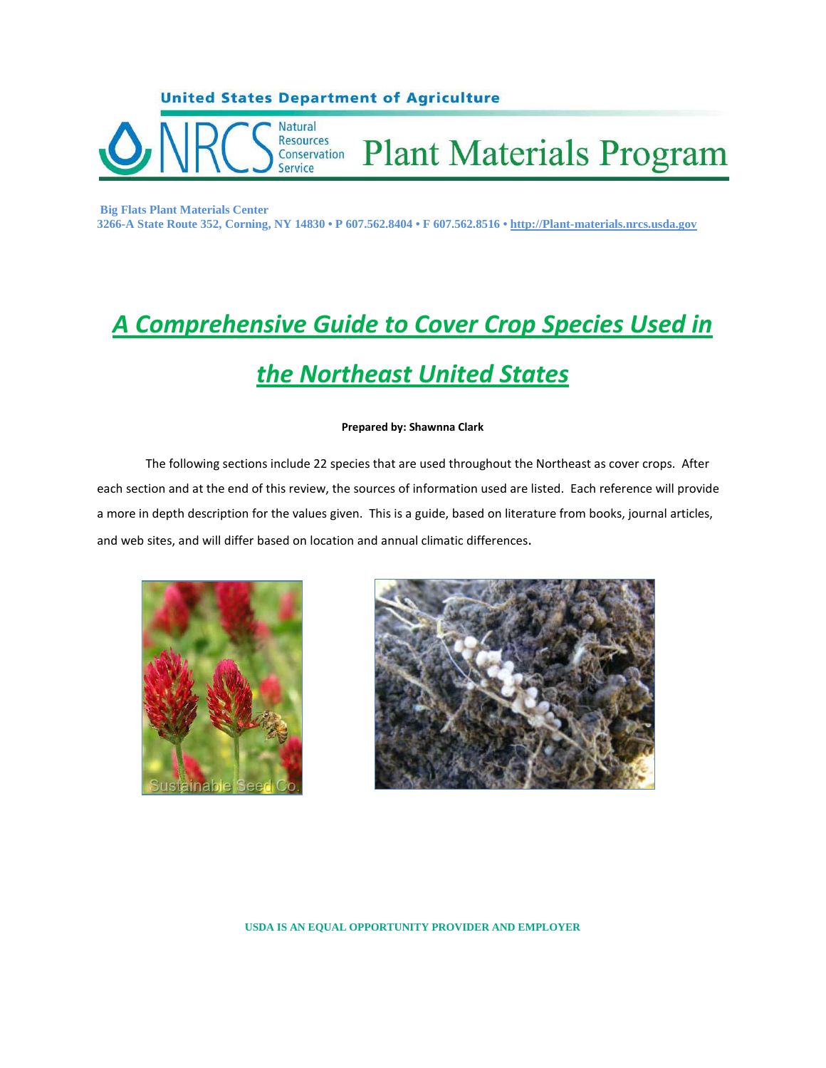United States Department of Agriculture

NRCS Natural Resources Conservation Service — Plant Materials Program

**Big Flats Plant Materials Center**
**3266-A State Route 352, Corning, NY 14830 • P 607.562.8404 • F 607.562.8516 • http://Plant-materials.nrcs.usda.gov**

# *A Comprehensive Guide to Cover Crop Species Used in the Northeast United States*

**Prepared by: Shawnna Clark**

The following sections include 22 species that are used throughout the Northeast as cover crops. After each section and at the end of this review, the sources of information used are listed. Each reference will provide a more in depth description for the values given. This is a guide, based on literature from books, journal articles, and web sites, and will differ based on location and annual climatic differences.

USDA IS AN EQUAL OPPORTUNITY PROVIDER AND EMPLOYER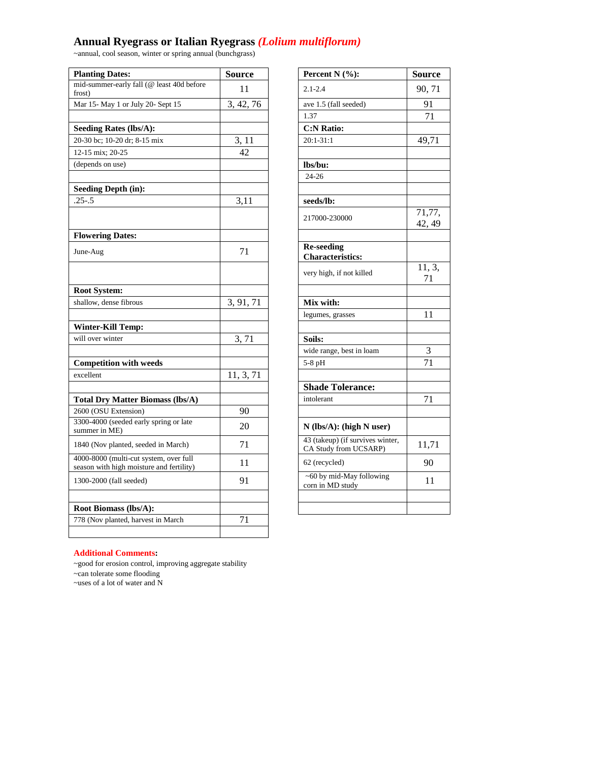# Annual Ryegrass or Italian Ryegrass *(Lolium multiflorum)*

~annual, cool season, winter or spring annual (bunchgrass)

| **Planting Dates:** | **Source** |
|---|---|
| mid-summer-early fall (@ least 40d before frost) | 11 |
| Mar 15- May 1 or July 20- Sept 15 | 3, 42, 76 |
| | |
| **Seeding Rates (lbs/A):** | |
| 20-30 bc; 10-20 dr; 8-15 mix | 3, 11 |
| 12-15 mix; 20-25 | 42 |
| (depends on use) | |
| | |
| **Seeding Depth (in):** | |
| .25-.5 | 3,11 |
| | |
| **Flowering Dates:** | |
| June-Aug | 71 |
| | |
| **Root System:** | |
| shallow, dense fibrous | 3, 91, 71 |
| | |
| **Winter-Kill Temp:** | |
| will over winter | 3, 71 |
| | |
| **Competition with weeds** | |
| excellent | 11, 3, 71 |
| | |
| **Total Dry Matter Biomass (lbs/A)** | |
| 2600 (OSU Extension) | 90 |
| 3300-4000 (seeded early spring or late summer in ME) | 20 |
| 1840 (Nov planted, seeded in March) | 71 |
| 4000-8000 (multi-cut system, over full season with high moisture and fertility) | 11 |
| 1300-2000 (fall seeded) | 91 |
| | |
| **Root Biomass (lbs/A):** | |
| 778 (Nov planted, harvest in March | 71 |
| | |

| **Percent N (%):** | **Source** |
|---|---|
| 2.1-2.4 | 90, 71 |
| ave 1.5 (fall seeded) | 91 |
| 1.37 | 71 |
| **C:N Ratio:** | |
| 20:1-31:1 | 49,71 |
| | |
| **lbs/bu:** | |
| 24-26 | |
| | |
| **seeds/lb:** | |
| 217000-230000 | 71,77, 42, 49 |
| | |
| **Re-seeding Characteristics:** | |
| very high, if not killed | 11, 3, 71 |
| | |
| **Mix with:** | |
| legumes, grasses | 11 |
| | |
| **Soils:** | |
| wide range, best in loam | 3 |
| 5-8 pH | 71 |
| | |
| **Shade Tolerance:** | |
| intolerant | 71 |
| | |
| **N (lbs/A): (high N user)** | |
| 43 (takeup) (if survives winter, CA Study from UCSARP) | 11,71 |
| 62 (recycled) | 90 |
| ~60 by mid-May following corn in MD study | 11 |
| | |
| | |

**Additional Comments:**

~good for erosion control, improving aggregate stability
~can tolerate some flooding
~uses of a lot of water and N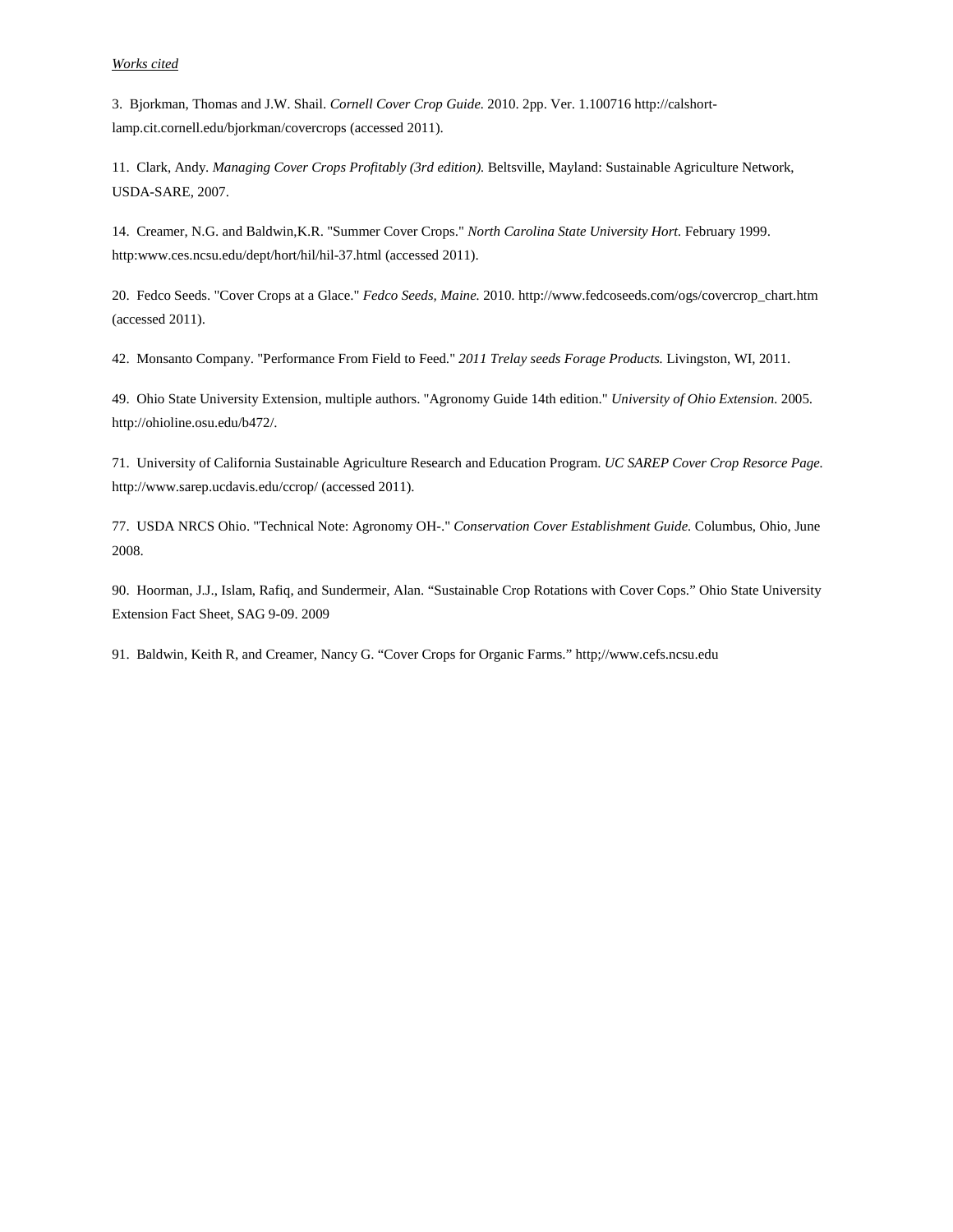*Works cited*

3. Bjorkman, Thomas and J.W. Shail. *Cornell Cover Crop Guide.* 2010. 2pp. Ver. 1.100716 http://calshort-lamp.cit.cornell.edu/bjorkman/covercrops (accessed 2011).

11. Clark, Andy. *Managing Cover Crops Profitably (3rd edition).* Beltsville, Mayland: Sustainable Agriculture Network, USDA-SARE, 2007.

14. Creamer, N.G. and Baldwin,K.R. "Summer Cover Crops." *North Carolina State University Hort.* February 1999. http:www.ces.ncsu.edu/dept/hort/hil/hil-37.html (accessed 2011).

20. Fedco Seeds. "Cover Crops at a Glace." *Fedco Seeds, Maine.* 2010. http://www.fedcoseeds.com/ogs/covercrop_chart.htm (accessed 2011).

42. Monsanto Company. "Performance From Field to Feed." *2011 Trelay seeds Forage Products.* Livingston, WI, 2011.

49. Ohio State University Extension, multiple authors. "Agronomy Guide 14th edition." *University of Ohio Extension.* 2005. http://ohioline.osu.edu/b472/.

71. University of California Sustainable Agriculture Research and Education Program. *UC SAREP Cover Crop Resorce Page.* http://www.sarep.ucdavis.edu/ccrop/ (accessed 2011).

77. USDA NRCS Ohio. "Technical Note: Agronomy OH-." *Conservation Cover Establishment Guide.* Columbus, Ohio, June 2008.

90. Hoorman, J.J., Islam, Rafiq, and Sundermeir, Alan. “Sustainable Crop Rotations with Cover Cops.” Ohio State University Extension Fact Sheet, SAG 9-09. 2009

91. Baldwin, Keith R, and Creamer, Nancy G. “Cover Crops for Organic Farms.” http;//www.cefs.ncsu.edu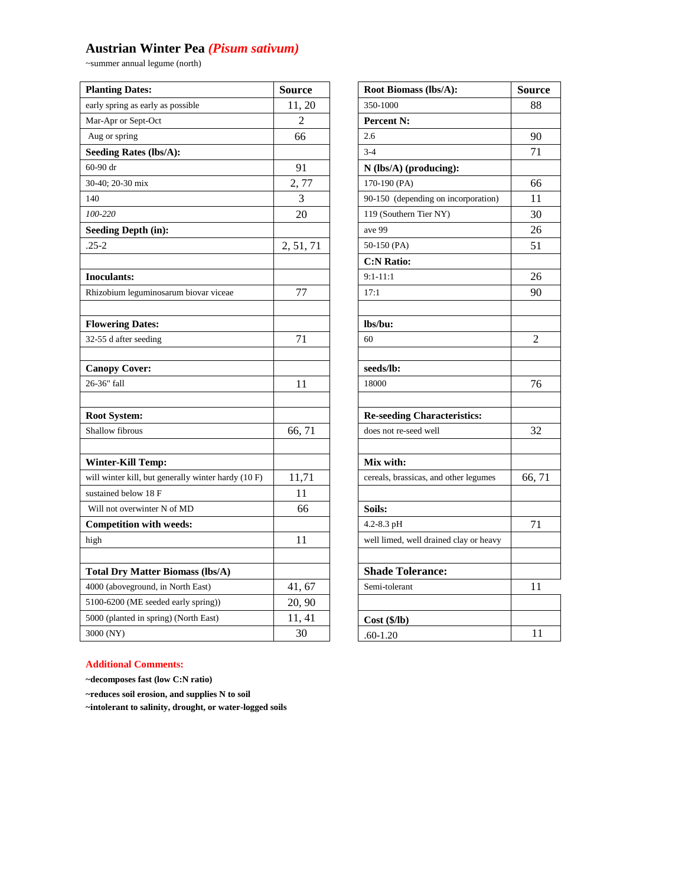# Austrian Winter Pea *(Pisum sativum)*

~summer annual legume (north)

| Planting Dates: | Source |
|---|---|
| early spring as early as possible | 11, 20 |
| Mar-Apr or Sept-Oct | 2 |
| Aug or spring | 66 |
| **Seeding Rates (lbs/A):** | |
| 60-90 dr | 91 |
| 30-40; 20-30 mix | 2, 77 |
| 140 | 3 |
| *100-220* | 20 |
| **Seeding Depth (in):** | |
| .25-2 | 2, 51, 71 |
| | |
| **Inoculants:** | |
| Rhizobium leguminosarum biovar viceae | 77 |
| | |
| **Flowering Dates:** | |
| 32-55 d after seeding | 71 |
| | |
| **Canopy Cover:** | |
| 26-36" fall | 11 |
| | |
| **Root System:** | |
| Shallow fibrous | 66, 71 |
| | |
| **Winter-Kill Temp:** | |
| will winter kill, but generally winter hardy (10 F) | 11,71 |
| sustained below 18 F | 11 |
| Will not overwinter N of MD | 66 |
| **Competition with weeds:** | |
| high | 11 |
| | |
| **Total Dry Matter Biomass (lbs/A)** | |
| 4000 (aboveground, in North East) | 41, 67 |
| 5100-6200 (ME seeded early spring)) | 20, 90 |
| 5000 (planted in spring) (North East) | 11, 41 |
| 3000 (NY) | 30 |

| Root Biomass (lbs/A): | Source |
|---|---|
| 350-1000 | 88 |
| **Percent N:** | |
| 2.6 | 90 |
| 3-4 | 71 |
| **N (lbs/A) (producing):** | |
| 170-190 (PA) | 66 |
| 90-150 (depending on incorporation) | 11 |
| 119 (Southern Tier NY) | 30 |
| ave 99 | 26 |
| 50-150 (PA) | 51 |
| **C:N Ratio:** | |
| 9:1-11:1 | 26 |
| 17:1 | 90 |
| | |
| **lbs/bu:** | |
| 60 | 2 |
| | |
| **seeds/lb:** | |
| 18000 | 76 |
| | |
| **Re-seeding Characteristics:** | |
| does not re-seed well | 32 |
| | |
| **Mix with:** | |
| cereals, brassicas, and other legumes | 66, 71 |
| | |
| **Soils:** | |
| 4.2-8.3 pH | 71 |
| well limed, well drained clay or heavy | |
| | |
| **Shade Tolerance:** | |
| Semi-tolerant | 11 |
| | |
| **Cost ($/lb)** | |
| .60-1.20 | 11 |

**Additional Comments:**

**~decomposes fast (low C:N ratio)**

**~reduces soil erosion, and supplies N to soil**

**~intolerant to salinity, drought, or water-logged soils**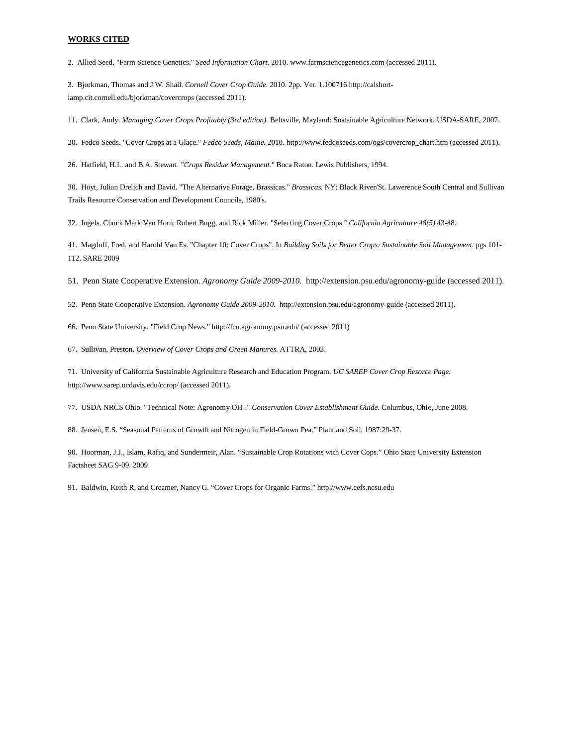**WORKS CITED**

2. Allied Seed. "Farm Science Genetics." *Seed Information Chart.* 2010. www.farmsciencegenetics.com (accessed 2011).

3. Bjorkman, Thomas and J.W. Shail. *Cornell Cover Crop Guide.* 2010. 2pp. Ver. 1.100716 http://calshort-lamp.cit.cornell.edu/bjorkman/covercrops (accessed 2011).

11. Clark, Andy. *Managing Cover Crops Profitably (3rd edition).* Beltsville, Mayland: Sustainable Agriculture Network, USDA-SARE, 2007.

20. Fedco Seeds. "Cover Crops at a Glace." *Fedco Seeds, Maine.* 2010. http://www.fedcoseeds.com/ogs/covercrop_chart.htm (accessed 2011).

26. Hatfield, H.L. and B.A. Stewart. "*Crops Residue Management.*" Boca Raton. Lewis Publishers, 1994.

30. Hoyt, Julian Drelich and David. "The Alternative Forage, Brassicas." *Brassicas.* NY: Black River/St. Lawerence South Central and Sullivan Trails Resource Conservation and Development Councils, 1980's.

32. Ingels, Chuck.Mark Van Horn, Robert Bugg, and Rick Miller. "Selecting Cover Crops." *California Agriculture 48(5)* 43-48.

41. Magdoff, Fred. and Harold Van Es. "Chapter 10: Cover Crops". In *Building Soils for Better Crops: Sustainable Soil Management.* pgs 101-112. SARE 2009

51. Penn State Cooperative Extension. *Agronomy Guide 2009-2010.* http://extension.psu.edu/agronomy-guide (accessed 2011).

52. Penn State Cooperative Extension. *Agronomy Guide 2009-2010.* http://extension.psu.edu/agronomy-guide (accessed 2011).

66. Penn State University. "Field Crop News." http://fcn.agronomy.psu.edu/ (accessed 2011)

67. Sullivan, Preston. *Overview of Cover Crops and Green Manures.* ATTRA, 2003.

71. University of California Sustainable Agriculture Research and Education Program. *UC SAREP Cover Crop Resorce Page.* http://www.sarep.ucdavis.edu/ccrop/ (accessed 2011).

77. USDA NRCS Ohio. "Technical Note: Agronomy OH-." *Conservation Cover Establishment Guide.* Columbus, Ohio, June 2008.

88. Jensen, E.S. "Seasonal Patterns of Growth and Nitrogen in Field-Grown Pea." Plant and Soil, 1987:29-37.

90. Hoorman, J.J., Islam, Rafiq, and Sundermeir, Alan. "Sustainable Crop Rotations with Cover Cops." Ohio State University Extension Factsheet SAG 9-09. 2009

91. Baldwin, Keith R, and Creamer, Nancy G. "Cover Crops for Organic Farms." http;//www.cefs.ncsu.edu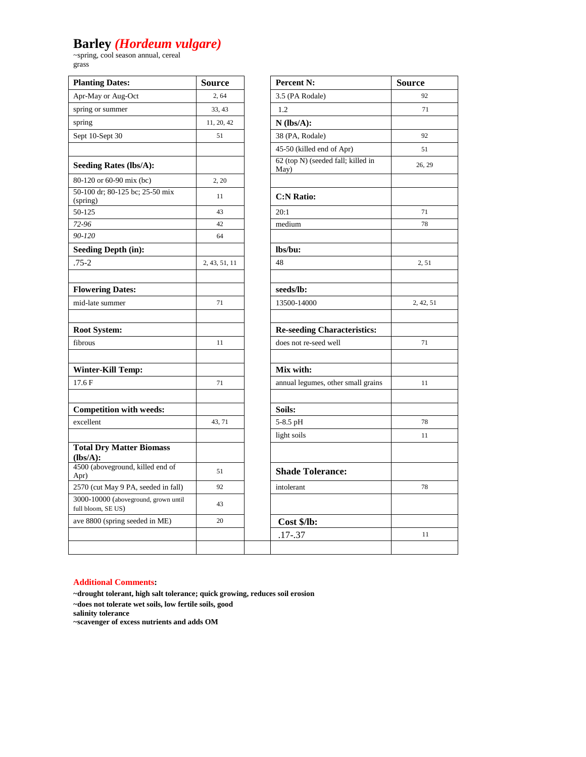# Barley *(Hordeum vulgare)*

~spring, cool season annual, cereal grass

| Planting Dates: | Source |
|---|---|
| Apr-May or Aug-Oct | 2, 64 |
| spring or summer | 33, 43 |
| spring | 11, 20, 42 |
| Sept 10-Sept 30 | 51 |
| | |
| **Seeding Rates (lbs/A):** | |
| 80-120 or 60-90 mix (bc) | 2, 20 |
| 50-100 dr; 80-125 bc; 25-50 mix (spring) | 11 |
| 50-125 | 43 |
| *72-96* | 42 |
| *90-120* | 64 |
| **Seeding Depth (in):** | |
| .75-2 | 2, 43, 51, 11 |
| | |
| **Flowering Dates:** | |
| mid-late summer | 71 |
| | |
| **Root System:** | |
| fibrous | 11 |
| | |
| **Winter-Kill Temp:** | |
| 17.6 F | 71 |
| | |
| **Competition with weeds:** | |
| excellent | 43, 71 |
| | |
| **Total Dry Matter Biomass (lbs/A):** | |
| 4500 (aboveground, killed end of Apr) | 51 |
| 2570 (cut May 9 PA, seeded in fall) | 92 |
| 3000-10000 (aboveground, grown until full bloom, SE US) | 43 |
| ave 8800 (spring seeded in ME) | 20 |

| Percent N: | Source |
|---|---|
| 3.5 (PA Rodale) | 92 |
| 1.2 | 71 |
| **N (lbs/A):** | |
| 38 (PA, Rodale) | 92 |
| 45-50 (killed end of Apr) | 51 |
| 62 (top N) (seeded fall; killed in May) | 26, 29 |
| | |
| **C:N Ratio:** | |
| 20:1 | 71 |
| medium | 78 |
| | |
| **lbs/bu:** | |
| 48 | 2, 51 |
| | |
| **seeds/lb:** | |
| 13500-14000 | 2, 42, 51 |
| | |
| **Re-seeding Characteristics:** | |
| does not re-seed well | 71 |
| | |
| **Mix with:** | |
| annual legumes, other small grains | 11 |
| | |
| **Soils:** | |
| 5-8.5 pH | 78 |
| light soils | 11 |
| | |
| **Shade Tolerance:** | |
| intolerant | 78 |
| | |
| **Cost $/lb:** | |
| .17-.37 | 11 |

**Additional Comments:**

**~drought tolerant, high salt tolerance; quick growing, reduces soil erosion**
**~does not tolerate wet soils, low fertile soils, good salinity tolerance**
**~scavenger of excess nutrients and adds OM**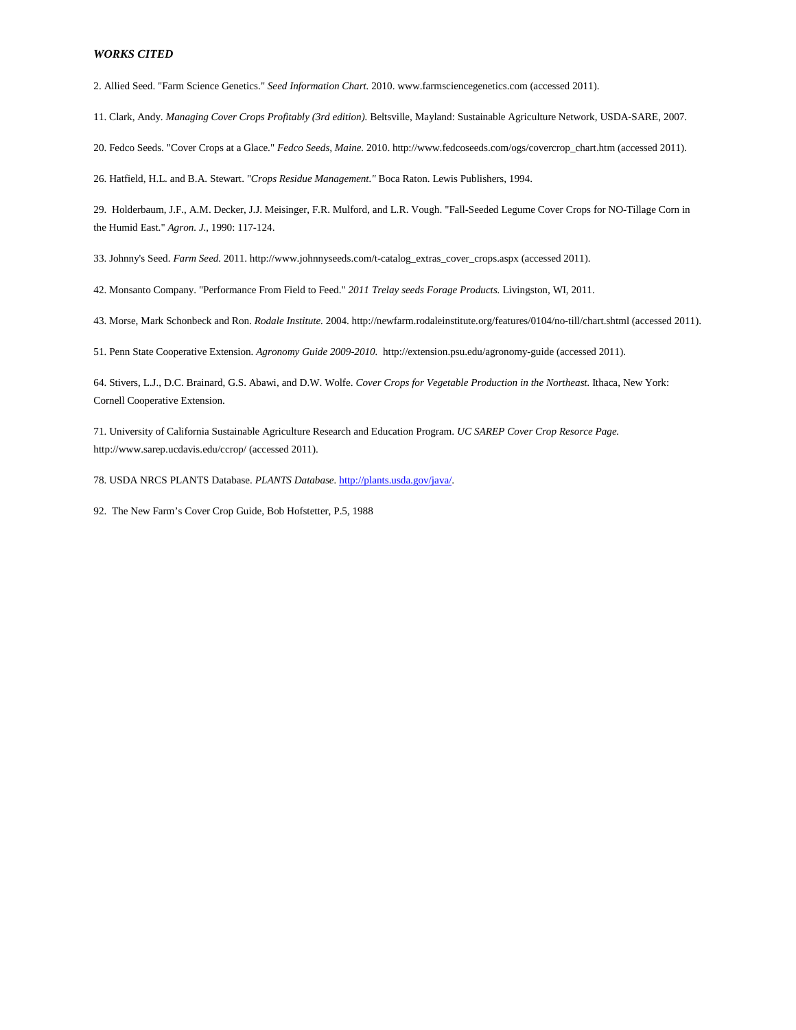***WORKS CITED***

2. Allied Seed. "Farm Science Genetics." *Seed Information Chart.* 2010. www.farmsciencegenetics.com (accessed 2011).

11. Clark, Andy. *Managing Cover Crops Profitably (3rd edition).* Beltsville, Mayland: Sustainable Agriculture Network, USDA-SARE, 2007.

20. Fedco Seeds. "Cover Crops at a Glace." *Fedco Seeds, Maine.* 2010. http://www.fedcoseeds.com/ogs/covercrop_chart.htm (accessed 2011).

26. Hatfield, H.L. and B.A. Stewart. "*Crops Residue Management*." Boca Raton. Lewis Publishers, 1994.

29. Holderbaum, J.F., A.M. Decker, J.J. Meisinger, F.R. Mulford, and L.R. Vough. "Fall-Seeded Legume Cover Crops for NO-Tillage Corn in the Humid East." *Agron. J.*, 1990: 117-124.

33. Johnny's Seed. *Farm Seed.* 2011. http://www.johnnyseeds.com/t-catalog_extras_cover_crops.aspx (accessed 2011).

42. Monsanto Company. "Performance From Field to Feed." *2011 Trelay seeds Forage Products.* Livingston, WI, 2011.

43. Morse, Mark Schonbeck and Ron. *Rodale Institute.* 2004. http://newfarm.rodaleinstitute.org/features/0104/no-till/chart.shtml (accessed 2011).

51. Penn State Cooperative Extension. *Agronomy Guide 2009-2010.* http://extension.psu.edu/agronomy-guide (accessed 2011).

64. Stivers, L.J., D.C. Brainard, G.S. Abawi, and D.W. Wolfe. *Cover Crops for Vegetable Production in the Northeast.* Ithaca, New York: Cornell Cooperative Extension.

71. University of California Sustainable Agriculture Research and Education Program. *UC SAREP Cover Crop Resorce Page.* http://www.sarep.ucdavis.edu/ccrop/ (accessed 2011).

78. USDA NRCS PLANTS Database. *PLANTS Database.* http://plants.usda.gov/java/.

92. The New Farm's Cover Crop Guide, Bob Hofstetter, P.5, 1988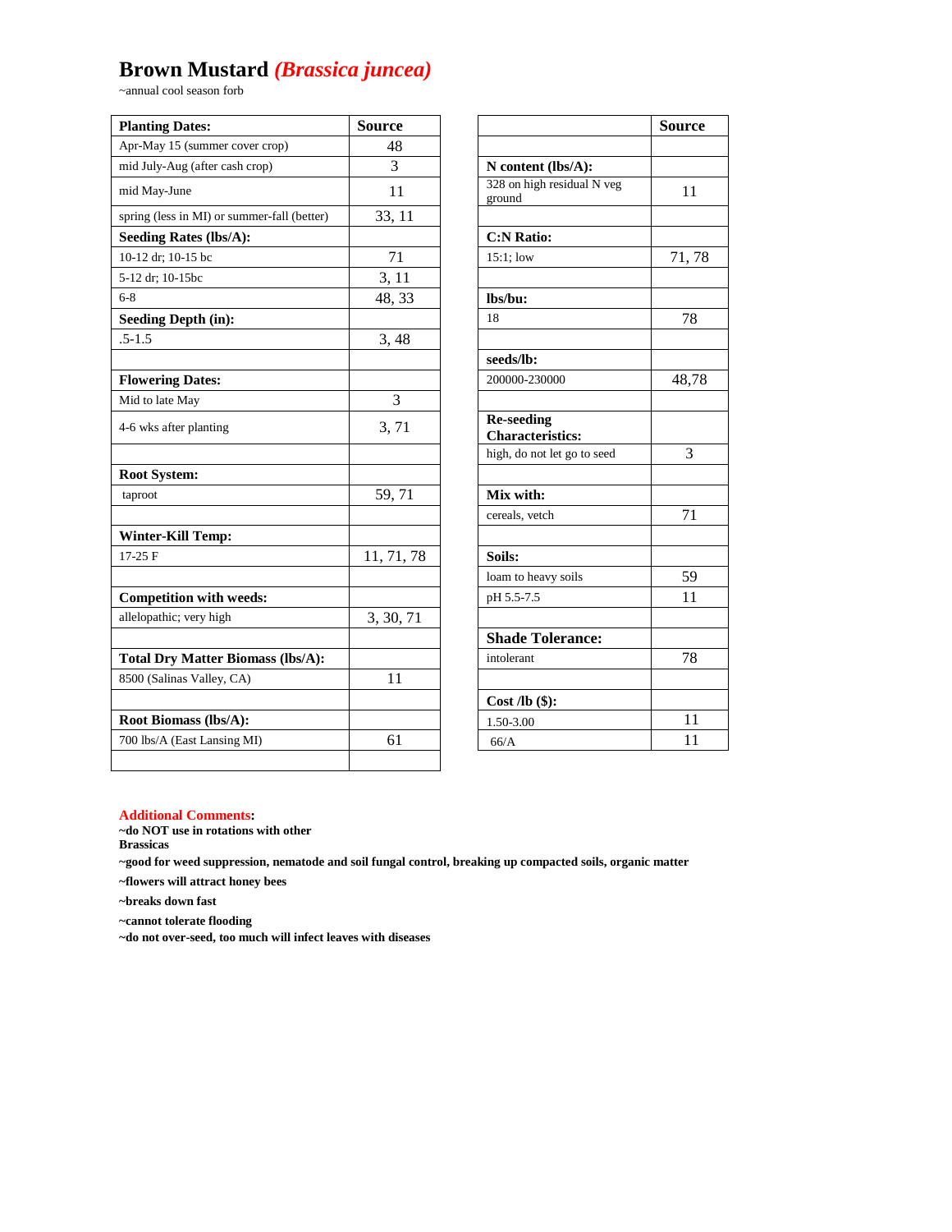# Brown Mustard *(Brassica juncea)*

~annual cool season forb

| **Planting Dates:** | **Source** |
|---|---|
| Apr-May 15 (summer cover crop) | 48 |
| mid July-Aug (after cash crop) | 3 |
| mid May-June | 11 |
| spring (less in MI) or summer-fall (better) | 33, 11 |
| **Seeding Rates (lbs/A):** | |
| 10-12 dr; 10-15 bc | 71 |
| 5-12 dr; 10-15bc | 3, 11 |
| 6-8 | 48, 33 |
| **Seeding Depth (in):** | |
| .5-1.5 | 3, 48 |
| | |
| **Flowering Dates:** | |
| Mid to late May | 3 |
| 4-6 wks after planting | 3, 71 |
| | |
| **Root System:** | |
| taproot | 59, 71 |
| | |
| **Winter-Kill Temp:** | |
| 17-25 F | 11, 71, 78 |
| | |
| **Competition with weeds:** | |
| allelopathic; very high | 3, 30, 71 |
| | |
| **Total Dry Matter Biomass (lbs/A):** | |
| 8500 (Salinas Valley, CA) | 11 |
| | |
| **Root Biomass (lbs/A):** | |
| 700 lbs/A (East Lansing MI) | 61 |
| | |

| | **Source** |
|---|---|
| | |
| **N content (lbs/A):** | |
| 328 on high residual N veg ground | 11 |
| | |
| **C:N Ratio:** | |
| 15:1; low | 71, 78 |
| | |
| **lbs/bu:** | |
| 18 | 78 |
| | |
| **seeds/lb:** | |
| 200000-230000 | 48,78 |
| | |
| **Re-seeding Characteristics:** | |
| high, do not let go to seed | 3 |
| | |
| **Mix with:** | |
| cereals, vetch | 71 |
| | |
| **Soils:** | |
| loam to heavy soils | 59 |
| pH 5.5-7.5 | 11 |
| | |
| **Shade Tolerance:** | |
| intolerant | 78 |
| | |
| **Cost /lb ($):** | |
| 1.50-3.00 | 11 |
| 66/A | 11 |

**Additional Comments:**

**~do NOT use in rotations with other Brassicas**

**~good for weed suppression, nematode and soil fungal control, breaking up compacted soils, organic matter**

**~flowers will attract honey bees**

**~breaks down fast**

**~cannot tolerate flooding**

**~do not over-seed, too much will infect leaves with diseases**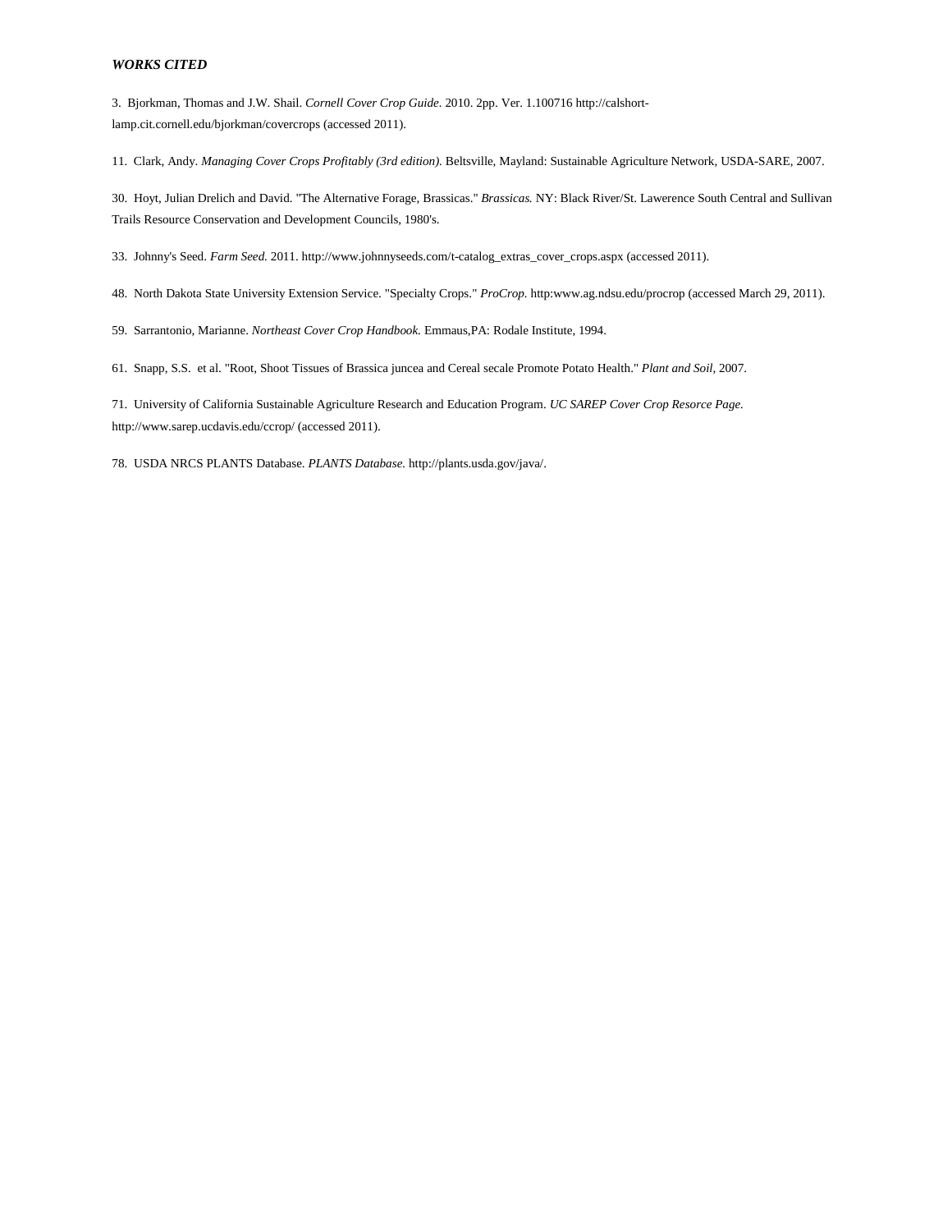***WORKS CITED***

3. Bjorkman, Thomas and J.W. Shail. *Cornell Cover Crop Guide.* 2010. 2pp. Ver. 1.100716 http://calshort-lamp.cit.cornell.edu/bjorkman/covercrops (accessed 2011).

11. Clark, Andy. *Managing Cover Crops Profitably (3rd edition).* Beltsville, Mayland: Sustainable Agriculture Network, USDA-SARE, 2007.

30. Hoyt, Julian Drelich and David. "The Alternative Forage, Brassicas." *Brassicas.* NY: Black River/St. Lawerence South Central and Sullivan Trails Resource Conservation and Development Councils, 1980's.

33. Johnny's Seed. *Farm Seed.* 2011. http://www.johnnyseeds.com/t-catalog_extras_cover_crops.aspx (accessed 2011).

48. North Dakota State University Extension Service. "Specialty Crops." *ProCrop.* http:www.ag.ndsu.edu/procrop (accessed March 29, 2011).

59. Sarrantonio, Marianne. *Northeast Cover Crop Handbook.* Emmaus,PA: Rodale Institute, 1994.

61. Snapp, S.S. et al. "Root, Shoot Tissues of Brassica juncea and Cereal secale Promote Potato Health." *Plant and Soil,* 2007.

71. University of California Sustainable Agriculture Research and Education Program. *UC SAREP Cover Crop Resorce Page.* http://www.sarep.ucdavis.edu/ccrop/ (accessed 2011).

78. USDA NRCS PLANTS Database. *PLANTS Database.* http://plants.usda.gov/java/.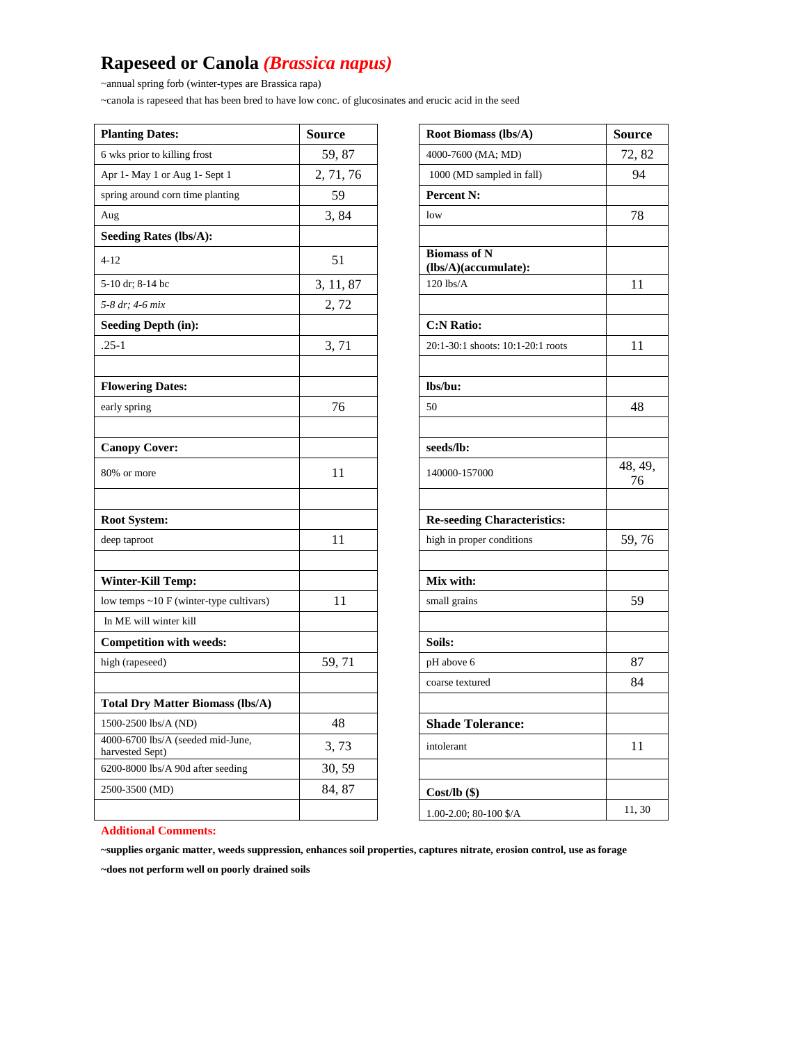# Rapeseed or Canola *(Brassica napus)*

~annual spring forb (winter-types are Brassica rapa)

~canola is rapeseed that has been bred to have low conc. of glucosinates and erucic acid in the seed

| **Planting Dates:** | **Source** |
|---|---|
| 6 wks prior to killing frost | 59, 87 |
| Apr 1- May 1 or Aug 1- Sept 1 | 2, 71, 76 |
| spring around corn time planting | 59 |
| Aug | 3, 84 |
| **Seeding Rates (lbs/A):** | |
| 4-12 | 51 |
| 5-10 dr; 8-14 bc | 3, 11, 87 |
| *5-8 dr; 4-6 mix* | 2, 72 |
| **Seeding Depth (in):** | |
| .25-1 | 3, 71 |
| | |
| **Flowering Dates:** | |
| early spring | 76 |
| | |
| **Canopy Cover:** | |
| 80% or more | 11 |
| | |
| **Root System:** | |
| deep taproot | 11 |
| | |
| **Winter-Kill Temp:** | |
| low temps ~10 F (winter-type cultivars) | 11 |
| In ME will winter kill | |
| **Competition with weeds:** | |
| high (rapeseed) | 59, 71 |
| | |
| **Total Dry Matter Biomass (lbs/A)** | |
| 1500-2500 lbs/A (ND) | 48 |
| 4000-6700 lbs/A (seeded mid-June, harvested Sept) | 3, 73 |
| 6200-8000 lbs/A 90d after seeding | 30, 59 |
| 2500-3500 (MD) | 84, 87 |
| | |

| **Root Biomass (lbs/A)** | **Source** |
|---|---|
| 4000-7600 (MA; MD) | 72, 82 |
| 1000 (MD sampled in fall) | 94 |
| **Percent N:** | |
| low | 78 |
| | |
| **Biomass of N (lbs/A)(accumulate):** | |
| 120 lbs/A | 11 |
| | |
| **C:N Ratio:** | |
| 20:1-30:1 shoots: 10:1-20:1 roots | 11 |
| | |
| **lbs/bu:** | |
| 50 | 48 |
| | |
| **seeds/lb:** | |
| 140000-157000 | 48, 49, 76 |
| | |
| **Re-seeding Characteristics:** | |
| high in proper conditions | 59, 76 |
| | |
| **Mix with:** | |
| small grains | 59 |
| | |
| **Soils:** | |
| pH above 6 | 87 |
| coarse textured | 84 |
| | |
| **Shade Tolerance:** | |
| intolerant | 11 |
| | |
| **Cost/lb ($)** | |
| 1.00-2.00; 80-100 $/A | 11, 30 |

**Additional Comments:**

**~supplies organic matter, weeds suppression, enhances soil properties, captures nitrate, erosion control, use as forage**

**~does not perform well on poorly drained soils**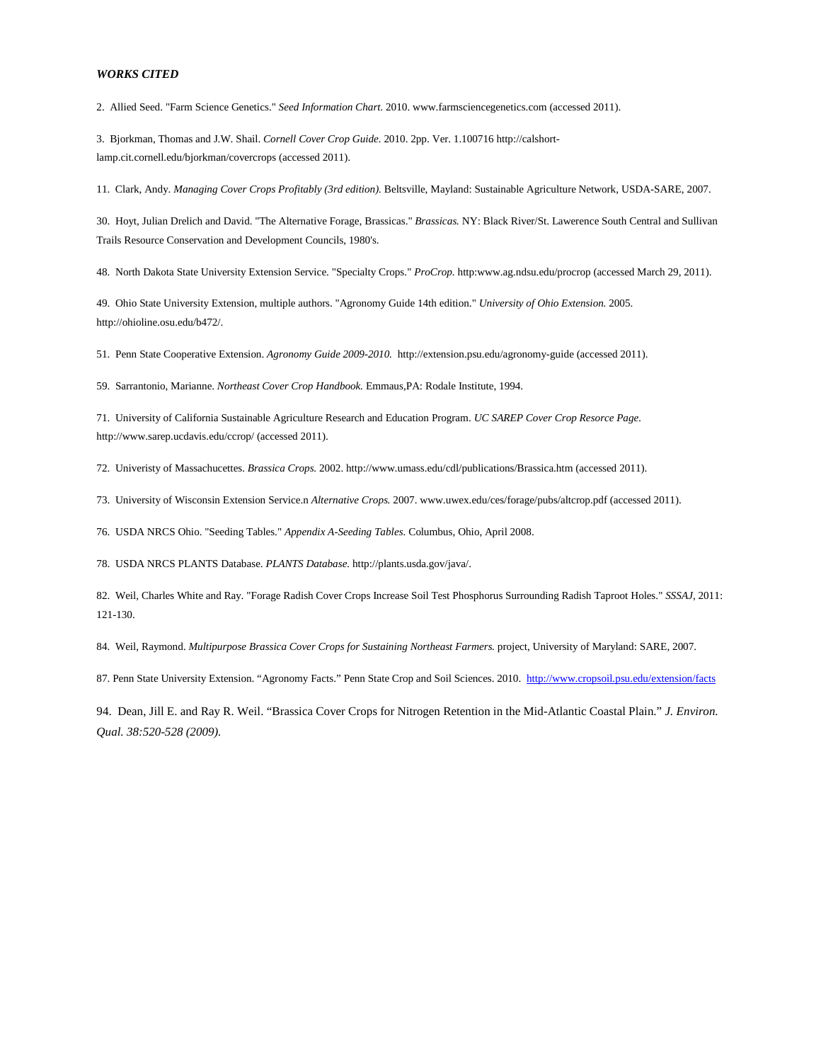***WORKS CITED***

2. Allied Seed. "Farm Science Genetics." *Seed Information Chart.* 2010. www.farmsciencegenetics.com (accessed 2011).

3. Bjorkman, Thomas and J.W. Shail. *Cornell Cover Crop Guide.* 2010. 2pp. Ver. 1.100716 http://calshort-lamp.cit.cornell.edu/bjorkman/covercrops (accessed 2011).

11. Clark, Andy. *Managing Cover Crops Profitably (3rd edition).* Beltsville, Mayland: Sustainable Agriculture Network, USDA-SARE, 2007.

30. Hoyt, Julian Drelich and David. "The Alternative Forage, Brassicas." *Brassicas.* NY: Black River/St. Lawerence South Central and Sullivan Trails Resource Conservation and Development Councils, 1980's.

48. North Dakota State University Extension Service. "Specialty Crops." *ProCrop.* http:www.ag.ndsu.edu/procrop (accessed March 29, 2011).

49. Ohio State University Extension, multiple authors. "Agronomy Guide 14th edition." *University of Ohio Extension.* 2005. http://ohioline.osu.edu/b472/.

51. Penn State Cooperative Extension. *Agronomy Guide 2009-2010.* http://extension.psu.edu/agronomy-guide (accessed 2011).

59. Sarrantonio, Marianne. *Northeast Cover Crop Handbook.* Emmaus,PA: Rodale Institute, 1994.

71. University of California Sustainable Agriculture Research and Education Program. *UC SAREP Cover Crop Resorce Page.* http://www.sarep.ucdavis.edu/ccrop/ (accessed 2011).

72. Univeristy of Massachucettes. *Brassica Crops.* 2002. http://www.umass.edu/cdl/publications/Brassica.htm (accessed 2011).

73. University of Wisconsin Extension Service.n *Alternative Crops.* 2007. www.uwex.edu/ces/forage/pubs/altcrop.pdf (accessed 2011).

76. USDA NRCS Ohio. "Seeding Tables." *Appendix A-Seeding Tables.* Columbus, Ohio, April 2008.

78. USDA NRCS PLANTS Database. *PLANTS Database.* http://plants.usda.gov/java/.

82. Weil, Charles White and Ray. "Forage Radish Cover Crops Increase Soil Test Phosphorus Surrounding Radish Taproot Holes." *SSSAJ*, 2011: 121-130.

84. Weil, Raymond. *Multipurpose Brassica Cover Crops for Sustaining Northeast Farmers.* project, University of Maryland: SARE, 2007.

87. Penn State University Extension. "Agronomy Facts." Penn State Crop and Soil Sciences. 2010. http://www.cropsoil.psu.edu/extension/facts

94. Dean, Jill E. and Ray R. Weil. "Brassica Cover Crops for Nitrogen Retention in the Mid-Atlantic Coastal Plain." *J. Environ. Qual. 38:520-528 (2009).*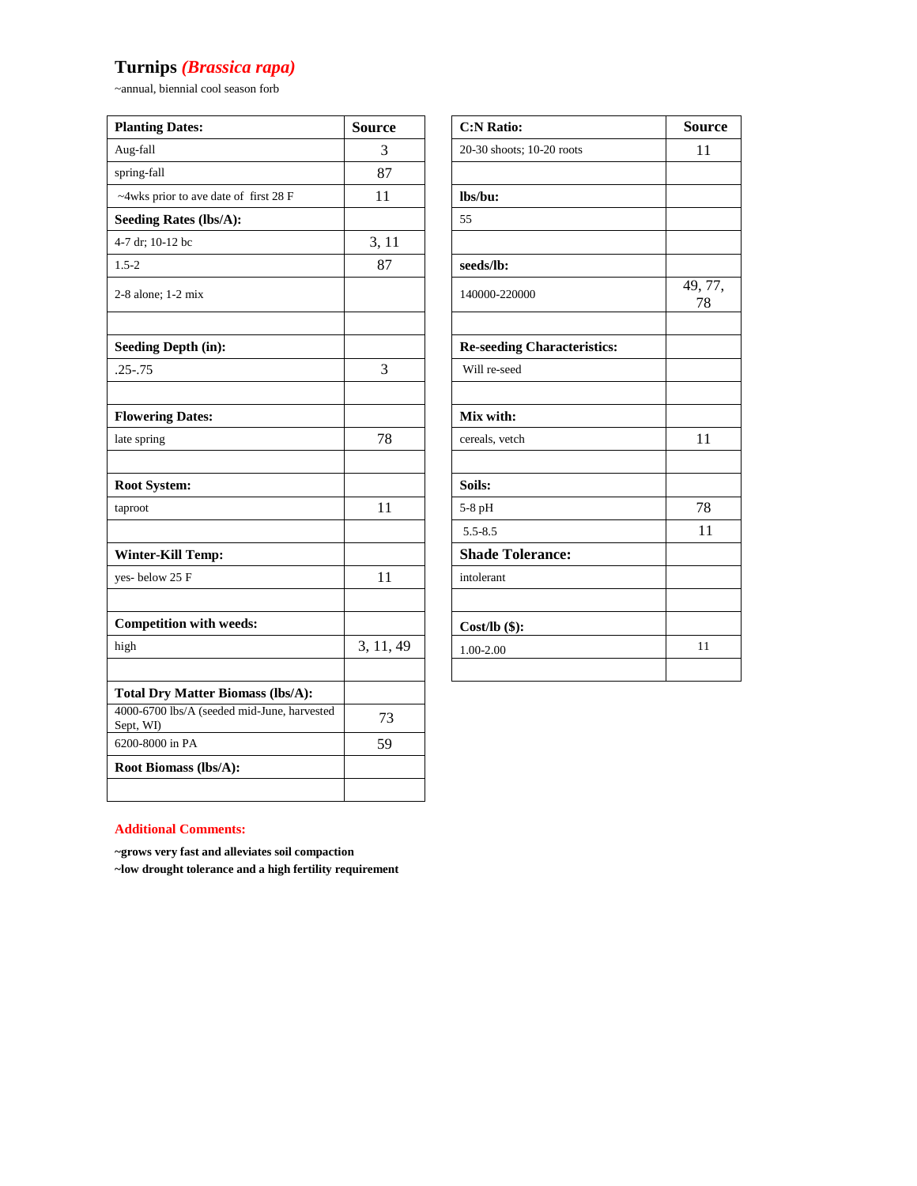# Turnips *(Brassica rapa)*

~annual, biennial cool season forb

| Planting Dates: | Source |
|---|---|
| Aug-fall | 3 |
| spring-fall | 87 |
| ~4wks prior to ave date of first 28 F | 11 |
| **Seeding Rates (lbs/A):** | |
| 4-7 dr; 10-12 bc | 3, 11 |
| 1.5-2 | 87 |
| 2-8 alone; 1-2 mix | |
| | |
| **Seeding Depth (in):** | |
| .25-.75 | 3 |
| | |
| **Flowering Dates:** | |
| late spring | 78 |
| | |
| **Root System:** | |
| taproot | 11 |
| | |
| **Winter-Kill Temp:** | |
| yes- below 25 F | 11 |
| | |
| **Competition with weeds:** | |
| high | 3, 11, 49 |
| | |
| **Total Dry Matter Biomass (lbs/A):** | |
| 4000-6700 lbs/A (seeded mid-June, harvested Sept, WI) | 73 |
| 6200-8000 in PA | 59 |
| **Root Biomass (lbs/A):** | |
| | |

| C:N Ratio: | Source |
|---|---|
| 20-30 shoots; 10-20 roots | 11 |
| | |
| **lbs/bu:** | |
| 55 | |
| | |
| **seeds/lb:** | |
| 140000-220000 | 49, 77, 78 |
| | |
| **Re-seeding Characteristics:** | |
| Will re-seed | |
| | |
| **Mix with:** | |
| cereals, vetch | 11 |
| | |
| **Soils:** | |
| 5-8 pH | 78 |
| 5.5-8.5 | 11 |
| **Shade Tolerance:** | |
| intolerant | |
| | |
| **Cost/lb ($):** | |
| 1.00-2.00 | 11 |
| | |

**Additional Comments:**

**~grows very fast and alleviates soil compaction**

**~low drought tolerance and a high fertility requirement**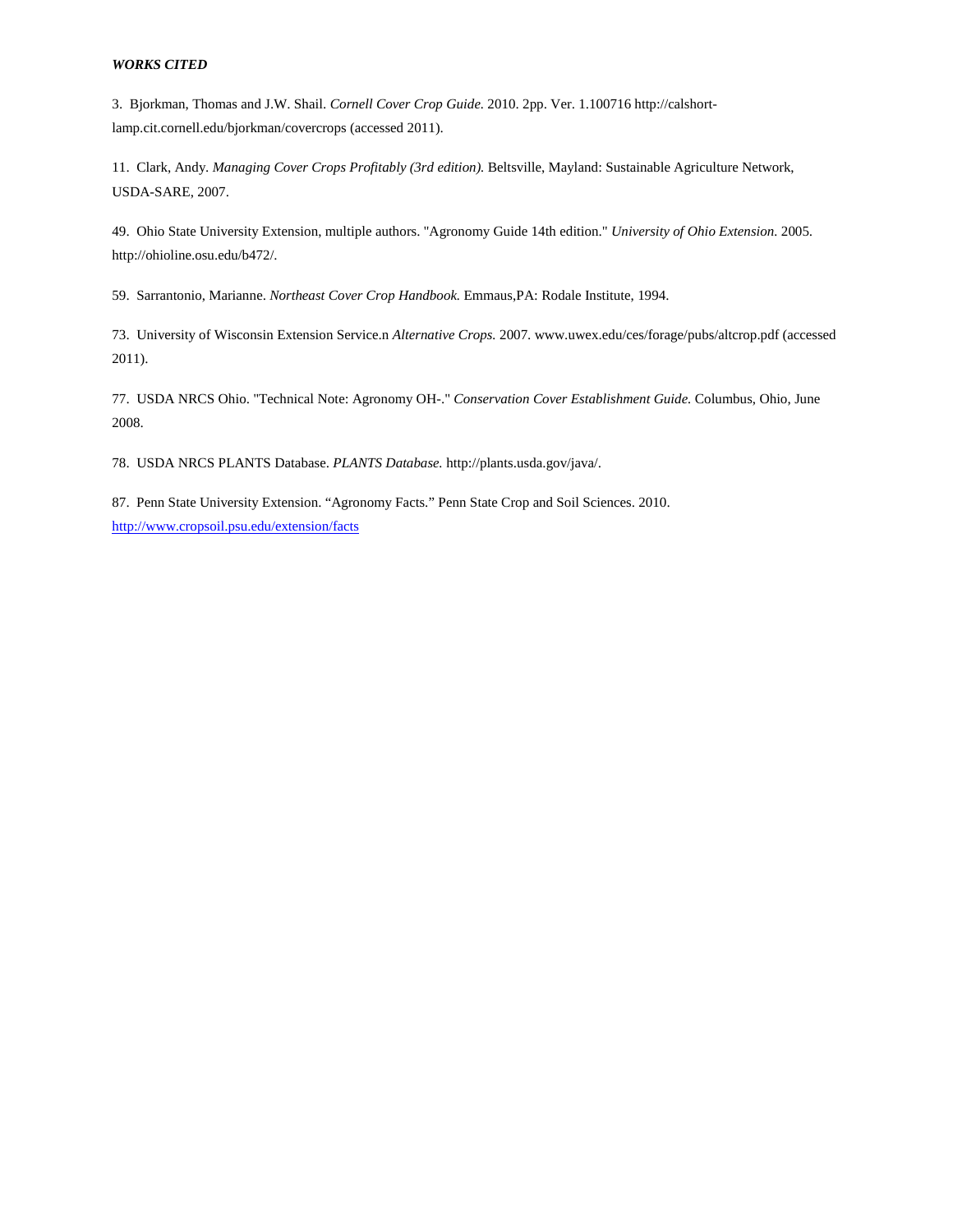***WORKS CITED***

3. Bjorkman, Thomas and J.W. Shail. *Cornell Cover Crop Guide.* 2010. 2pp. Ver. 1.100716 http://calshort-lamp.cit.cornell.edu/bjorkman/covercrops (accessed 2011).

11. Clark, Andy. *Managing Cover Crops Profitably (3rd edition).* Beltsville, Mayland: Sustainable Agriculture Network, USDA-SARE, 2007.

49. Ohio State University Extension, multiple authors. "Agronomy Guide 14th edition." *University of Ohio Extension.* 2005. http://ohioline.osu.edu/b472/.

59. Sarrantonio, Marianne. *Northeast Cover Crop Handbook.* Emmaus,PA: Rodale Institute, 1994.

73. University of Wisconsin Extension Service.n *Alternative Crops.* 2007. www.uwex.edu/ces/forage/pubs/altcrop.pdf (accessed 2011).

77. USDA NRCS Ohio. "Technical Note: Agronomy OH-." *Conservation Cover Establishment Guide.* Columbus, Ohio, June 2008.

78. USDA NRCS PLANTS Database. *PLANTS Database.* http://plants.usda.gov/java/.

87. Penn State University Extension. "Agronomy Facts." Penn State Crop and Soil Sciences. 2010. http://www.cropsoil.psu.edu/extension/facts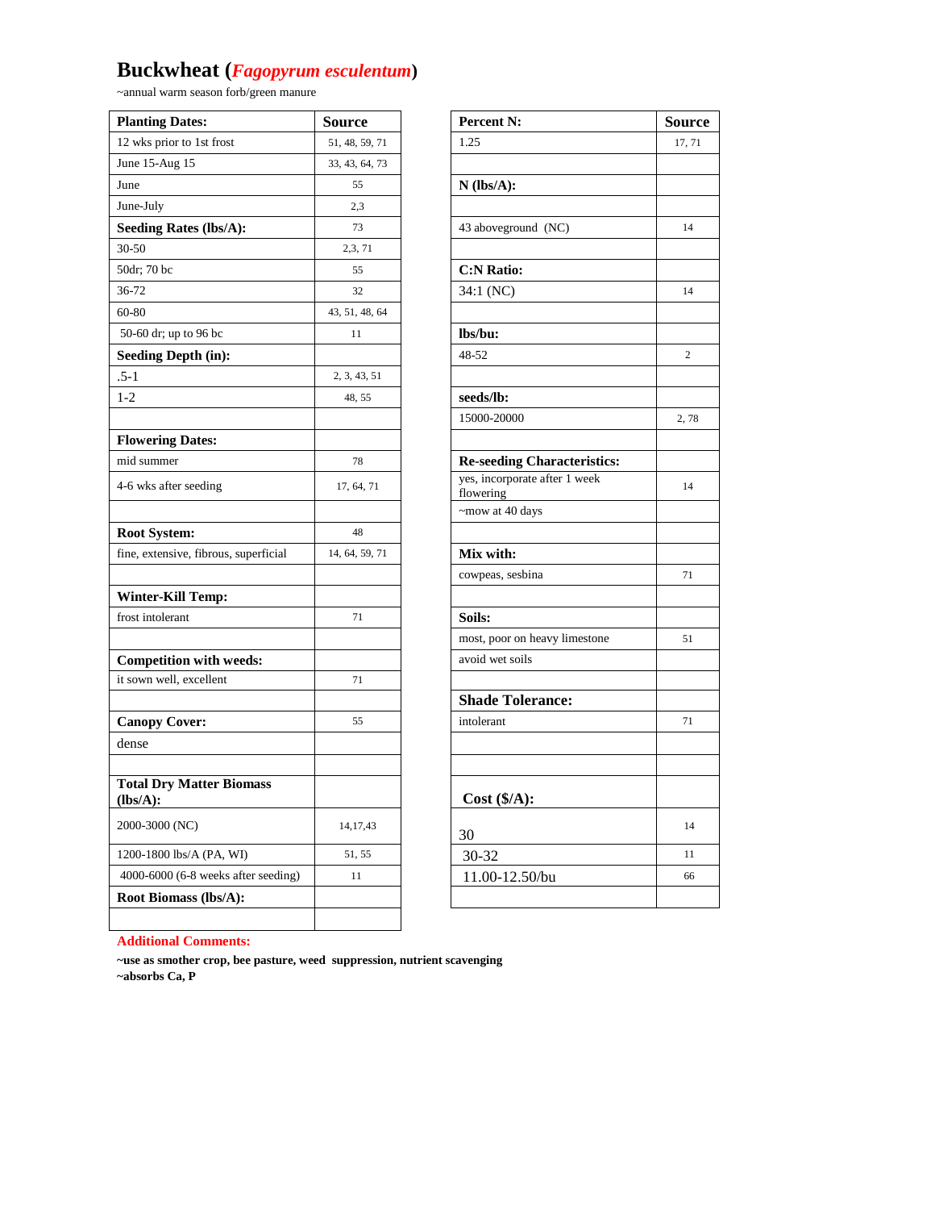# Buckwheat (*Fagopyrum esculentum*)

~annual warm season forb/green manure

| **Planting Dates:** | **Source** |
|---|---|
| 12 wks prior to 1st frost | 51, 48, 59, 71 |
| June 15-Aug 15 | 33, 43, 64, 73 |
| June | 55 |
| June-July | 2,3 |
| **Seeding Rates (lbs/A):** | 73 |
| 30-50 | 2,3, 71 |
| 50dr; 70 bc | 55 |
| 36-72 | 32 |
| 60-80 | 43, 51, 48, 64 |
| 50-60 dr; up to 96 bc | 11 |
| **Seeding Depth (in):** | |
| .5-1 | 2, 3, 43, 51 |
| 1-2 | 48, 55 |
| | |
| **Flowering Dates:** | |
| mid summer | 78 |
| 4-6 wks after seeding | 17, 64, 71 |
| | |
| **Root System:** | 48 |
| fine, extensive, fibrous, superficial | 14, 64, 59, 71 |
| | |
| **Winter-Kill Temp:** | |
| frost intolerant | 71 |
| | |
| **Competition with weeds:** | |
| it sown well, excellent | 71 |
| | |
| **Canopy Cover:** | 55 |
| dense | |
| | |
| **Total Dry Matter Biomass (lbs/A):** | |
| 2000-3000 (NC) | 14,17,43 |
| 1200-1800 lbs/A (PA, WI) | 51, 55 |
| 4000-6000 (6-8 weeks after seeding) | 11 |
| **Root Biomass (lbs/A):** | |
| | |

| **Percent N:** | **Source** |
|---|---|
| 1.25 | 17, 71 |
| | |
| **N (lbs/A):** | |
| | |
| 43 aboveground (NC) | 14 |
| | |
| **C:N Ratio:** | |
| 34:1 (NC) | 14 |
| | |
| **lbs/bu:** | |
| 48-52 | 2 |
| | |
| **seeds/lb:** | |
| 15000-20000 | 2, 78 |
| | |
| **Re-seeding Characteristics:** | |
| yes, incorporate after 1 week flowering | 14 |
| ~mow at 40 days | |
| | |
| **Mix with:** | |
| cowpeas, sesbina | 71 |
| | |
| **Soils:** | |
| most, poor on heavy limestone | 51 |
| avoid wet soils | |
| | |
| **Shade Tolerance:** | |
| intolerant | 71 |
| | |
| | |
| **Cost ($/A):** | |
| 30 | 14 |
| 30-32 | 11 |
| 11.00-12.50/bu | 66 |
| | |

**Additional Comments:**

**~use as smother crop, bee pasture, weed suppression, nutrient scavenging**
**~absorbs Ca, P**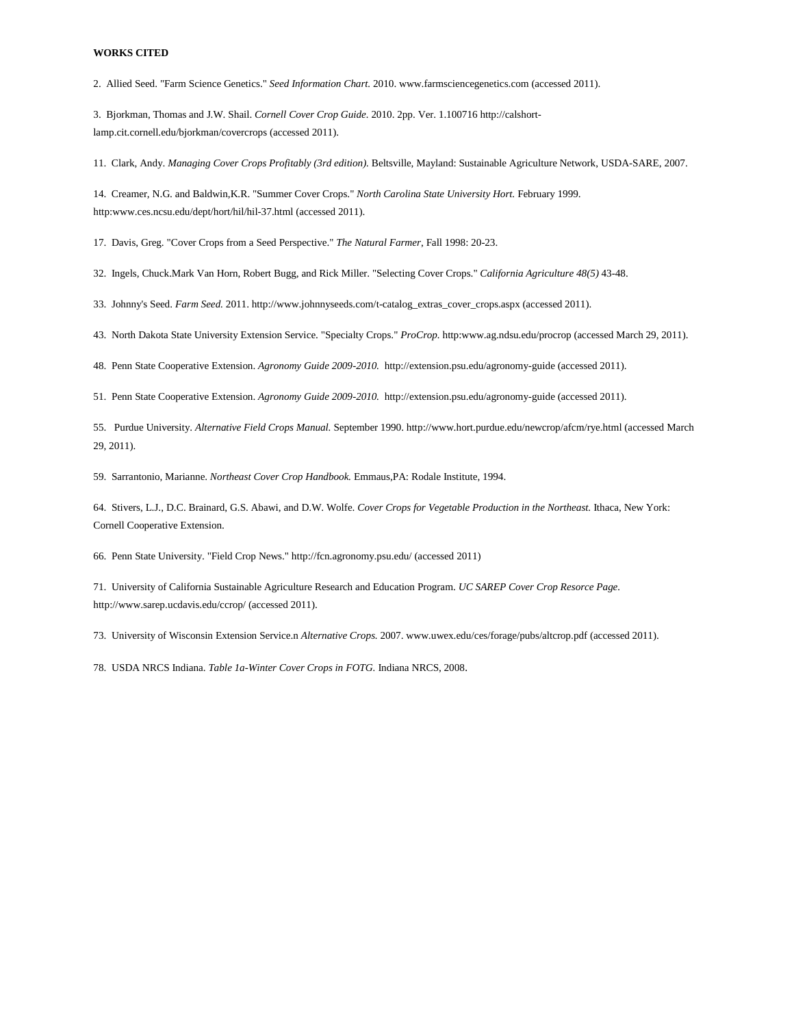**WORKS CITED**

2. Allied Seed. "Farm Science Genetics." *Seed Information Chart.* 2010. www.farmsciencegenetics.com (accessed 2011).

3. Bjorkman, Thomas and J.W. Shail. *Cornell Cover Crop Guide.* 2010. 2pp. Ver. 1.100716 http://calshort-lamp.cit.cornell.edu/bjorkman/covercrops (accessed 2011).

11. Clark, Andy. *Managing Cover Crops Profitably (3rd edition).* Beltsville, Mayland: Sustainable Agriculture Network, USDA-SARE, 2007.

14. Creamer, N.G. and Baldwin,K.R. "Summer Cover Crops." *North Carolina State University Hort.* February 1999. http:www.ces.ncsu.edu/dept/hort/hil/hil-37.html (accessed 2011).

17. Davis, Greg. "Cover Crops from a Seed Perspective." *The Natural Farmer*, Fall 1998: 20-23.

32. Ingels, Chuck.Mark Van Horn, Robert Bugg, and Rick Miller. "Selecting Cover Crops." *California Agriculture 48(5)* 43-48.

33. Johnny's Seed. *Farm Seed.* 2011. http://www.johnnyseeds.com/t-catalog_extras_cover_crops.aspx (accessed 2011).

43. North Dakota State University Extension Service. "Specialty Crops." *ProCrop.* http:www.ag.ndsu.edu/procrop (accessed March 29, 2011).

48. Penn State Cooperative Extension. *Agronomy Guide 2009-2010.* http://extension.psu.edu/agronomy-guide (accessed 2011).

51. Penn State Cooperative Extension. *Agronomy Guide 2009-2010.* http://extension.psu.edu/agronomy-guide (accessed 2011).

55. Purdue University. *Alternative Field Crops Manual.* September 1990. http://www.hort.purdue.edu/newcrop/afcm/rye.html (accessed March 29, 2011).

59. Sarrantonio, Marianne. *Northeast Cover Crop Handbook.* Emmaus,PA: Rodale Institute, 1994.

64. Stivers, L.J., D.C. Brainard, G.S. Abawi, and D.W. Wolfe. *Cover Crops for Vegetable Production in the Northeast.* Ithaca, New York: Cornell Cooperative Extension.

66. Penn State University. "Field Crop News." http://fcn.agronomy.psu.edu/ (accessed 2011)

71. University of California Sustainable Agriculture Research and Education Program. *UC SAREP Cover Crop Resorce Page.* http://www.sarep.ucdavis.edu/ccrop/ (accessed 2011).

73. University of Wisconsin Extension Service.n *Alternative Crops.* 2007. www.uwex.edu/ces/forage/pubs/altcrop.pdf (accessed 2011).

78. USDA NRCS Indiana. *Table 1a-Winter Cover Crops in FOTG.* Indiana NRCS, 2008.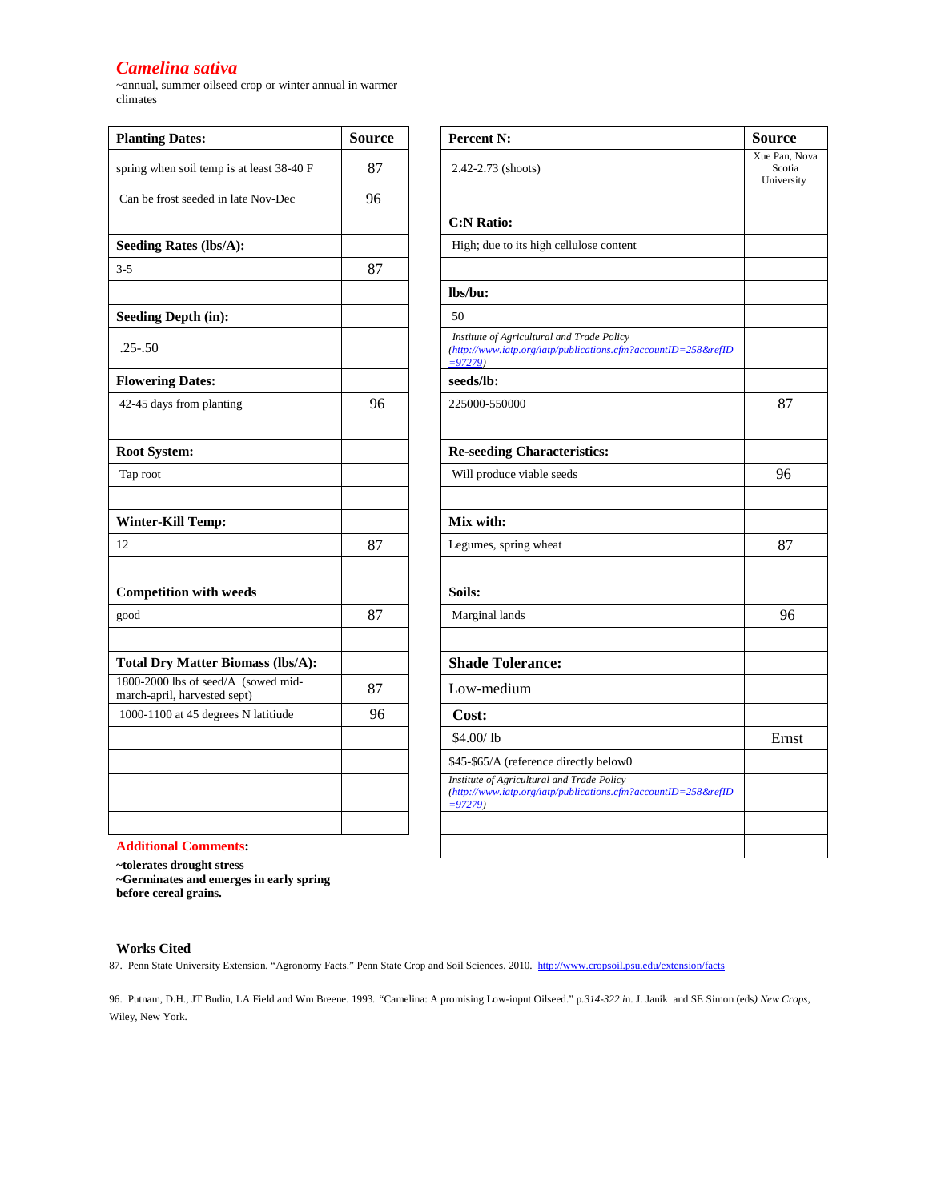# *Camelina sativa*

~annual, summer oilseed crop or winter annual in warmer climates

| Planting Dates: | Source |
|---|---|
| spring when soil temp is at least 38-40 F | 87 |
| Can be frost seeded in late Nov-Dec | 96 |
| | |
| **Seeding Rates (lbs/A):** | |
| 3-5 | 87 |
| | |
| **Seeding Depth (in):** | |
| .25-.50 | |
| **Flowering Dates:** | |
| 42-45 days from planting | 96 |
| | |
| **Root System:** | |
| Tap root | |
| | |
| **Winter-Kill Temp:** | |
| 12 | 87 |
| | |
| **Competition with weeds** | |
| good | 87 |
| | |
| **Total Dry Matter Biomass (lbs/A):** | |
| 1800-2000 lbs of seed/A (sowed mid-march-april, harvested sept) | 87 |
| 1000-1100 at 45 degrees N latitiude | 96 |
| | |
| | |
| | |
| | |

| Percent N: | Source |
|---|---|
| 2.42-2.73 (shoots) | Xue Pan, Nova Scotia University |
| | |
| **C:N Ratio:** | |
| High; due to its high cellulose content | |
| | |
| **lbs/bu:** | |
| 50 | |
| *Institute of Agricultural and Trade Policy (http://www.iatp.org/iatp/publications.cfm?accountID=258&refID=97279)* | |
| **seeds/lb:** | |
| 225000-550000 | 87 |
| | |
| **Re-seeding Characteristics:** | |
| Will produce viable seeds | 96 |
| | |
| **Mix with:** | |
| Legumes, spring wheat | 87 |
| | |
| **Soils:** | |
| Marginal lands | 96 |
| | |
| **Shade Tolerance:** | |
| Low-medium | |
| **Cost:** | |
| $4.00/ lb | Ernst |
| $45-$65/A (reference directly below0 | |
| *Institute of Agricultural and Trade Policy (http://www.iatp.org/iatp/publications.cfm?accountID=258&refID=97279)* | |
| | |
| | |

**Additional Comments:**

**~tolerates drought stress**
**~Germinates and emerges in early spring before cereal grains.**

## Works Cited

87. Penn State University Extension. "Agronomy Facts." Penn State Crop and Soil Sciences. 2010. http://www.cropsoil.psu.edu/extension/facts

96. Putnam, D.H., JT Budin, LA Field and Wm Breene. 1993. "Camelina: A promising Low-input Oilseed." p.*314-322 i*n. J. Janik and SE Simon (eds*) New Crops*, Wiley, New York.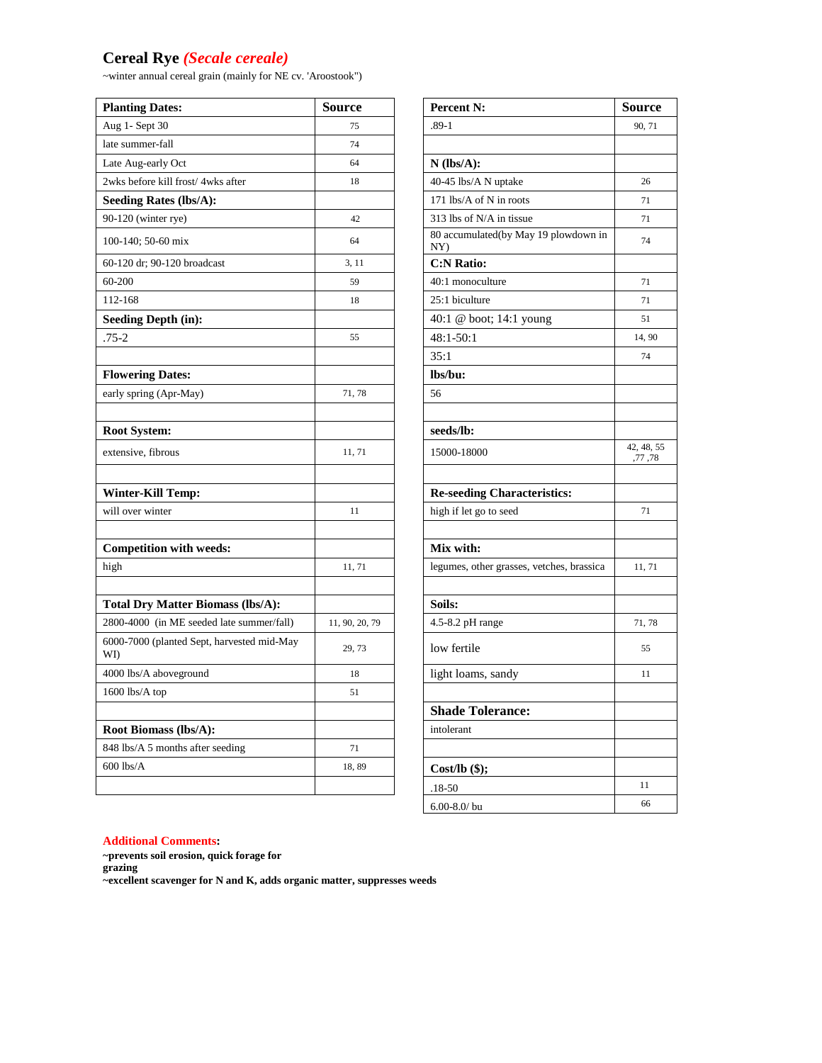## Cereal Rye *(Secale cereale)*

~winter annual cereal grain (mainly for NE cv. 'Aroostook")

| Planting Dates: | Source |
|---|---|
| Aug 1- Sept 30 | 75 |
| late summer-fall | 74 |
| Late Aug-early Oct | 64 |
| 2wks before kill frost/ 4wks after | 18 |
| **Seeding Rates (lbs/A):** | |
| 90-120 (winter rye) | 42 |
| 100-140; 50-60 mix | 64 |
| 60-120 dr; 90-120 broadcast | 3, 11 |
| 60-200 | 59 |
| 112-168 | 18 |
| **Seeding Depth (in):** | |
| .75-2 | 55 |
| | |
| **Flowering Dates:** | |
| early spring (Apr-May) | 71, 78 |
| | |
| **Root System:** | |
| extensive, fibrous | 11, 71 |
| | |
| **Winter-Kill Temp:** | |
| will over winter | 11 |
| | |
| **Competition with weeds:** | |
| high | 11, 71 |
| | |
| **Total Dry Matter Biomass (lbs/A):** | |
| 2800-4000 (in ME seeded late summer/fall) | 11, 90, 20, 79 |
| 6000-7000 (planted Sept, harvested mid-May WI) | 29, 73 |
| 4000 lbs/A aboveground | 18 |
| 1600 lbs/A top | 51 |
| | |
| **Root Biomass (lbs/A):** | |
| 848 lbs/A 5 months after seeding | 71 |
| 600 lbs/A | 18, 89 |
| | |

| Percent N: | Source |
|---|---|
| .89-1 | 90, 71 |
| | |
| **N (lbs/A):** | |
| 40-45 lbs/A N uptake | 26 |
| 171 lbs/A of N in roots | 71 |
| 313 lbs of N/A in tissue | 71 |
| 80 accumulated(by May 19 plowdown in NY) | 74 |
| **C:N Ratio:** | |
| 40:1 monoculture | 71 |
| 25:1 biculture | 71 |
| 40:1 @ boot; 14:1 young | 51 |
| 48:1-50:1 | 14, 90 |
| 35:1 | 74 |
| **lbs/bu:** | |
| 56 | |
| | |
| **seeds/lb:** | |
| 15000-18000 | 42, 48, 55 ,77 ,78 |
| | |
| **Re-seeding Characteristics:** | |
| high if let go to seed | 71 |
| | |
| **Mix with:** | |
| legumes, other grasses, vetches, brassica | 11, 71 |
| | |
| **Soils:** | |
| 4.5-8.2 pH range | 71, 78 |
| low fertile | 55 |
| light loams, sandy | 11 |
| | |
| **Shade Tolerance:** | |
| intolerant | |
| | |
| **Cost/lb ($);** | |
| .18-50 | 11 |
| 6.00-8.0/ bu | 66 |

**Additional Comments:**

**~prevents soil erosion, quick forage for grazing**

**~excellent scavenger for N and K, adds organic matter, suppresses weeds**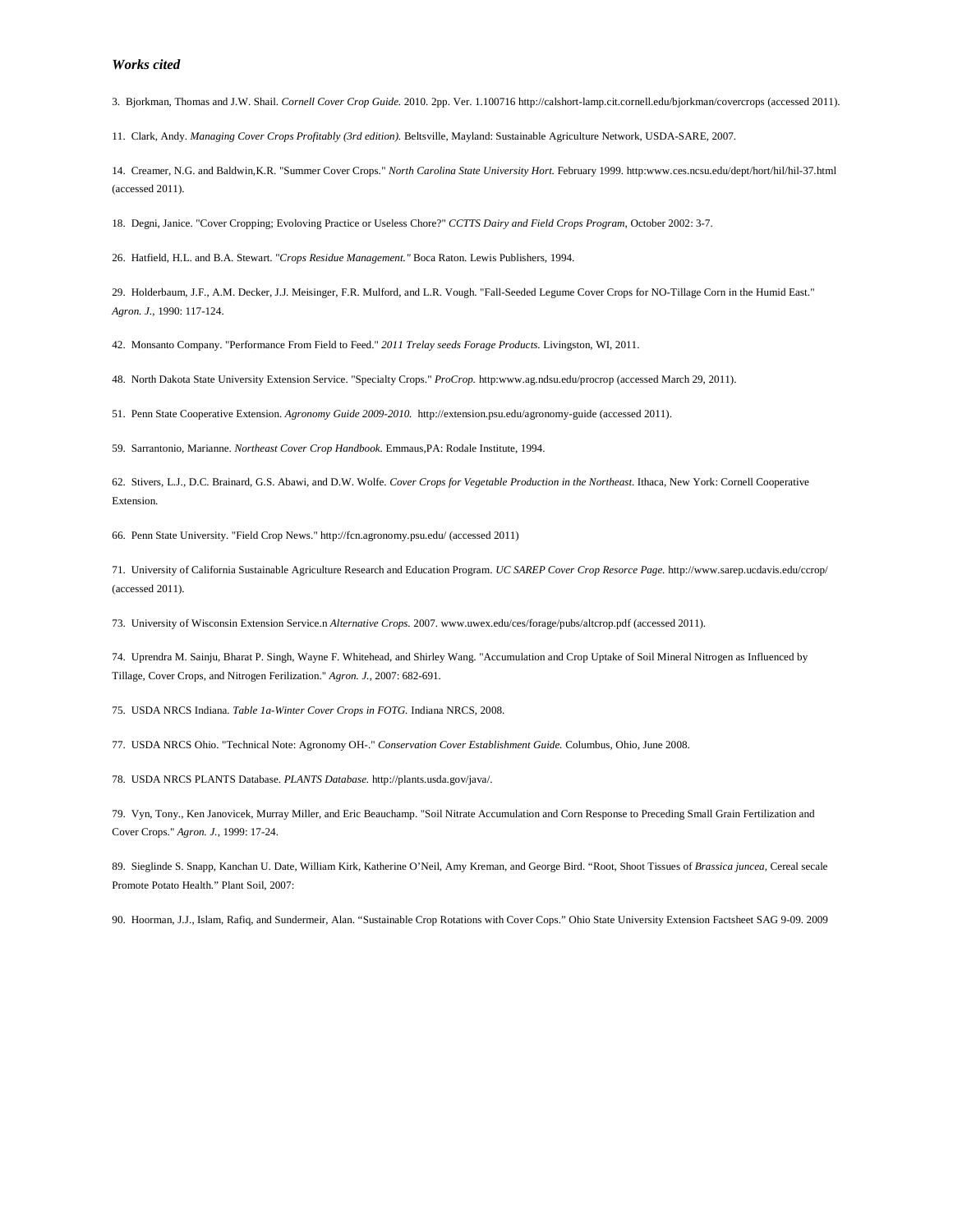### *Works cited*

3. Bjorkman, Thomas and J.W. Shail. *Cornell Cover Crop Guide.* 2010. 2pp. Ver. 1.100716 http://calshort-lamp.cit.cornell.edu/bjorkman/covercrops (accessed 2011).

11. Clark, Andy. *Managing Cover Crops Profitably (3rd edition).* Beltsville, Mayland: Sustainable Agriculture Network, USDA-SARE, 2007.

14. Creamer, N.G. and Baldwin,K.R. "Summer Cover Crops." *North Carolina State University Hort.* February 1999. http:www.ces.ncsu.edu/dept/hort/hil/hil-37.html (accessed 2011).

18. Degni, Janice. "Cover Cropping; Evoloving Practice or Useless Chore?" *CCTTS Dairy and Field Crops Program,* October 2002: 3-7.

26. Hatfield, H.L. and B.A. Stewart. "*Crops Residue Management."* Boca Raton. Lewis Publishers, 1994.

29. Holderbaum, J.F., A.M. Decker, J.J. Meisinger, F.R. Mulford, and L.R. Vough. "Fall-Seeded Legume Cover Crops for NO-Tillage Corn in the Humid East." *Agron. J.*, 1990: 117-124.

42. Monsanto Company. "Performance From Field to Feed." *2011 Trelay seeds Forage Products.* Livingston, WI, 2011.

48. North Dakota State University Extension Service. "Specialty Crops." *ProCrop.* http:www.ag.ndsu.edu/procrop (accessed March 29, 2011).

51. Penn State Cooperative Extension. *Agronomy Guide 2009-2010.* http://extension.psu.edu/agronomy-guide (accessed 2011).

59. Sarrantonio, Marianne. *Northeast Cover Crop Handbook.* Emmaus,PA: Rodale Institute, 1994.

62. Stivers, L.J., D.C. Brainard, G.S. Abawi, and D.W. Wolfe. *Cover Crops for Vegetable Production in the Northeast.* Ithaca, New York: Cornell Cooperative Extension.

66. Penn State University. "Field Crop News." http://fcn.agronomy.psu.edu/ (accessed 2011)

71. University of California Sustainable Agriculture Research and Education Program. *UC SAREP Cover Crop Resorce Page.* http://www.sarep.ucdavis.edu/ccrop/ (accessed 2011).

73. University of Wisconsin Extension Service.n *Alternative Crops.* 2007. www.uwex.edu/ces/forage/pubs/altcrop.pdf (accessed 2011).

74. Uprendra M. Sainju, Bharat P. Singh, Wayne F. Whitehead, and Shirley Wang. "Accumulation and Crop Uptake of Soil Mineral Nitrogen as Influenced by Tillage, Cover Crops, and Nitrogen Ferilization." *Agron. J.*, 2007: 682-691.

75. USDA NRCS Indiana. *Table 1a-Winter Cover Crops in FOTG.* Indiana NRCS, 2008.

77. USDA NRCS Ohio. "Technical Note: Agronomy OH-." *Conservation Cover Establishment Guide.* Columbus, Ohio, June 2008.

78. USDA NRCS PLANTS Database. *PLANTS Database.* http://plants.usda.gov/java/.

79. Vyn, Tony., Ken Janovicek, Murray Miller, and Eric Beauchamp. "Soil Nitrate Accumulation and Corn Response to Preceding Small Grain Fertilization and Cover Crops." *Agron. J.*, 1999: 17-24.

89. Sieglinde S. Snapp, Kanchan U. Date, William Kirk, Katherine O'Neil, Amy Kreman, and George Bird. "Root, Shoot Tissues of *Brassica juncea*, Cereal secale Promote Potato Health." Plant Soil, 2007:

90. Hoorman, J.J., Islam, Rafiq, and Sundermeir, Alan. "Sustainable Crop Rotations with Cover Cops." Ohio State University Extension Factsheet SAG 9-09. 2009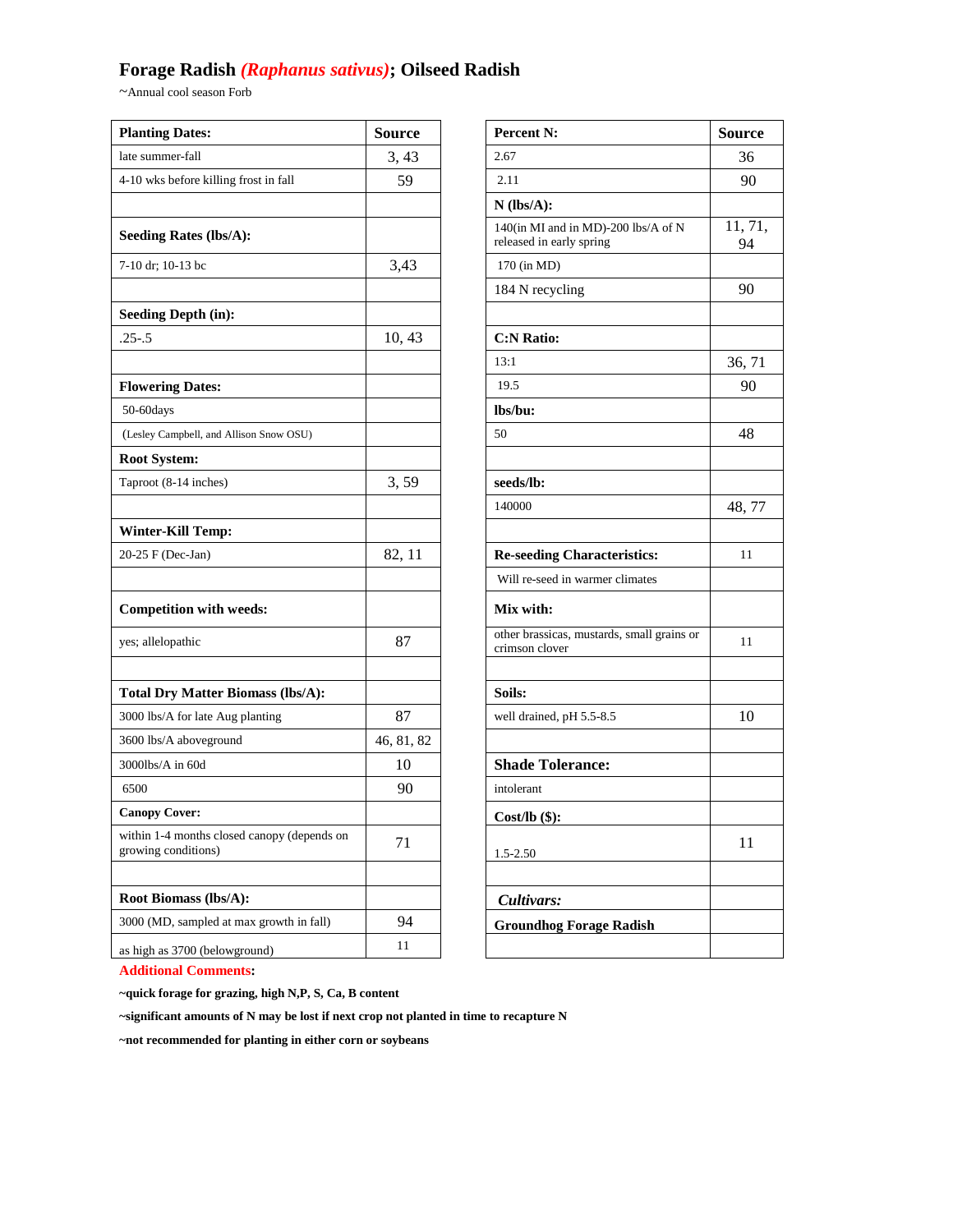# Forge Radish *(Raphanus sativus)*; Oilseed Radish

~Annual cool season Forb

| Planting Dates: | Source |
|---|---|
| late summer-fall | 3, 43 |
| 4-10 wks before killing frost in fall | 59 |
| | |
| **Seeding Rates (lbs/A):** | |
| 7-10 dr; 10-13 bc | 3,43 |
| | |
| **Seeding Depth (in):** | |
| .25-.5 | 10, 43 |
| | |
| **Flowering Dates:** | |
| 50-60days | |
| (Lesley Campbell, and Allison Snow OSU) | |
| **Root System:** | |
| Taproot (8-14 inches) | 3, 59 |
| | |
| **Winter-Kill Temp:** | |
| 20-25 F (Dec-Jan) | 82, 11 |
| | |
| **Competition with weeds:** | |
| yes; allelopathic | 87 |
| | |
| **Total Dry Matter Biomass (lbs/A):** | |
| 3000 lbs/A for late Aug planting | 87 |
| 3600 lbs/A aboveground | 46, 81, 82 |
| 3000lbs/A in 60d | 10 |
| 6500 | 90 |
| **Canopy Cover:** | |
| within 1-4 months closed canopy (depends on growing conditions) | 71 |
| | |
| **Root Biomass (lbs/A):** | |
| 3000 (MD, sampled at max growth in fall) | 94 |
| as high as 3700 (belowground) | 11 |

| Percent N: | Source |
|---|---|
| 2.67 | 36 |
| 2.11 | 90 |
| **N (lbs/A):** | |
| 140(in MI and in MD)-200 lbs/A of N released in early spring | 11, 71, 94 |
| 170 (in MD) | |
| 184 N recycling | 90 |
| | |
| **C:N Ratio:** | |
| 13:1 | 36, 71 |
| 19.5 | 90 |
| **lbs/bu:** | |
| 50 | 48 |
| | |
| **seeds/lb:** | |
| 140000 | 48, 77 |
| | |
| **Re-seeding Characteristics:** | 11 |
| Will re-seed in warmer climates | |
| **Mix with:** | |
| other brassicas, mustards, small grains or crimson clover | 11 |
| | |
| **Soils:** | |
| well drained, pH 5.5-8.5 | 10 |
| | |
| **Shade Tolerance:** | |
| intolerant | |
| **Cost/lb ($):** | |
| 1.5-2.50 | 11 |
| | |
| ***Cultivars:*** | |
| **Groundhog Forage Radish** | |
| | |

**Additional Comments:**

**~quick forage for grazing, high N,P, S, Ca, B content**

**~significant amounts of N may be lost if next crop not planted in time to recapture N**

**~not recommended for planting in either corn or soybeans**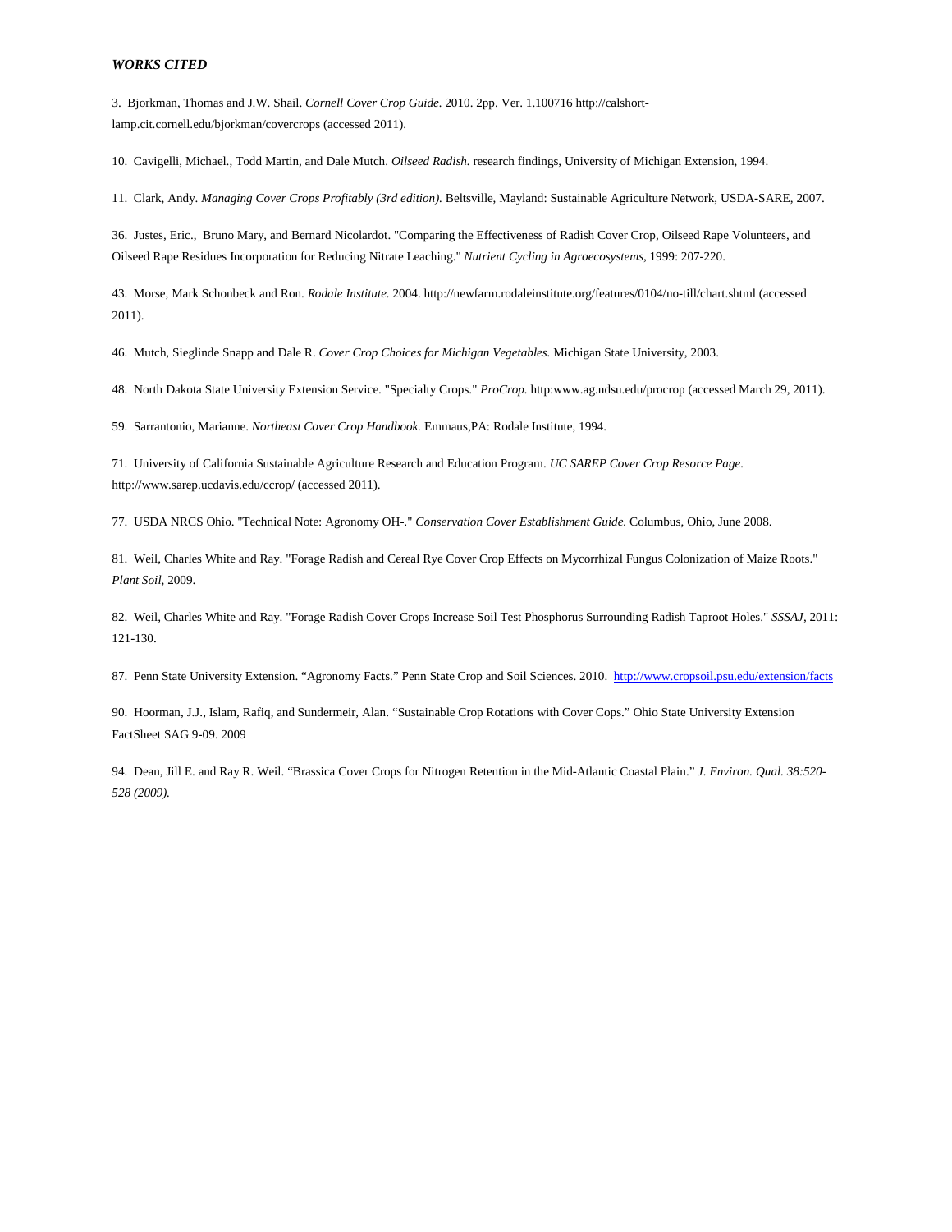***WORKS CITED***

3. Bjorkman, Thomas and J.W. Shail. *Cornell Cover Crop Guide.* 2010. 2pp. Ver. 1.100716 http://calshort-lamp.cit.cornell.edu/bjorkman/covercrops (accessed 2011).

10. Cavigelli, Michael., Todd Martin, and Dale Mutch. *Oilseed Radish.* research findings, University of Michigan Extension, 1994.

11. Clark, Andy. *Managing Cover Crops Profitably (3rd edition).* Beltsville, Mayland: Sustainable Agriculture Network, USDA-SARE, 2007.

36. Justes, Eric., Bruno Mary, and Bernard Nicolardot. "Comparing the Effectiveness of Radish Cover Crop, Oilseed Rape Volunteers, and Oilseed Rape Residues Incorporation for Reducing Nitrate Leaching." *Nutrient Cycling in Agroecosystems*, 1999: 207-220.

43. Morse, Mark Schonbeck and Ron. *Rodale Institute.* 2004. http://newfarm.rodaleinstitute.org/features/0104/no-till/chart.shtml (accessed 2011).

46. Mutch, Sieglinde Snapp and Dale R. *Cover Crop Choices for Michigan Vegetables.* Michigan State University, 2003.

48. North Dakota State University Extension Service. "Specialty Crops." *ProCrop.* http:www.ag.ndsu.edu/procrop (accessed March 29, 2011).

59. Sarrantonio, Marianne. *Northeast Cover Crop Handbook.* Emmaus,PA: Rodale Institute, 1994.

71. University of California Sustainable Agriculture Research and Education Program. *UC SAREP Cover Crop Resorce Page.* http://www.sarep.ucdavis.edu/ccrop/ (accessed 2011).

77. USDA NRCS Ohio. "Technical Note: Agronomy OH-." *Conservation Cover Establishment Guide.* Columbus, Ohio, June 2008.

81. Weil, Charles White and Ray. "Forage Radish and Cereal Rye Cover Crop Effects on Mycorrhizal Fungus Colonization of Maize Roots." *Plant Soil*, 2009.

82. Weil, Charles White and Ray. "Forage Radish Cover Crops Increase Soil Test Phosphorus Surrounding Radish Taproot Holes." *SSSAJ*, 2011: 121-130.

87. Penn State University Extension. "Agronomy Facts." Penn State Crop and Soil Sciences. 2010. http://www.cropsoil.psu.edu/extension/facts

90. Hoorman, J.J., Islam, Rafiq, and Sundermeir, Alan. "Sustainable Crop Rotations with Cover Cops." Ohio State University Extension FactSheet SAG 9-09. 2009

94. Dean, Jill E. and Ray R. Weil. "Brassica Cover Crops for Nitrogen Retention in the Mid-Atlantic Coastal Plain." *J. Environ. Qual. 38:520-528 (2009).*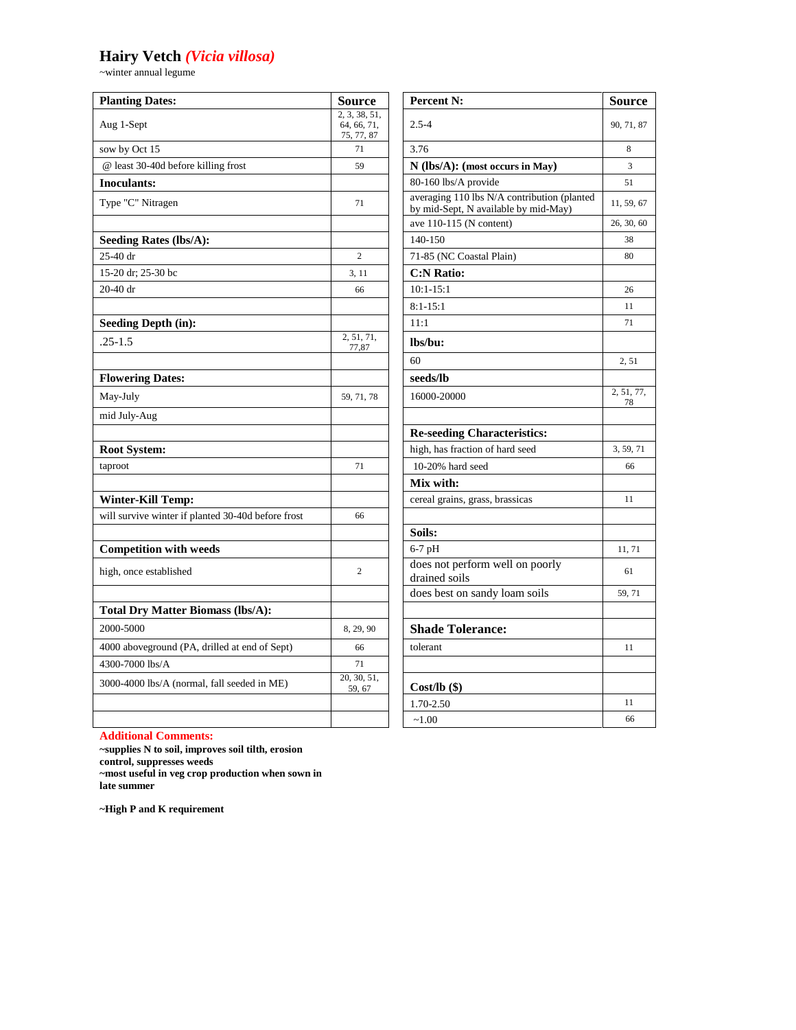# Hairy Vetch *(Vicia villosa)*

~winter annual legume

| Planting Dates: | Source |
|---|---|
| Aug 1-Sept | 2, 3, 38, 51, 64, 66, 71, 75, 77, 87 |
| sow by Oct 15 | 71 |
| @ least 30-40d before killing frost | 59 |
| **Inoculants:** | |
| Type "C" Nitragen | 71 |
| | |
| **Seeding Rates (lbs/A):** | |
| 25-40 dr | 2 |
| 15-20 dr; 25-30 bc | 3, 11 |
| 20-40 dr | 66 |
| | |
| **Seeding Depth (in):** | |
| .25-1.5 | 2, 51, 71, 77,87 |
| | |
| **Flowering Dates:** | |
| May-July | 59, 71, 78 |
| mid July-Aug | |
| | |
| **Root System:** | |
| taproot | 71 |
| | |
| **Winter-Kill Temp:** | |
| will survive winter if planted 30-40d before frost | 66 |
| | |
| **Competition with weeds** | |
| high, once established | 2 |
| | |
| **Total Dry Matter Biomass (lbs/A):** | |
| 2000-5000 | 8, 29, 90 |
| 4000 aboveground (PA, drilled at end of Sept) | 66 |
| 4300-7000 lbs/A | 71 |
| 3000-4000 lbs/A (normal, fall seeded in ME) | 20, 30, 51, 59, 67 |
| | |
| | |

| Percent N: | Source |
|---|---|
| 2.5-4 | 90, 71, 87 |
| 3.76 | 8 |
| **N (lbs/A): (most occurs in May)** | 3 |
| 80-160 lbs/A provide | 51 |
| averaging 110 lbs N/A contribution (planted by mid-Sept, N available by mid-May) | 11, 59, 67 |
| ave 110-115 (N content) | 26, 30, 60 |
| 140-150 | 38 |
| 71-85 (NC Coastal Plain) | 80 |
| **C:N Ratio:** | |
| 10:1-15:1 | 26 |
| 8:1-15:1 | 11 |
| 11:1 | 71 |
| **lbs/bu:** | |
| 60 | 2, 51 |
| **seeds/lb** | |
| 16000-20000 | 2, 51, 77, 78 |
| | |
| **Re-seeding Characteristics:** | |
| high, has fraction of hard seed | 3, 59, 71 |
| 10-20% hard seed | 66 |
| **Mix with:** | |
| cereal grains, grass, brassicas | 11 |
| | |
| **Soils:** | |
| 6-7 pH | 11, 71 |
| does not perform well on poorly drained soils | 61 |
| does best on sandy loam soils | 59, 71 |
| | |
| **Shade Tolerance:** | |
| tolerant | 11 |
| | |
| **Cost/lb ($)** | |
| 1.70-2.50 | 11 |
| ~1.00 | 66 |

**Additional Comments:**

**~supplies N to soil, improves soil tilth, erosion control, suppresses weeds**
**~most useful in veg crop production when sown in late summer**

**~High P and K requirement**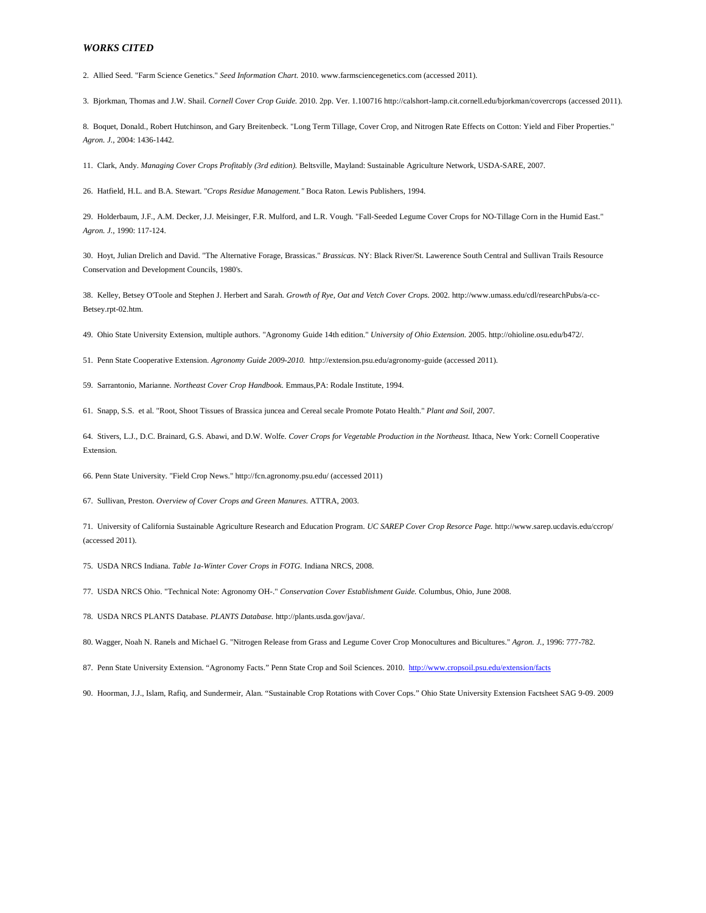### *WORKS CITED*

2. Allied Seed. "Farm Science Genetics." *Seed Information Chart.* 2010. www.farmsciencegenetics.com (accessed 2011).

3. Bjorkman, Thomas and J.W. Shail. *Cornell Cover Crop Guide.* 2010. 2pp. Ver. 1.100716 http://calshort-lamp.cit.cornell.edu/bjorkman/covercrops (accessed 2011).

8. Boquet, Donald., Robert Hutchinson, and Gary Breitenbeck. "Long Term Tillage, Cover Crop, and Nitrogen Rate Effects on Cotton: Yield and Fiber Properties." *Agron. J.*, 2004: 1436-1442.

11. Clark, Andy. *Managing Cover Crops Profitably (3rd edition).* Beltsville, Mayland: Sustainable Agriculture Network, USDA-SARE, 2007.

26. Hatfield, H.L. and B.A. Stewart. "*Crops Residue Management."* Boca Raton. Lewis Publishers, 1994.

29. Holderbaum, J.F., A.M. Decker, J.J. Meisinger, F.R. Mulford, and L.R. Vough. "Fall-Seeded Legume Cover Crops for NO-Tillage Corn in the Humid East." *Agron. J.*, 1990: 117-124.

30. Hoyt, Julian Drelich and David. "The Alternative Forage, Brassicas." *Brassicas.* NY: Black River/St. Lawerence South Central and Sullivan Trails Resource Conservation and Development Councils, 1980's.

38. Kelley, Betsey O'Toole and Stephen J. Herbert and Sarah. *Growth of Rye, Oat and Vetch Cover Crops.* 2002. http://www.umass.edu/cdl/researchPubs/a-cc-Betsey.rpt-02.htm.

49. Ohio State University Extension, multiple authors. "Agronomy Guide 14th edition." *University of Ohio Extension.* 2005. http://ohioline.osu.edu/b472/.

51. Penn State Cooperative Extension. *Agronomy Guide 2009-2010.* http://extension.psu.edu/agronomy-guide (accessed 2011).

59. Sarrantonio, Marianne. *Northeast Cover Crop Handbook.* Emmaus,PA: Rodale Institute, 1994.

61. Snapp, S.S. et al. "Root, Shoot Tissues of Brassica juncea and Cereal secale Promote Potato Health." *Plant and Soil*, 2007.

64. Stivers, L.J., D.C. Brainard, G.S. Abawi, and D.W. Wolfe. *Cover Crops for Vegetable Production in the Northeast.* Ithaca, New York: Cornell Cooperative Extension.

66. Penn State University. "Field Crop News." http://fcn.agronomy.psu.edu/ (accessed 2011)

67. Sullivan, Preston. *Overview of Cover Crops and Green Manures.* ATTRA, 2003.

71. University of California Sustainable Agriculture Research and Education Program. *UC SAREP Cover Crop Resorce Page.* http://www.sarep.ucdavis.edu/ccrop/ (accessed 2011).

75. USDA NRCS Indiana. *Table 1a-Winter Cover Crops in FOTG.* Indiana NRCS, 2008.

77. USDA NRCS Ohio. "Technical Note: Agronomy OH-." *Conservation Cover Establishment Guide.* Columbus, Ohio, June 2008.

78. USDA NRCS PLANTS Database. *PLANTS Database.* http://plants.usda.gov/java/.

80. Wagger, Noah N. Ranels and Michael G. "Nitrogen Release from Grass and Legume Cover Crop Monocultures and Bicultures." *Agron. J.*, 1996: 777-782.

87. Penn State University Extension. "Agronomy Facts." Penn State Crop and Soil Sciences. 2010. http://www.cropsoil.psu.edu/extension/facts

90. Hoorman, J.J., Islam, Rafiq, and Sundermeir, Alan. "Sustainable Crop Rotations with Cover Cops." Ohio State University Extension Factsheet SAG 9-09. 2009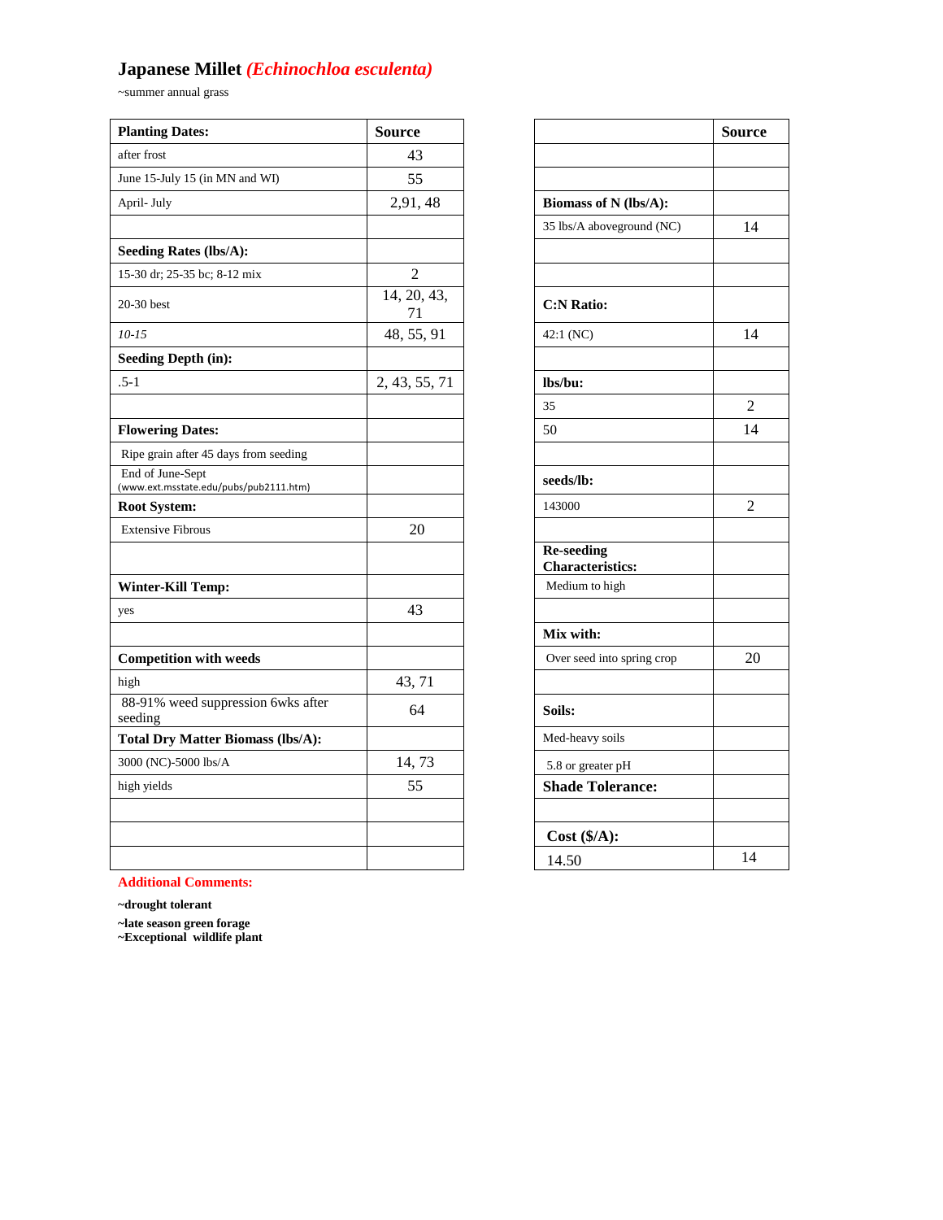# Japanese Millet *(Echinochloa esculenta)*

~summer annual grass

| Planting Dates: | Source |
|---|---|
| after frost | 43 |
| June 15-July 15 (in MN and WI) | 55 |
| April- July | 2,91, 48 |
| | |
| **Seeding Rates (lbs/A):** | |
| 15-30 dr; 25-35 bc; 8-12 mix | 2 |
| 20-30 best | 14, 20, 43, 71 |
| *10-15* | 48, 55, 91 |
| **Seeding Depth (in):** | |
| .5-1 | 2, 43, 55, 71 |
| | |
| **Flowering Dates:** | |
| Ripe grain after 45 days from seeding | |
| End of June-Sept (www.ext.msstate.edu/pubs/pub2111.htm) | |
| **Root System:** | |
| Extensive Fibrous | 20 |
| | |
| **Winter-Kill Temp:** | |
| yes | 43 |
| | |
| **Competition with weeds** | |
| high | 43, 71 |
| 88-91% weed suppression 6wks after seeding | 64 |
| **Total Dry Matter Biomass (lbs/A):** | |
| 3000 (NC)-5000 lbs/A | 14, 73 |
| high yields | 55 |
| | |
| | |
| | |

| | Source |
|---|---|
| | |
| | |
| **Biomass of N (lbs/A):** | |
| 35 lbs/A aboveground (NC) | 14 |
| | |
| | |
| **C:N Ratio:** | |
| 42:1 (NC) | 14 |
| | |
| **lbs/bu:** | |
| 35 | 2 |
| 50 | 14 |
| | |
| **seeds/lb:** | |
| 143000 | 2 |
| | |
| **Re-seeding Characteristics:** | |
| Medium to high | |
| | |
| **Mix with:** | |
| Over seed into spring crop | 20 |
| | |
| **Soils:** | |
| Med-heavy soils | |
| 5.8 or greater pH | |
| **Shade Tolerance:** | |
| | |
| **Cost ($/A):** | |
| 14.50 | 14 |

**Additional Comments:**

**~drought tolerant**

**~late season green forage**

**~Exceptional wildlife plant**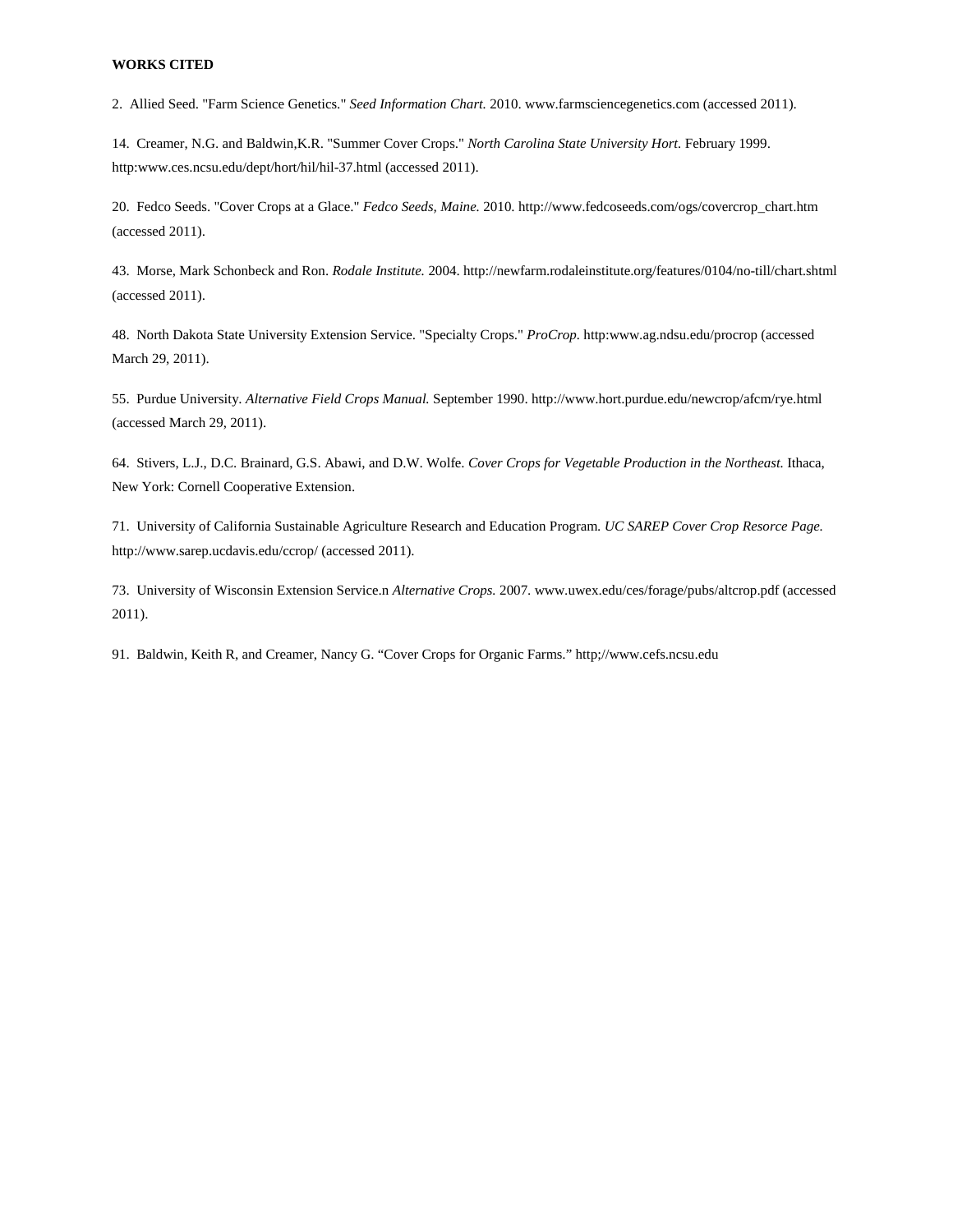**WORKS CITED**

2. Allied Seed. "Farm Science Genetics." *Seed Information Chart.* 2010. www.farmsciencegenetics.com (accessed 2011).

14. Creamer, N.G. and Baldwin,K.R. "Summer Cover Crops." *North Carolina State University Hort.* February 1999. http:www.ces.ncsu.edu/dept/hort/hil/hil-37.html (accessed 2011).

20. Fedco Seeds. "Cover Crops at a Glace." *Fedco Seeds, Maine.* 2010. http://www.fedcoseeds.com/ogs/covercrop_chart.htm (accessed 2011).

43. Morse, Mark Schonbeck and Ron. *Rodale Institute.* 2004. http://newfarm.rodaleinstitute.org/features/0104/no-till/chart.shtml (accessed 2011).

48. North Dakota State University Extension Service. "Specialty Crops." *ProCrop.* http:www.ag.ndsu.edu/procrop (accessed March 29, 2011).

55. Purdue University. *Alternative Field Crops Manual.* September 1990. http://www.hort.purdue.edu/newcrop/afcm/rye.html (accessed March 29, 2011).

64. Stivers, L.J., D.C. Brainard, G.S. Abawi, and D.W. Wolfe. *Cover Crops for Vegetable Production in the Northeast.* Ithaca, New York: Cornell Cooperative Extension.

71. University of California Sustainable Agriculture Research and Education Program. *UC SAREP Cover Crop Resorce Page.* http://www.sarep.ucdavis.edu/ccrop/ (accessed 2011).

73. University of Wisconsin Extension Service.n *Alternative Crops.* 2007. www.uwex.edu/ces/forage/pubs/altcrop.pdf (accessed 2011).

91. Baldwin, Keith R, and Creamer, Nancy G. "Cover Crops for Organic Farms." http;//www.cefs.ncsu.edu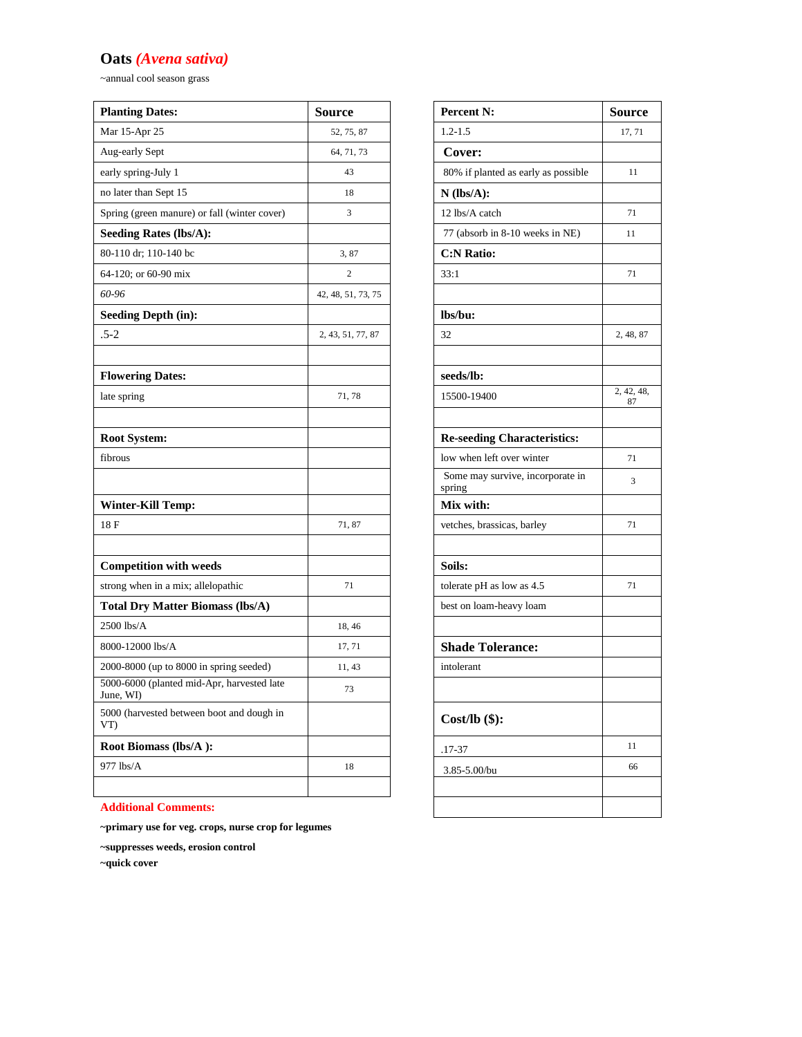# Oats *(Avena sativa)*

~annual cool season grass

| **Planting Dates:** | **Source** |
|---|---|
| Mar 15-Apr 25 | 52, 75, 87 |
| Aug-early Sept | 64, 71, 73 |
| early spring-July 1 | 43 |
| no later than Sept 15 | 18 |
| Spring (green manure) or fall (winter cover) | 3 |
| **Seeding Rates (lbs/A):** | |
| 80-110 dr; 110-140 bc | 3, 87 |
| 64-120; or 60-90 mix | 2 |
| *60-96* | 42, 48, 51, 73, 75 |
| **Seeding Depth (in):** | |
| .5-2 | 2, 43, 51, 77, 87 |
| | |
| **Flowering Dates:** | |
| late spring | 71, 78 |
| | |
| **Root System:** | |
| fibrous | |
| | |
| **Winter-Kill Temp:** | |
| 18 F | 71, 87 |
| | |
| **Competition with weeds** | |
| strong when in a mix; allelopathic | 71 |
| **Total Dry Matter Biomass (lbs/A)** | |
| 2500 lbs/A | 18, 46 |
| 8000-12000 lbs/A | 17, 71 |
| 2000-8000 (up to 8000 in spring seeded) | 11, 43 |
| 5000-6000 (planted mid-Apr, harvested late June, WI) | 73 |
| 5000 (harvested between boot and dough in VT) | |
| **Root Biomass (lbs/A ):** | |
| 977 lbs/A | 18 |
| | |

| **Percent N:** | **Source** |
|---|---|
| 1.2-1.5 | 17, 71 |
| **Cover:** | |
| 80% if planted as early as possible | 11 |
| **N (lbs/A):** | |
| 12 lbs/A catch | 71 |
| 77 (absorb in 8-10 weeks in NE) | 11 |
| **C:N Ratio:** | |
| 33:1 | 71 |
| | |
| **lbs/bu:** | |
| 32 | 2, 48, 87 |
| | |
| **seeds/lb:** | |
| 15500-19400 | 2, 42, 48, 87 |
| | |
| **Re-seeding Characteristics:** | |
| low when left over winter | 71 |
| Some may survive, incorporate in spring | 3 |
| **Mix with:** | |
| vetches, brassicas, barley | 71 |
| | |
| **Soils:** | |
| tolerate pH as low as 4.5 | 71 |
| best on loam-heavy loam | |
| | |
| **Shade Tolerance:** | |
| intolerant | |
| | |
| **Cost/lb ($):** | |
| .17-37 | 11 |
| 3.85-5.00/bu | 66 |
| | |
| | |

**Additional Comments:**

**~primary use for veg. crops, nurse crop for legumes**

**~suppresses weeds, erosion control**

**~quick cover**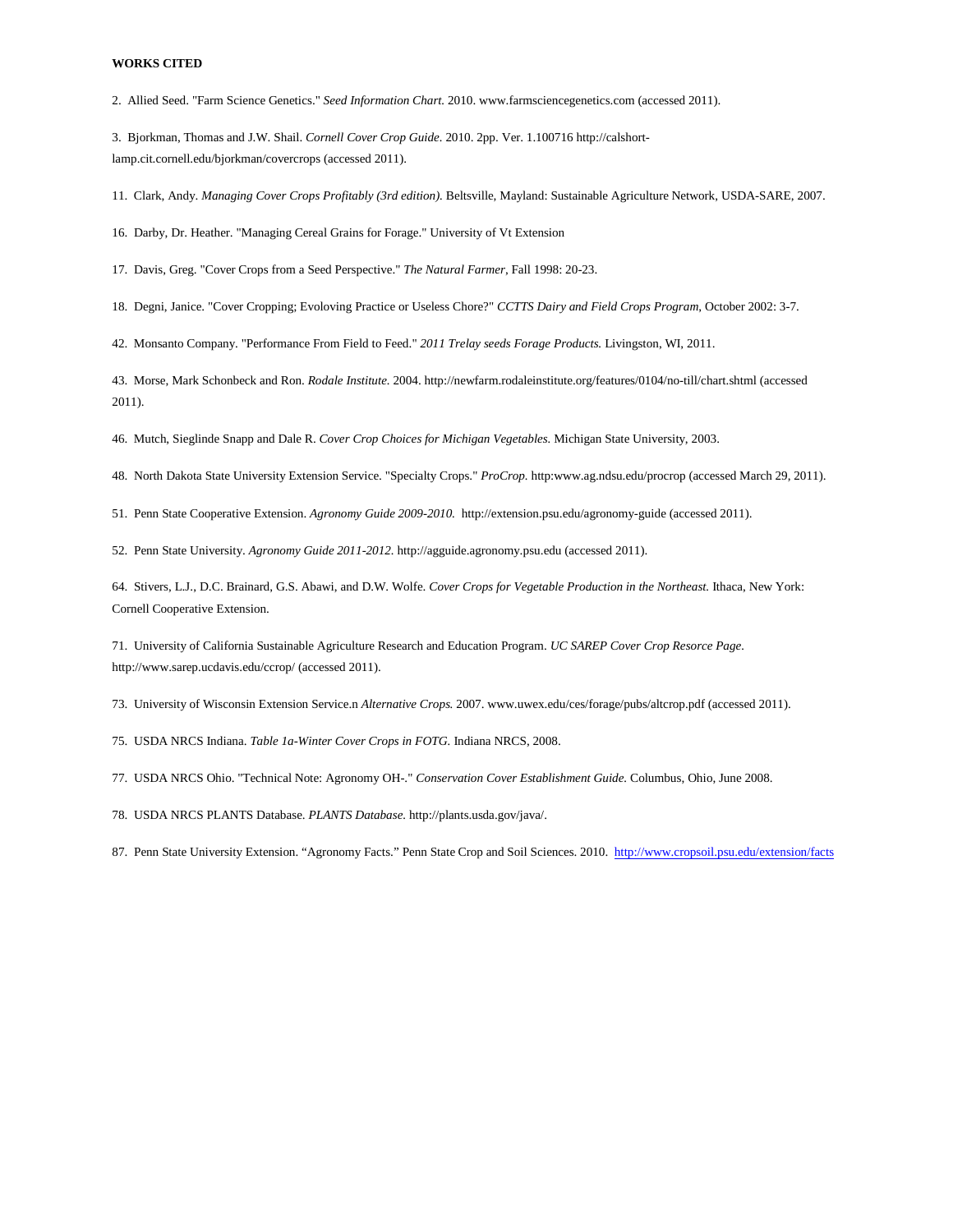**WORKS CITED**

2. Allied Seed. "Farm Science Genetics." *Seed Information Chart.* 2010. www.farmsciencegenetics.com (accessed 2011).

3. Bjorkman, Thomas and J.W. Shail. *Cornell Cover Crop Guide.* 2010. 2pp. Ver. 1.100716 http://calshort-lamp.cit.cornell.edu/bjorkman/covercrops (accessed 2011).

11. Clark, Andy. *Managing Cover Crops Profitably (3rd edition).* Beltsville, Mayland: Sustainable Agriculture Network, USDA-SARE, 2007.

16. Darby, Dr. Heather. "Managing Cereal Grains for Forage." University of Vt Extension

17. Davis, Greg. "Cover Crops from a Seed Perspective." *The Natural Farmer*, Fall 1998: 20-23.

18. Degni, Janice. "Cover Cropping; Evoloving Practice or Useless Chore?" *CCTTS Dairy and Field Crops Program*, October 2002: 3-7.

42. Monsanto Company. "Performance From Field to Feed." *2011 Trelay seeds Forage Products.* Livingston, WI, 2011.

43. Morse, Mark Schonbeck and Ron. *Rodale Institute.* 2004. http://newfarm.rodaleinstitute.org/features/0104/no-till/chart.shtml (accessed 2011).

46. Mutch, Sieglinde Snapp and Dale R. *Cover Crop Choices for Michigan Vegetables.* Michigan State University, 2003.

48. North Dakota State University Extension Service. "Specialty Crops." *ProCrop.* http:www.ag.ndsu.edu/procrop (accessed March 29, 2011).

51. Penn State Cooperative Extension. *Agronomy Guide 2009-2010.* http://extension.psu.edu/agronomy-guide (accessed 2011).

52. Penn State University. *Agronomy Guide 2011-2012.* http://agguide.agronomy.psu.edu (accessed 2011).

64. Stivers, L.J., D.C. Brainard, G.S. Abawi, and D.W. Wolfe. *Cover Crops for Vegetable Production in the Northeast.* Ithaca, New York: Cornell Cooperative Extension.

71. University of California Sustainable Agriculture Research and Education Program. *UC SAREP Cover Crop Resorce Page.* http://www.sarep.ucdavis.edu/ccrop/ (accessed 2011).

73. University of Wisconsin Extension Service.n *Alternative Crops.* 2007. www.uwex.edu/ces/forage/pubs/altcrop.pdf (accessed 2011).

75. USDA NRCS Indiana. *Table 1a-Winter Cover Crops in FOTG.* Indiana NRCS, 2008.

77. USDA NRCS Ohio. "Technical Note: Agronomy OH-." *Conservation Cover Establishment Guide.* Columbus, Ohio, June 2008.

78. USDA NRCS PLANTS Database. *PLANTS Database.* http://plants.usda.gov/java/.

87. Penn State University Extension. "Agronomy Facts." Penn State Crop and Soil Sciences. 2010. http://www.cropsoil.psu.edu/extension/facts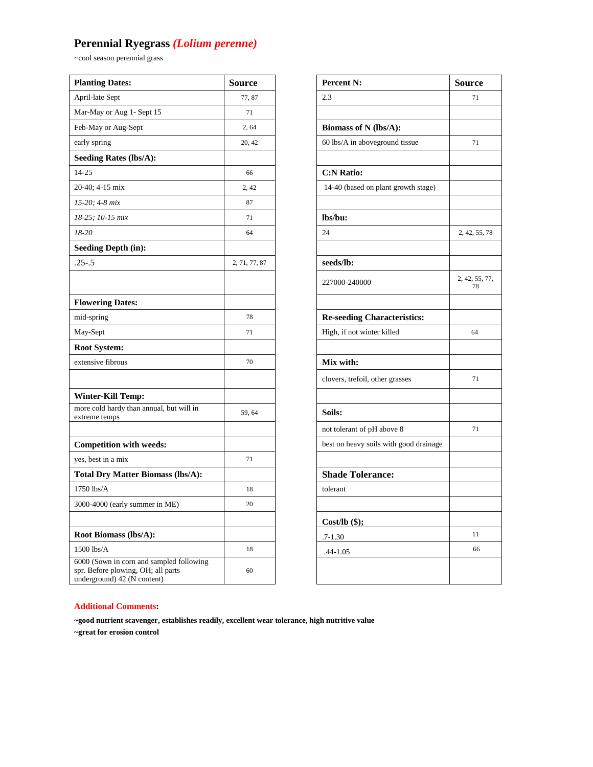# Perennial Ryegrass *(Lolium perenne)*

~cool season perennial grass

| Planting Dates: | Source |
|---|---|
| April-late Sept | 77, 87 |
| Mar-May or Aug 1- Sept 15 | 71 |
| Feb-May or Aug-Sept | 2, 64 |
| early spring | 20, 42 |
| **Seeding Rates (lbs/A):** | |
| 14-25 | 66 |
| 20-40; 4-15 mix | 2, 42 |
| *15-20; 4-8 mix* | 87 |
| *18-25; 10-15 mix* | 71 |
| *18-20* | 64 |
| **Seeding Depth (in):** | |
| .25-.5 | 2, 71, 77, 87 |
| | |
| **Flowering Dates:** | |
| mid-spring | 78 |
| May-Sept | 71 |
| **Root System:** | |
| extensive fibrous | 70 |
| | |
| **Winter-Kill Temp:** | |
| more cold hardy than annual, but will in extreme temps | 59, 64 |
| | |
| **Competition with weeds:** | |
| yes, best in a mix | 71 |
| **Total Dry Matter Biomass (lbs/A):** | |
| 1750 lbs/A | 18 |
| 3000-4000 (early summer in ME) | 20 |
| | |
| **Root Biomass (lbs/A):** | |
| 1500 lbs/A | 18 |
| 6000 (Sown in corn and sampled following spr. Before plowing, OH; all parts underground) 42 (N content) | 60 |

| Percent N: | Source |
|---|---|
| 2.3 | 71 |
| | |
| **Biomass of N (lbs/A):** | |
| 60 lbs/A in aboveground tissue | 71 |
| | |
| **C:N Ratio:** | |
| 14-40 (based on plant growth stage) | |
| | |
| **lbs/bu:** | |
| 24 | 2, 42, 55, 78 |
| | |
| **seeds/lb:** | |
| 227000-240000 | 2, 42, 55, 77, 78 |
| | |
| **Re-seeding Characteristics:** | |
| High, if not winter killed | 64 |
| | |
| **Mix with:** | |
| clovers, trefoil, other grasses | 71 |
| | |
| **Soils:** | |
| not tolerant of pH above 8 | 71 |
| best on heavy soils with good drainage | |
| | |
| **Shade Tolerance:** | |
| tolerant | |
| | |
| **Cost/lb ($);** | |
| .7-1.30 | 11 |
| .44-1.05 | 66 |

**Additional Comments:**

**~good nutrient scavenger, establishes readily, excellent wear tolerance, high nutritive value**

**~great for erosion control**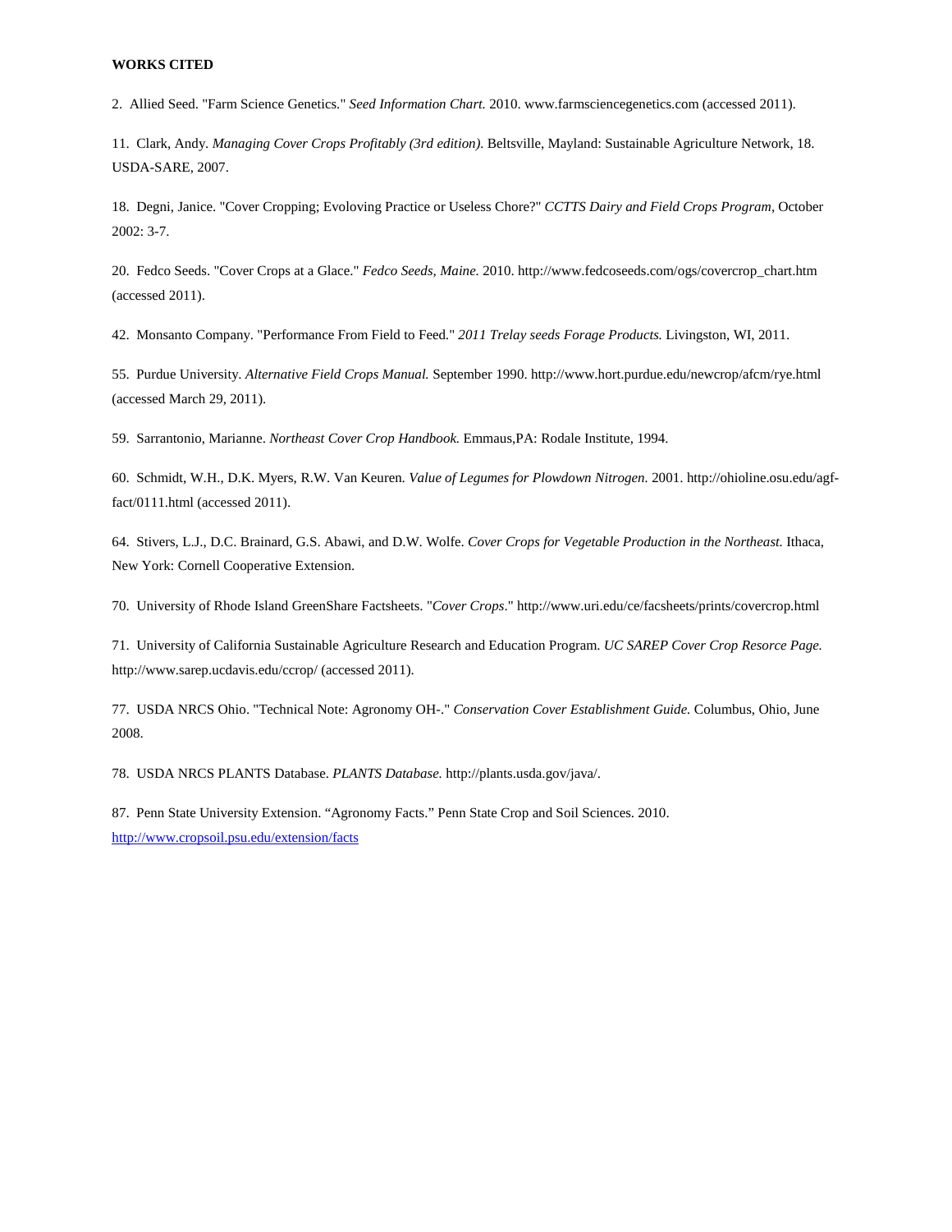**WORKS CITED**

2. Allied Seed. "Farm Science Genetics." *Seed Information Chart.* 2010. www.farmsciencegenetics.com (accessed 2011).

11. Clark, Andy. *Managing Cover Crops Profitably (3rd edition).* Beltsville, Mayland: Sustainable Agriculture Network, 18. USDA-SARE, 2007.

18. Degni, Janice. "Cover Cropping; Evoloving Practice or Useless Chore?" *CCTTS Dairy and Field Crops Program*, October 2002: 3-7.

20. Fedco Seeds. "Cover Crops at a Glace." *Fedco Seeds, Maine.* 2010. http://www.fedcoseeds.com/ogs/covercrop_chart.htm (accessed 2011).

42. Monsanto Company. "Performance From Field to Feed." *2011 Trelay seeds Forage Products.* Livingston, WI, 2011.

55. Purdue University. *Alternative Field Crops Manual.* September 1990. http://www.hort.purdue.edu/newcrop/afcm/rye.html (accessed March 29, 2011).

59. Sarrantonio, Marianne. *Northeast Cover Crop Handbook.* Emmaus,PA: Rodale Institute, 1994.

60. Schmidt, W.H., D.K. Myers, R.W. Van Keuren. *Value of Legumes for Plowdown Nitrogen.* 2001. http://ohioline.osu.edu/agf-fact/0111.html (accessed 2011).

64. Stivers, L.J., D.C. Brainard, G.S. Abawi, and D.W. Wolfe. *Cover Crops for Vegetable Production in the Northeast.* Ithaca, New York: Cornell Cooperative Extension.

70. University of Rhode Island GreenShare Factsheets. "*Cover Crops*." http://www.uri.edu/ce/facsheets/prints/covercrop.html

71. University of California Sustainable Agriculture Research and Education Program. *UC SAREP Cover Crop Resorce Page.* http://www.sarep.ucdavis.edu/ccrop/ (accessed 2011).

77. USDA NRCS Ohio. "Technical Note: Agronomy OH-." *Conservation Cover Establishment Guide.* Columbus, Ohio, June 2008.

78. USDA NRCS PLANTS Database. *PLANTS Database.* http://plants.usda.gov/java/.

87. Penn State University Extension. "Agronomy Facts." Penn State Crop and Soil Sciences. 2010. http://www.cropsoil.psu.edu/extension/facts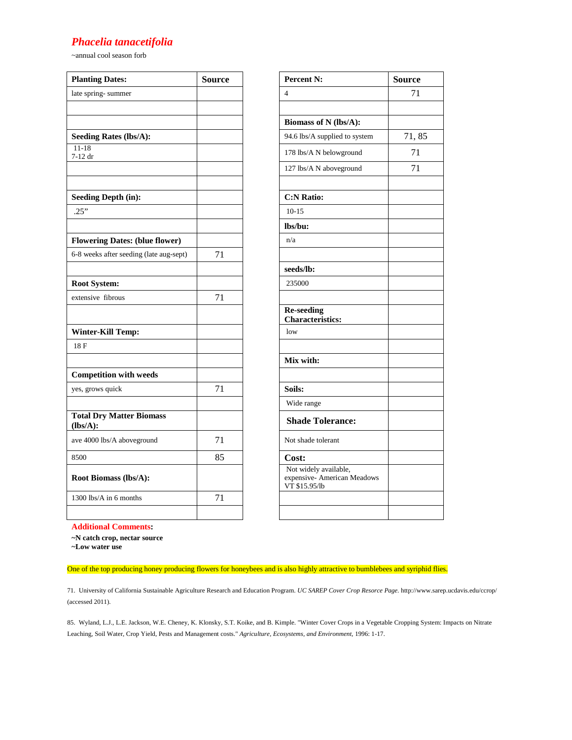# *Phacelia tanacetifolia*

~annual cool season forb

| Planting Dates: | Source |
|---|---|
| late spring- summer | |
| | |
| | |
| **Seeding Rates (lbs/A):** | |
| 11-18<br>7-12 dr | |
| | |
| | |
| **Seeding Depth (in):** | |
| .25" | |
| | |
| **Flowering Dates: (blue flower)** | |
| 6-8 weeks after seeding (late aug-sept) | 71 |
| | |
| **Root System:** | |
| extensive fibrous | 71 |
| | |
| **Winter-Kill Temp:** | |
| 18 F | |
| | |
| **Competition with weeds** | |
| yes, grows quick | 71 |
| | |
| **Total Dry Matter Biomass (lbs/A):** | |
| ave 4000 lbs/A aboveground | 71 |
| 8500 | 85 |
| **Root Biomass (lbs/A):** | |
| 1300 lbs/A in 6 months | 71 |
| | |

| Percent N: | Source |
|---|---|
| 4 | 71 |
| | |
| **Biomass of N (lbs/A):** | |
| 94.6 lbs/A supplied to system | 71, 85 |
| 178 lbs/A N belowground | 71 |
| 127 lbs/A N aboveground | 71 |
| | |
| **C:N Ratio:** | |
| 10-15 | |
| **lbs/bu:** | |
| n/a | |
| | |
| **seeds/lb:** | |
| 235000 | |
| | |
| **Re-seeding Characteristics:** | |
| low | |
| | |
| **Mix with:** | |
| | |
| **Soils:** | |
| Wide range | |
| **Shade Tolerance:** | |
| Not shade tolerant | |
| **Cost:** | |
| Not widely available, expensive- American Meadows VT $15.95/lb | |
| | |
| | |

**Additional Comments:**

**~N catch crop, nectar source**
**~Low water use**

One of the top producing honey producing flowers for honeybees and is also highly attractive to bumblebees and syriphid flies.

71. University of California Sustainable Agriculture Research and Education Program. *UC SAREP Cover Crop Resorce Page.* http://www.sarep.ucdavis.edu/ccrop/ (accessed 2011).

85. Wyland, L.J., L.E. Jackson, W.E. Cheney, K. Klonsky, S.T. Koike, and B. Kimple. "Winter Cover Crops in a Vegetable Cropping System: Impacts on Nitrate Leaching, Soil Water, Crop Yield, Pests and Management costs." *Agriculture, Ecosystems, and Environment,* 1996: 1-17.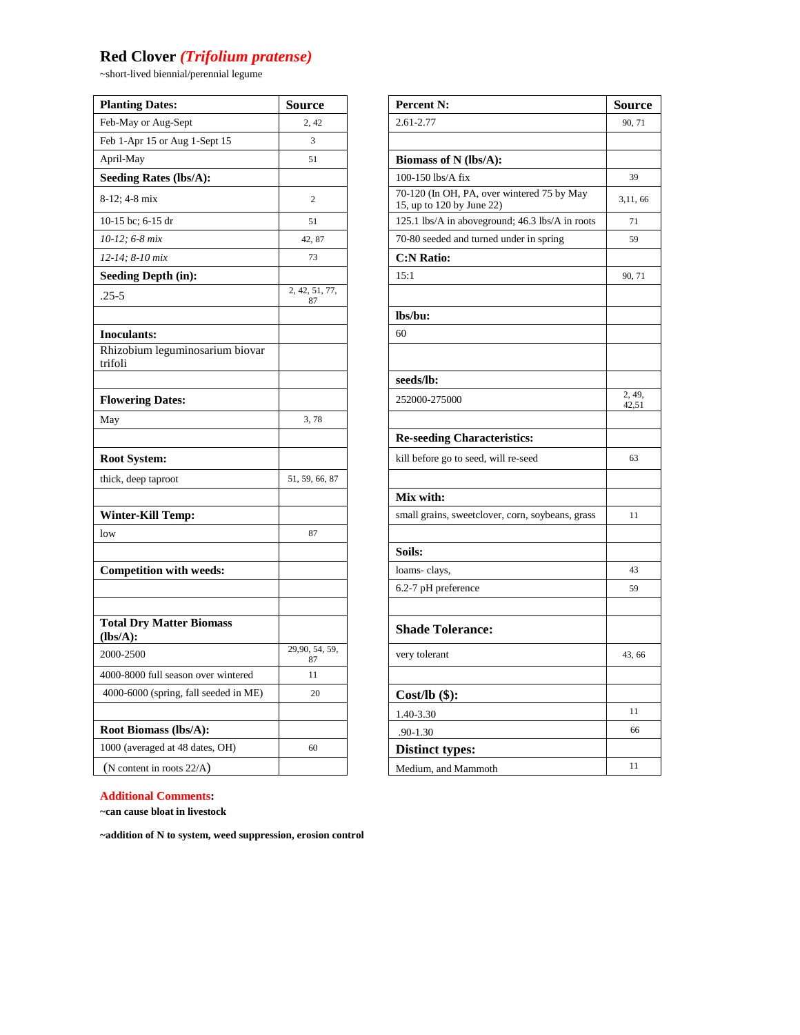# Red Clover *(Trifolium pratense)*

~short-lived biennial/perennial legume

| Planting Dates: | Source |
|---|---|
| Feb-May or Aug-Sept | 2, 42 |
| Feb 1-Apr 15 or Aug 1-Sept 15 | 3 |
| April-May | 51 |
| **Seeding Rates (lbs/A):** | |
| 8-12; 4-8 mix | 2 |
| 10-15 bc; 6-15 dr | 51 |
| *10-12; 6-8 mix* | 42, 87 |
| *12-14; 8-10 mix* | 73 |
| **Seeding Depth (in):** | |
| .25-5 | 2, 42, 51, 77, 87 |
| | |
| **Inoculants:** | |
| Rhizobium leguminosarium biovar trifoli | |
| | |
| **Flowering Dates:** | |
| May | 3, 78 |
| | |
| **Root System:** | |
| thick, deep taproot | 51, 59, 66, 87 |
| | |
| **Winter-Kill Temp:** | |
| low | 87 |
| | |
| **Competition with weeds:** | |
| | |
| | |
| **Total Dry Matter Biomass (lbs/A):** | |
| 2000-2500 | 29,90, 54, 59, 87 |
| 4000-8000 full season over wintered | 11 |
| 4000-6000 (spring, fall seeded in ME) | 20 |
| | |
| **Root Biomass (lbs/A):** | |
| 1000 (averaged at 48 dates, OH) | 60 |
| (N content in roots 22/A) | |

| Percent N: | Source |
|---|---|
| 2.61-2.77 | 90, 71 |
| | |
| **Biomass of N (lbs/A):** | |
| 100-150 lbs/A fix | 39 |
| 70-120 (In OH, PA, over wintered 75 by May 15, up to 120 by June 22) | 3,11, 66 |
| 125.1 lbs/A in aboveground; 46.3 lbs/A in roots | 71 |
| 70-80 seeded and turned under in spring | 59 |
| **C:N Ratio:** | |
| 15:1 | 90, 71 |
| | |
| **lbs/bu:** | |
| 60 | |
| | |
| **seeds/lb:** | |
| 252000-275000 | 2, 49, 42,51 |
| | |
| **Re-seeding Characteristics:** | |
| kill before go to seed, will re-seed | 63 |
| | |
| **Mix with:** | |
| small grains, sweetclover, corn, soybeans, grass | 11 |
| | |
| **Soils:** | |
| loams- clays, | 43 |
| 6.2-7 pH preference | 59 |
| | |
| **Shade Tolerance:** | |
| very tolerant | 43, 66 |
| | |
| **Cost/lb ($):** | |
| 1.40-3.30 | 11 |
| .90-1.30 | 66 |
| **Distinct types:** | |
| Medium, and Mammoth | 11 |

**Additional Comments:**

**~can cause bloat in livestock**

**~addition of N to system, weed suppression, erosion control**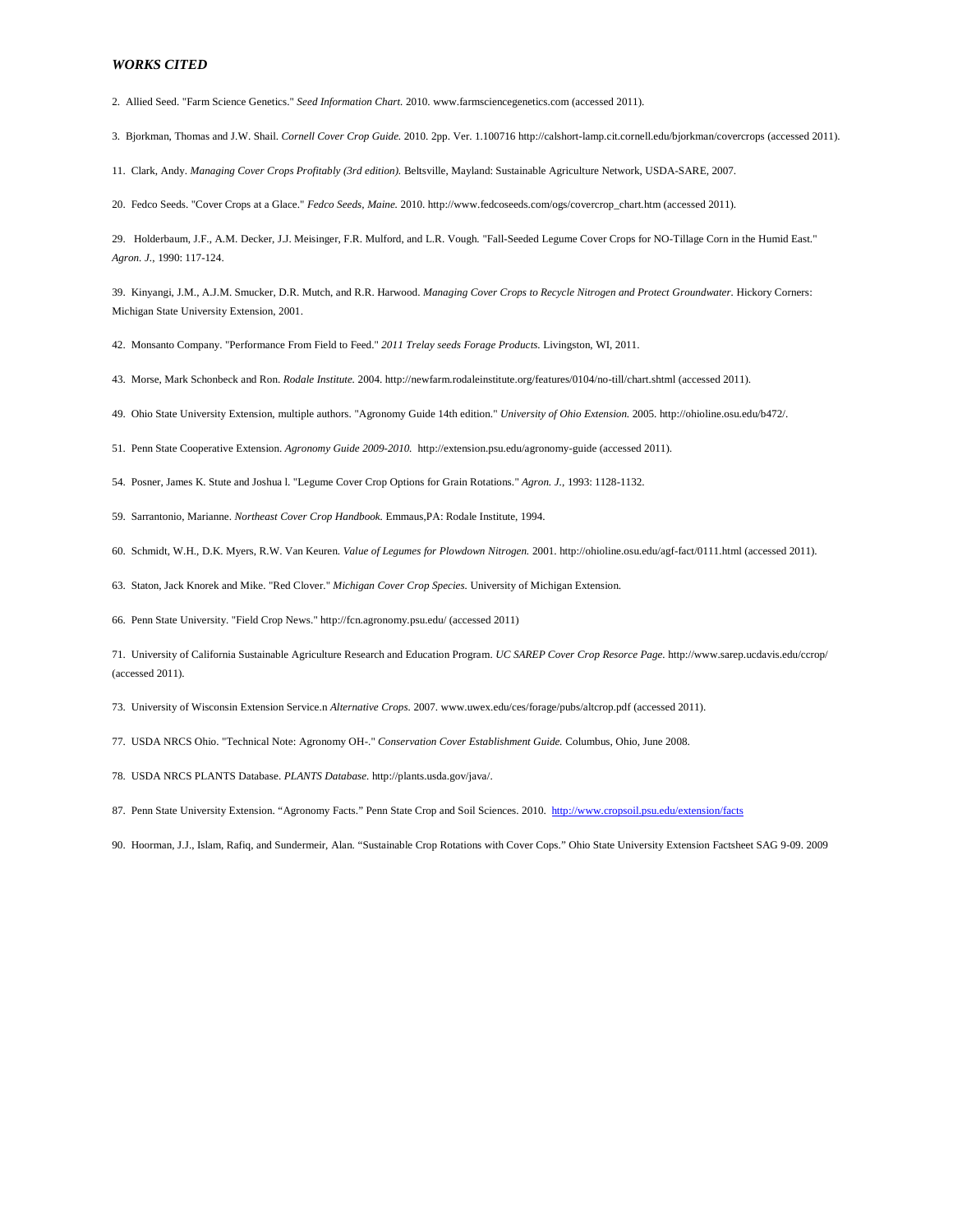### ***WORKS CITED***

2. Allied Seed. "Farm Science Genetics." *Seed Information Chart.* 2010. www.farmsciencegenetics.com (accessed 2011).

3. Bjorkman, Thomas and J.W. Shail. *Cornell Cover Crop Guide.* 2010. 2pp. Ver. 1.100716 http://calshort-lamp.cit.cornell.edu/bjorkman/covercrops (accessed 2011).

11. Clark, Andy. *Managing Cover Crops Profitably (3rd edition).* Beltsville, Mayland: Sustainable Agriculture Network, USDA-SARE, 2007.

20. Fedco Seeds. "Cover Crops at a Glace." *Fedco Seeds, Maine.* 2010. http://www.fedcoseeds.com/ogs/covercrop_chart.htm (accessed 2011).

29. Holderbaum, J.F., A.M. Decker, J.J. Meisinger, F.R. Mulford, and L.R. Vough. "Fall-Seeded Legume Cover Crops for NO-Tillage Corn in the Humid East." *Agron. J.*, 1990: 117-124.

39. Kinyangi, J.M., A.J.M. Smucker, D.R. Mutch, and R.R. Harwood. *Managing Cover Crops to Recycle Nitrogen and Protect Groundwater.* Hickory Corners: Michigan State University Extension, 2001.

42. Monsanto Company. "Performance From Field to Feed." *2011 Trelay seeds Forage Products.* Livingston, WI, 2011.

43. Morse, Mark Schonbeck and Ron. *Rodale Institute.* 2004. http://newfarm.rodaleinstitute.org/features/0104/no-till/chart.shtml (accessed 2011).

49. Ohio State University Extension, multiple authors. "Agronomy Guide 14th edition." *University of Ohio Extension.* 2005. http://ohioline.osu.edu/b472/.

51. Penn State Cooperative Extension. *Agronomy Guide 2009-2010.* http://extension.psu.edu/agronomy-guide (accessed 2011).

54. Posner, James K. Stute and Joshua l. "Legume Cover Crop Options for Grain Rotations." *Agron. J.*, 1993: 1128-1132.

59. Sarrantonio, Marianne. *Northeast Cover Crop Handbook.* Emmaus,PA: Rodale Institute, 1994.

60. Schmidt, W.H., D.K. Myers, R.W. Van Keuren. *Value of Legumes for Plowdown Nitrogen.* 2001. http://ohioline.osu.edu/agf-fact/0111.html (accessed 2011).

63. Staton, Jack Knorek and Mike. "Red Clover." *Michigan Cover Crop Species.* University of Michigan Extension.

66. Penn State University. "Field Crop News." http://fcn.agronomy.psu.edu/ (accessed 2011)

71. University of California Sustainable Agriculture Research and Education Program. *UC SAREP Cover Crop Resorce Page.* http://www.sarep.ucdavis.edu/ccrop/ (accessed 2011).

73. University of Wisconsin Extension Service.n *Alternative Crops.* 2007. www.uwex.edu/ces/forage/pubs/altcrop.pdf (accessed 2011).

77. USDA NRCS Ohio. "Technical Note: Agronomy OH-." *Conservation Cover Establishment Guide.* Columbus, Ohio, June 2008.

78. USDA NRCS PLANTS Database. *PLANTS Database.* http://plants.usda.gov/java/.

87. Penn State University Extension. "Agronomy Facts." Penn State Crop and Soil Sciences. 2010. http://www.cropsoil.psu.edu/extension/facts

90. Hoorman, J.J., Islam, Rafiq, and Sundermeir, Alan. "Sustainable Crop Rotations with Cover Cops." Ohio State University Extension Factsheet SAG 9-09. 2009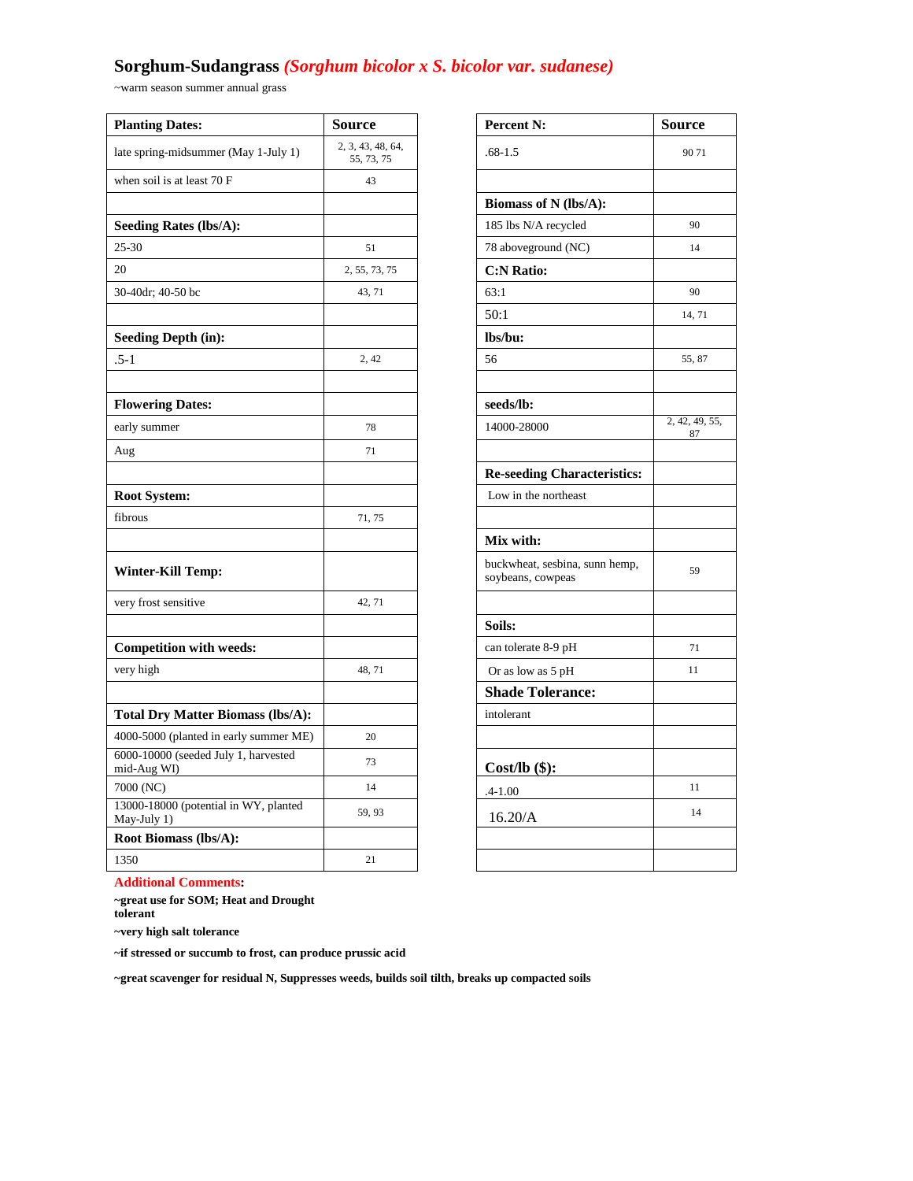# Sorghum-Sudangrass *(Sorghum bicolor x S. bicolor var. sudanese)*

~warm season summer annual grass

| **Planting Dates:** | **Source** |
|---|---|
| late spring-midsummer (May 1-July 1) | 2, 3, 43, 48, 64, 55, 73, 75 |
| when soil is at least 70 F | 43 |
| | |
| **Seeding Rates (lbs/A):** | |
| 25-30 | 51 |
| 20 | 2, 55, 73, 75 |
| 30-40dr; 40-50 bc | 43, 71 |
| | |
| **Seeding Depth (in):** | |
| .5-1 | 2, 42 |
| | |
| **Flowering Dates:** | |
| early summer | 78 |
| Aug | 71 |
| | |
| **Root System:** | |
| fibrous | 71, 75 |
| | |
| **Winter-Kill Temp:** | |
| very frost sensitive | 42, 71 |
| | |
| **Competition with weeds:** | |
| very high | 48, 71 |
| | |
| **Total Dry Matter Biomass (lbs/A):** | |
| 4000-5000 (planted in early summer ME) | 20 |
| 6000-10000 (seeded July 1, harvested mid-Aug WI) | 73 |
| 7000 (NC) | 14 |
| 13000-18000 (potential in WY, planted May-July 1) | 59, 93 |
| **Root Biomass (lbs/A):** | |
| 1350 | 21 |

| **Percent N:** | **Source** |
|---|---|
| .68-1.5 | 90 71 |
| | |
| **Biomass of N (lbs/A):** | |
| 185 lbs N/A recycled | 90 |
| 78 aboveground (NC) | 14 |
| **C:N Ratio:** | |
| 63:1 | 90 |
| 50:1 | 14, 71 |
| **lbs/bu:** | |
| 56 | 55, 87 |
| | |
| **seeds/lb:** | |
| 14000-28000 | 2, 42, 49, 55, 87 |
| | |
| **Re-seeding Characteristics:** | |
| Low in the northeast | |
| | |
| **Mix with:** | |
| buckwheat, sesbina, sunn hemp, soybeans, cowpeas | 59 |
| | |
| **Soils:** | |
| can tolerate 8-9 pH | 71 |
| Or as low as 5 pH | 11 |
| **Shade Tolerance:** | |
| intolerant | |
| | |
| **Cost/lb ($):** | |
| .4-1.00 | 11 |
| 16.20/A | 14 |
| | |
| | |

**Additional Comments:**

**~great use for SOM; Heat and Drought tolerant**

**~very high salt tolerance**

**~if stressed or succumb to frost, can produce prussic acid**

**~great scavenger for residual N, Suppresses weeds, builds soil tilth, breaks up compacted soils**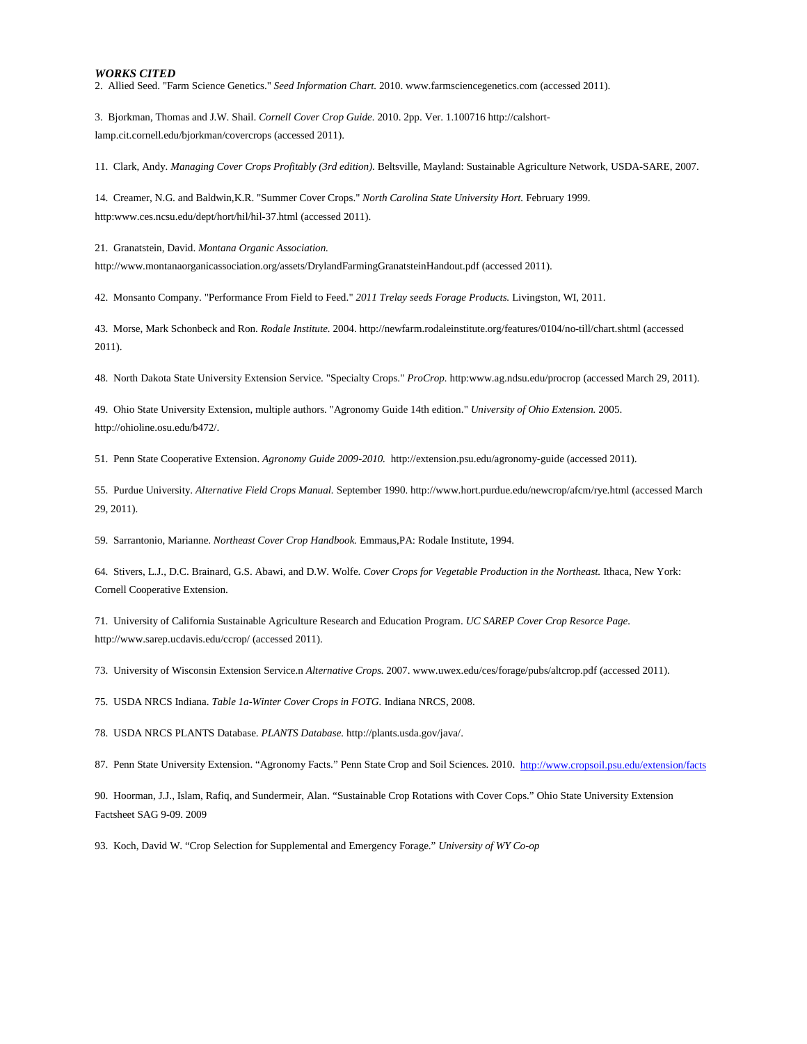***WORKS CITED***

2. Allied Seed. "Farm Science Genetics." *Seed Information Chart.* 2010. www.farmsciencegenetics.com (accessed 2011).

3. Bjorkman, Thomas and J.W. Shail. *Cornell Cover Crop Guide.* 2010. 2pp. Ver. 1.100716 http://calshort-lamp.cit.cornell.edu/bjorkman/covercrops (accessed 2011).

11. Clark, Andy. *Managing Cover Crops Profitably (3rd edition).* Beltsville, Mayland: Sustainable Agriculture Network, USDA-SARE, 2007.

14. Creamer, N.G. and Baldwin,K.R. "Summer Cover Crops." *North Carolina State University Hort.* February 1999. http:www.ces.ncsu.edu/dept/hort/hil/hil-37.html (accessed 2011).

21. Granatstein, David. *Montana Organic Association.* http://www.montanaorganicassociation.org/assets/DrylandFarmingGranatsteinHandout.pdf (accessed 2011).

42. Monsanto Company. "Performance From Field to Feed." *2011 Trelay seeds Forage Products.* Livingston, WI, 2011.

43. Morse, Mark Schonbeck and Ron. *Rodale Institute.* 2004. http://newfarm.rodaleinstitute.org/features/0104/no-till/chart.shtml (accessed 2011).

48. North Dakota State University Extension Service. "Specialty Crops." *ProCrop.* http:www.ag.ndsu.edu/procrop (accessed March 29, 2011).

49. Ohio State University Extension, multiple authors. "Agronomy Guide 14th edition." *University of Ohio Extension.* 2005. http://ohioline.osu.edu/b472/.

51. Penn State Cooperative Extension. *Agronomy Guide 2009-2010.* http://extension.psu.edu/agronomy-guide (accessed 2011).

55. Purdue University. *Alternative Field Crops Manual.* September 1990. http://www.hort.purdue.edu/newcrop/afcm/rye.html (accessed March 29, 2011).

59. Sarrantonio, Marianne. *Northeast Cover Crop Handbook.* Emmaus,PA: Rodale Institute, 1994.

64. Stivers, L.J., D.C. Brainard, G.S. Abawi, and D.W. Wolfe. *Cover Crops for Vegetable Production in the Northeast.* Ithaca, New York: Cornell Cooperative Extension.

71. University of California Sustainable Agriculture Research and Education Program. *UC SAREP Cover Crop Resorce Page.* http://www.sarep.ucdavis.edu/ccrop/ (accessed 2011).

73. University of Wisconsin Extension Service.n *Alternative Crops.* 2007. www.uwex.edu/ces/forage/pubs/altcrop.pdf (accessed 2011).

75. USDA NRCS Indiana. *Table 1a-Winter Cover Crops in FOTG.* Indiana NRCS, 2008.

78. USDA NRCS PLANTS Database. *PLANTS Database.* http://plants.usda.gov/java/.

87. Penn State University Extension. "Agronomy Facts." Penn State Crop and Soil Sciences. 2010. http://www.cropsoil.psu.edu/extension/facts

90. Hoorman, J.J., Islam, Rafiq, and Sundermeir, Alan. "Sustainable Crop Rotations with Cover Cops." Ohio State University Extension Factsheet SAG 9-09. 2009

93. Koch, David W. "Crop Selection for Supplemental and Emergency Forage." *University of WY Co-op*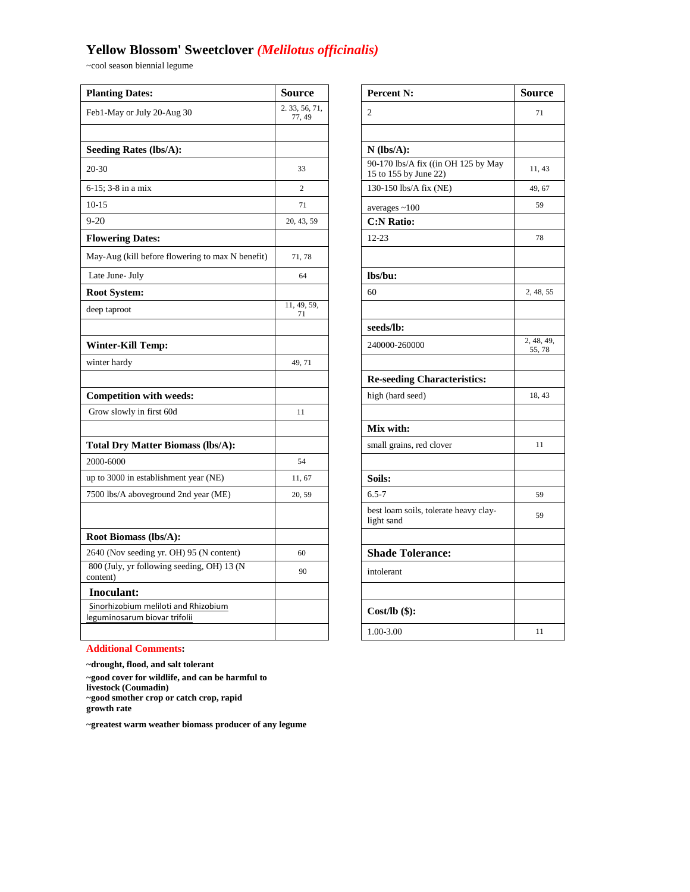# Yellow Blossom' Sweetclover *(Melilotus officinalis)*

~cool season biennial legume

| Planting Dates: | Source |
|---|---|
| Feb1-May or July 20-Aug 30 | 2. 33, 56, 71, 77, 49 |
| | |
| **Seeding Rates (lbs/A):** | |
| 20-30 | 33 |
| 6-15; 3-8 in a mix | 2 |
| 10-15 | 71 |
| 9-20 | 20, 43, 59 |
| **Flowering Dates:** | |
| May-Aug (kill before flowering to max N benefit) | 71, 78 |
| Late June- July | 64 |
| **Root System:** | |
| deep taproot | 11, 49, 59, 71 |
| | |
| **Winter-Kill Temp:** | |
| winter hardy | 49, 71 |
| | |
| **Competition with weeds:** | |
| Grow slowly in first 60d | 11 |
| | |
| **Total Dry Matter Biomass (lbs/A):** | |
| 2000-6000 | 54 |
| up to 3000 in establishment year (NE) | 11, 67 |
| 7500 lbs/A aboveground 2nd year (ME) | 20, 59 |
| | |
| **Root Biomass (lbs/A):** | |
| 2640 (Nov seeding yr. OH) 95 (N content) | 60 |
| 800 (July, yr following seeding, OH) 13 (N content) | 90 |
| **Inoculant:** | |
| Sinorhizobium meliloti and Rhizobium leguminosarum biovar trifolii | |
| | |

| Percent N: | Source |
|---|---|
| 2 | 71 |
| | |
| **N (lbs/A):** | |
| 90-170 lbs/A fix ((in OH 125 by May 15 to 155 by June 22) | 11, 43 |
| 130-150 lbs/A fix (NE) | 49, 67 |
| averages ~100 | 59 |
| **C:N Ratio:** | |
| 12-23 | 78 |
| | |
| **lbs/bu:** | |
| 60 | 2, 48, 55 |
| | |
| **seeds/lb:** | |
| 240000-260000 | 2, 48, 49, 55, 78 |
| | |
| **Re-seeding Characteristics:** | |
| high (hard seed) | 18, 43 |
| | |
| **Mix with:** | |
| small grains, red clover | 11 |
| | |
| **Soils:** | |
| 6.5-7 | 59 |
| best loam soils, tolerate heavy clay-light sand | 59 |
| | |
| **Shade Tolerance:** | |
| intolerant | |
| | |
| **Cost/lb ($):** | |
| 1.00-3.00 | 11 |

**Additional Comments:**

**~drought, flood, and salt tolerant**

**~good cover for wildlife, and can be harmful to livestock (Coumadin)**

**~good smother crop or catch crop, rapid growth rate**

**~greatest warm weather biomass producer of any legume**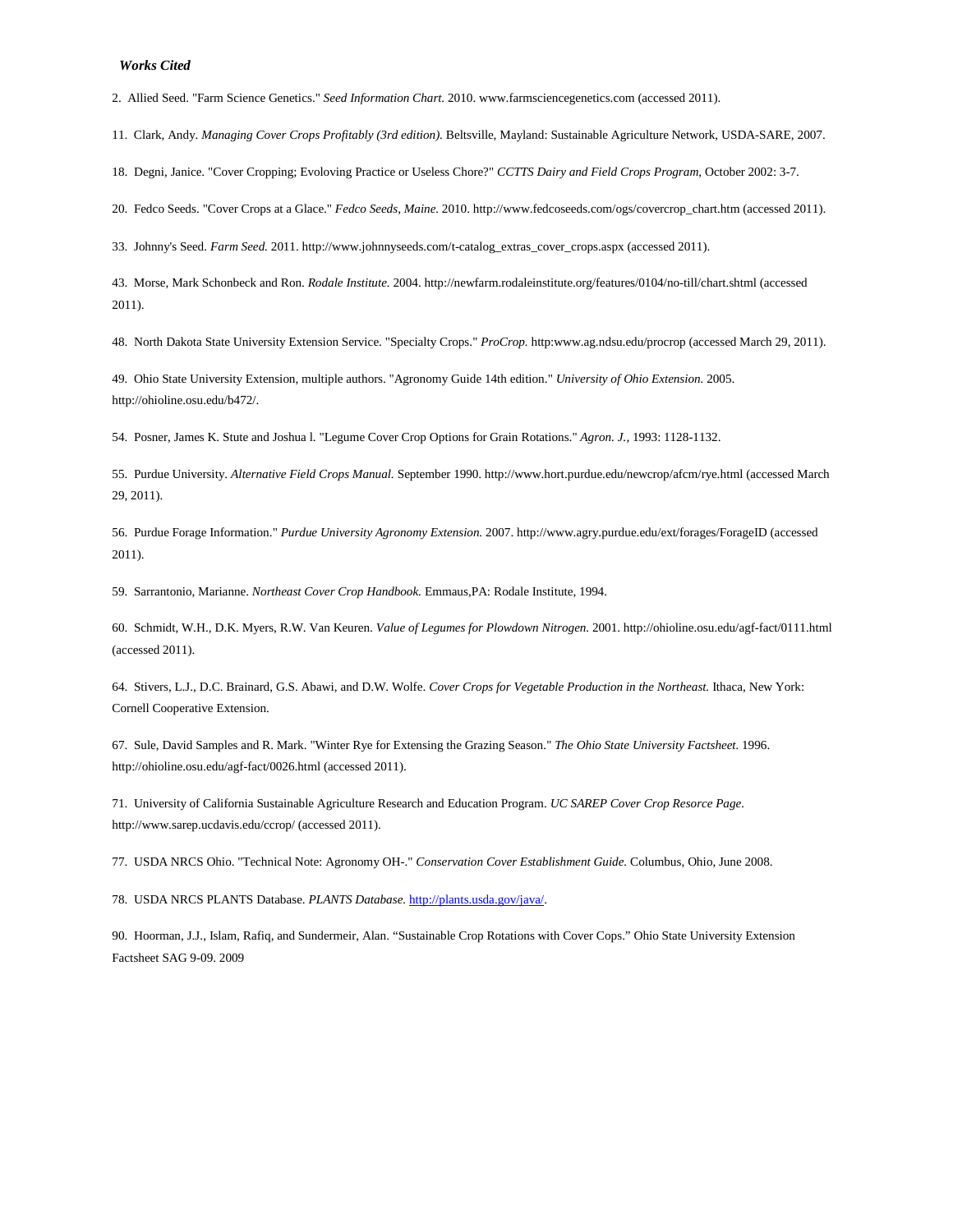***Works Cited***

2. Allied Seed. "Farm Science Genetics." *Seed Information Chart.* 2010. www.farmsciencegenetics.com (accessed 2011).

11. Clark, Andy. *Managing Cover Crops Profitably (3rd edition).* Beltsville, Mayland: Sustainable Agriculture Network, USDA-SARE, 2007.

18. Degni, Janice. "Cover Cropping; Evoloving Practice or Useless Chore?" *CCTTS Dairy and Field Crops Program*, October 2002: 3-7.

20. Fedco Seeds. "Cover Crops at a Glace." *Fedco Seeds, Maine.* 2010. http://www.fedcoseeds.com/ogs/covercrop_chart.htm (accessed 2011).

33. Johnny's Seed. *Farm Seed.* 2011. http://www.johnnyseeds.com/t-catalog_extras_cover_crops.aspx (accessed 2011).

43. Morse, Mark Schonbeck and Ron. *Rodale Institute.* 2004. http://newfarm.rodaleinstitute.org/features/0104/no-till/chart.shtml (accessed 2011).

48. North Dakota State University Extension Service. "Specialty Crops." *ProCrop.* http:www.ag.ndsu.edu/procrop (accessed March 29, 2011).

49. Ohio State University Extension, multiple authors. "Agronomy Guide 14th edition." *University of Ohio Extension.* 2005. http://ohioline.osu.edu/b472/.

54. Posner, James K. Stute and Joshua l. "Legume Cover Crop Options for Grain Rotations." *Agron. J.*, 1993: 1128-1132.

55. Purdue University. *Alternative Field Crops Manual.* September 1990. http://www.hort.purdue.edu/newcrop/afcm/rye.html (accessed March 29, 2011).

56. Purdue Forage Information." *Purdue University Agronomy Extension.* 2007. http://www.agry.purdue.edu/ext/forages/ForageID (accessed 2011).

59. Sarrantonio, Marianne. *Northeast Cover Crop Handbook.* Emmaus,PA: Rodale Institute, 1994.

60. Schmidt, W.H., D.K. Myers, R.W. Van Keuren. *Value of Legumes for Plowdown Nitrogen.* 2001. http://ohioline.osu.edu/agf-fact/0111.html (accessed 2011).

64. Stivers, L.J., D.C. Brainard, G.S. Abawi, and D.W. Wolfe. *Cover Crops for Vegetable Production in the Northeast.* Ithaca, New York: Cornell Cooperative Extension.

67. Sule, David Samples and R. Mark. "Winter Rye for Extensing the Grazing Season." *The Ohio State University Factsheet.* 1996. http://ohioline.osu.edu/agf-fact/0026.html (accessed 2011).

71. University of California Sustainable Agriculture Research and Education Program. *UC SAREP Cover Crop Resorce Page*. http://www.sarep.ucdavis.edu/ccrop/ (accessed 2011).

77. USDA NRCS Ohio. "Technical Note: Agronomy OH-." *Conservation Cover Establishment Guide.* Columbus, Ohio, June 2008.

78. USDA NRCS PLANTS Database. *PLANTS Database.* [http://plants.usda.gov/java/](http://plants.usda.gov/java/).

90. Hoorman, J.J., Islam, Rafiq, and Sundermeir, Alan. "Sustainable Crop Rotations with Cover Cops." Ohio State University Extension Factsheet SAG 9-09. 2009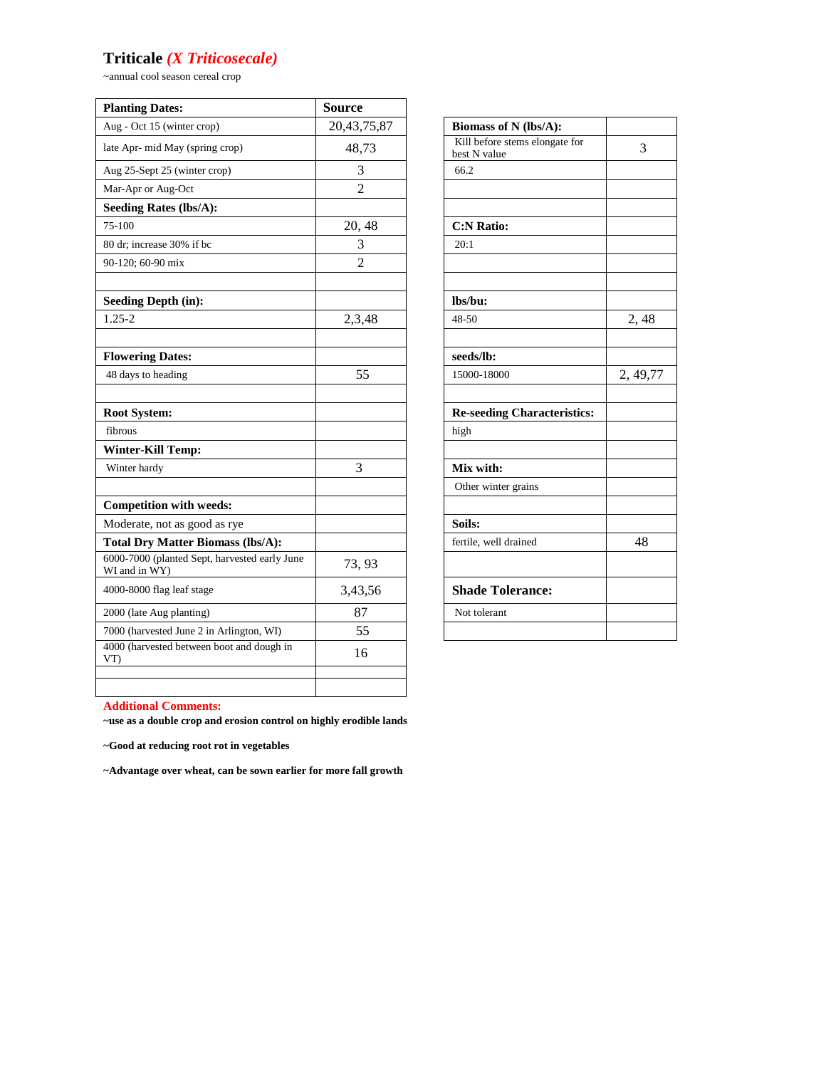# Triticale *(X Triticosecale)*

~annual cool season cereal crop

| Planting Dates: | Source |
|---|---|
| Aug - Oct 15 (winter crop) | 20,43,75,87 |
| late Apr- mid May (spring crop) | 48,73 |
| Aug 25-Sept 25 (winter crop) | 3 |
| Mar-Apr or Aug-Oct | 2 |
| **Seeding Rates (lbs/A):** | |
| 75-100 | 20, 48 |
| 80 dr; increase 30% if bc | 3 |
| 90-120; 60-90 mix | 2 |
| | |
| **Seeding Depth (in):** | |
| 1.25-2 | 2,3,48 |
| | |
| **Flowering Dates:** | |
| 48 days to heading | 55 |
| | |
| **Root System:** | |
| fibrous | |
| **Winter-Kill Temp:** | |
| Winter hardy | 3 |
| | |
| **Competition with weeds:** | |
| Moderate, not as good as rye | |
| **Total Dry Matter Biomass (lbs/A):** | |
| 6000-7000 (planted Sept, harvested early June WI and in WY) | 73, 93 |
| 4000-8000 flag leaf stage | 3,43,56 |
| 2000 (late Aug planting) | 87 |
| 7000 (harvested June 2 in Arlington, WI) | 55 |
| 4000 (harvested between boot and dough in VT) | 16 |
| | |
| | |

| Biomass of N (lbs/A): | |
|---|---|
| Kill before stems elongate for best N value | 3 |
| 66.2 | |
| | |
| | |
| **C:N Ratio:** | |
| 20:1 | |
| | |
| | |
| **lbs/bu:** | |
| 48-50 | 2, 48 |
| | |
| **seeds/lb:** | |
| 15000-18000 | 2, 49,77 |
| | |
| **Re-seeding Characteristics:** | |
| high | |
| | |
| **Mix with:** | |
| Other winter grains | |
| | |
| **Soils:** | |
| fertile, well drained | 48 |
| | |
| **Shade Tolerance:** | |
| Not tolerant | |
| | |

**Additional Comments:**

**~use as a double crop and erosion control on highly erodible lands**

**~Good at reducing root rot in vegetables**

**~Advantage over wheat, can be sown earlier for more fall growth**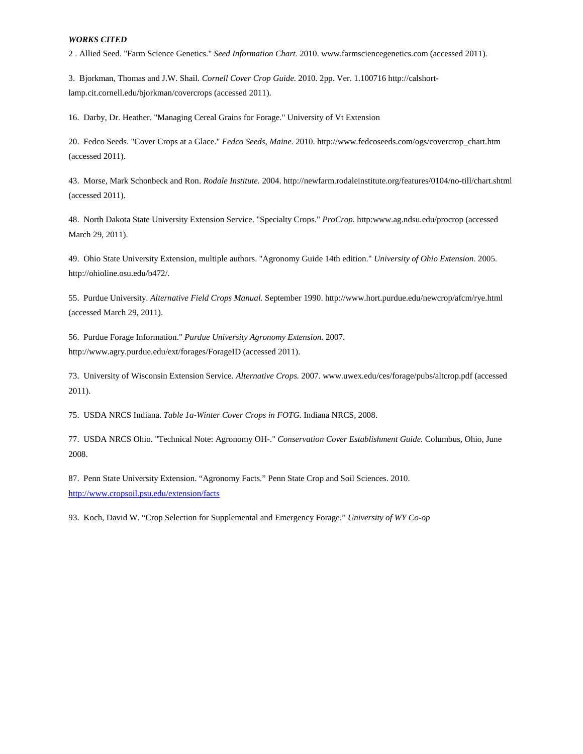***WORKS CITED***

2 . Allied Seed. "Farm Science Genetics." *Seed Information Chart.* 2010. www.farmsciencegenetics.com (accessed 2011).

3. Bjorkman, Thomas and J.W. Shail. *Cornell Cover Crop Guide.* 2010. 2pp. Ver. 1.100716 http://calshort-lamp.cit.cornell.edu/bjorkman/covercrops (accessed 2011).

16. Darby, Dr. Heather. "Managing Cereal Grains for Forage." University of Vt Extension

20. Fedco Seeds. "Cover Crops at a Glace." *Fedco Seeds, Maine.* 2010. http://www.fedcoseeds.com/ogs/covercrop_chart.htm (accessed 2011).

43. Morse, Mark Schonbeck and Ron. *Rodale Institute.* 2004. http://newfarm.rodaleinstitute.org/features/0104/no-till/chart.shtml (accessed 2011).

48. North Dakota State University Extension Service. "Specialty Crops." *ProCrop.* http:www.ag.ndsu.edu/procrop (accessed March 29, 2011).

49. Ohio State University Extension, multiple authors. "Agronomy Guide 14th edition." *University of Ohio Extension.* 2005. http://ohioline.osu.edu/b472/.

55. Purdue University. *Alternative Field Crops Manual.* September 1990. http://www.hort.purdue.edu/newcrop/afcm/rye.html (accessed March 29, 2011).

56. Purdue Forage Information." *Purdue University Agronomy Extension.* 2007. http://www.agry.purdue.edu/ext/forages/ForageID (accessed 2011).

73. University of Wisconsin Extension Service. *Alternative Crops.* 2007. www.uwex.edu/ces/forage/pubs/altcrop.pdf (accessed 2011).

75. USDA NRCS Indiana. *Table 1a-Winter Cover Crops in FOTG.* Indiana NRCS, 2008.

77. USDA NRCS Ohio. "Technical Note: Agronomy OH-." *Conservation Cover Establishment Guide.* Columbus, Ohio, June 2008.

87. Penn State University Extension. “Agronomy Facts.” Penn State Crop and Soil Sciences. 2010. http://www.cropsoil.psu.edu/extension/facts

93. Koch, David W. “Crop Selection for Supplemental and Emergency Forage.” *University of WY Co-op*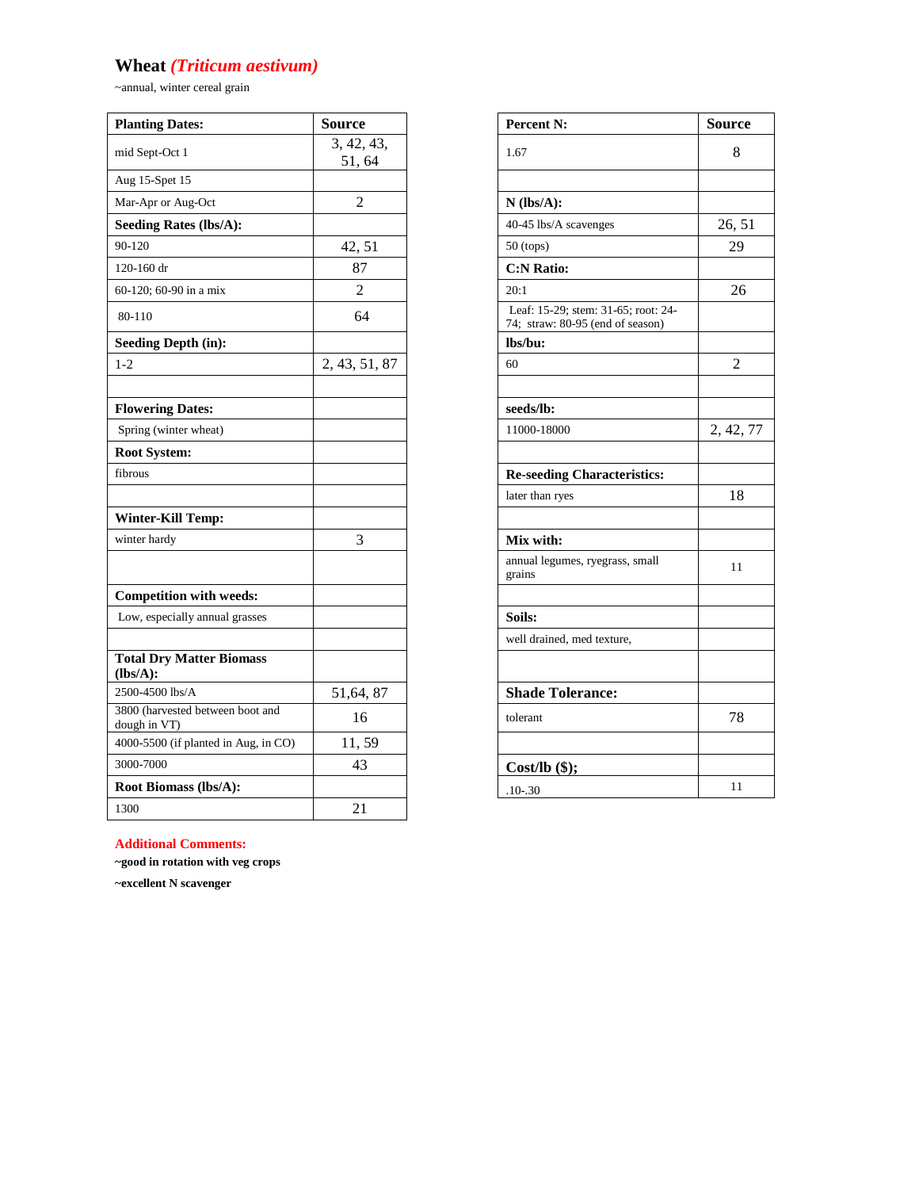## Wheat *(Triticum aestivum)*

~annual, winter cereal grain

| Planting Dates: | Source |
|---|---|
| mid Sept-Oct 1 | 3, 42, 43, 51, 64 |
| Aug 15-Spet 15 | |
| Mar-Apr or Aug-Oct | 2 |
| **Seeding Rates (lbs/A):** | |
| 90-120 | 42, 51 |
| 120-160 dr | 87 |
| 60-120; 60-90 in a mix | 2 |
| 80-110 | 64 |
| **Seeding Depth (in):** | |
| 1-2 | 2, 43, 51, 87 |
| | |
| **Flowering Dates:** | |
| Spring (winter wheat) | |
| **Root System:** | |
| fibrous | |
| | |
| **Winter-Kill Temp:** | |
| winter hardy | 3 |
| | |
| **Competition with weeds:** | |
| Low, especially annual grasses | |
| | |
| **Total Dry Matter Biomass (lbs/A):** | |
| 2500-4500 lbs/A | 51,64, 87 |
| 3800 (harvested between boot and dough in VT) | 16 |
| 4000-5500 (if planted in Aug, in CO) | 11, 59 |
| 3000-7000 | 43 |
| **Root Biomass (lbs/A):** | |
| 1300 | 21 |

| Percent N: | Source |
|---|---|
| 1.67 | 8 |
| | |
| **N (lbs/A):** | |
| 40-45 lbs/A scavenges | 26, 51 |
| 50 (tops) | 29 |
| **C:N Ratio:** | |
| 20:1 | 26 |
| Leaf: 15-29; stem: 31-65; root: 24-74; straw: 80-95 (end of season) | |
| **lbs/bu:** | |
| 60 | 2 |
| | |
| **seeds/lb:** | |
| 11000-18000 | 2, 42, 77 |
| | |
| **Re-seeding Characteristics:** | |
| later than ryes | 18 |
| | |
| **Mix with:** | |
| annual legumes, ryegrass, small grains | 11 |
| | |
| **Soils:** | |
| well drained, med texture, | |
| | |
| **Shade Tolerance:** | |
| tolerant | 78 |
| | |
| **Cost/lb ($);** | |
| .10-.30 | 11 |

**Additional Comments:**

**~good in rotation with veg crops**

**~excellent N scavenger**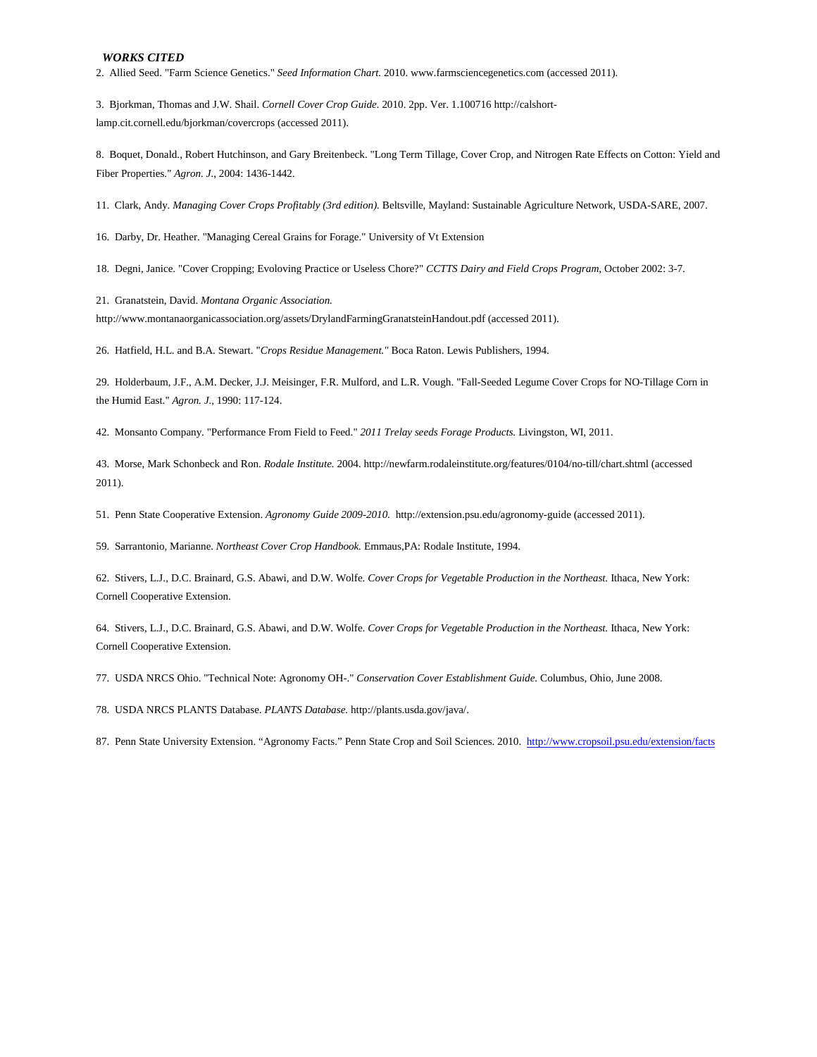***WORKS CITED***

2. Allied Seed. "Farm Science Genetics." *Seed Information Chart.* 2010. www.farmsciencegenetics.com (accessed 2011).

3. Bjorkman, Thomas and J.W. Shail. *Cornell Cover Crop Guide.* 2010. 2pp. Ver. 1.100716 http://calshort-lamp.cit.cornell.edu/bjorkman/covercrops (accessed 2011).

8. Boquet, Donald., Robert Hutchinson, and Gary Breitenbeck. "Long Term Tillage, Cover Crop, and Nitrogen Rate Effects on Cotton: Yield and Fiber Properties." *Agron. J.*, 2004: 1436-1442.

11. Clark, Andy. *Managing Cover Crops Profitably (3rd edition).* Beltsville, Mayland: Sustainable Agriculture Network, USDA-SARE, 2007.

16. Darby, Dr. Heather. "Managing Cereal Grains for Forage." University of Vt Extension

18. Degni, Janice. "Cover Cropping; Evoloving Practice or Useless Chore?" *CCTTS Dairy and Field Crops Program*, October 2002: 3-7.

21. Granatstein, David. *Montana Organic Association.* http://www.montanaorganicassociation.org/assets/DrylandFarmingGranatsteinHandout.pdf (accessed 2011).

26. Hatfield, H.L. and B.A. Stewart. "*Crops Residue Management."* Boca Raton. Lewis Publishers, 1994.

29. Holderbaum, J.F., A.M. Decker, J.J. Meisinger, F.R. Mulford, and L.R. Vough. "Fall-Seeded Legume Cover Crops for NO-Tillage Corn in the Humid East." *Agron. J.*, 1990: 117-124.

42. Monsanto Company. "Performance From Field to Feed." *2011 Trelay seeds Forage Products.* Livingston, WI, 2011.

43. Morse, Mark Schonbeck and Ron. *Rodale Institute.* 2004. http://newfarm.rodaleinstitute.org/features/0104/no-till/chart.shtml (accessed 2011).

51. Penn State Cooperative Extension. *Agronomy Guide 2009-2010.* http://extension.psu.edu/agronomy-guide (accessed 2011).

59. Sarrantonio, Marianne. *Northeast Cover Crop Handbook.* Emmaus,PA: Rodale Institute, 1994.

62. Stivers, L.J., D.C. Brainard, G.S. Abawi, and D.W. Wolfe. *Cover Crops for Vegetable Production in the Northeast.* Ithaca, New York: Cornell Cooperative Extension.

64. Stivers, L.J., D.C. Brainard, G.S. Abawi, and D.W. Wolfe. *Cover Crops for Vegetable Production in the Northeast.* Ithaca, New York: Cornell Cooperative Extension.

77. USDA NRCS Ohio. "Technical Note: Agronomy OH-." *Conservation Cover Establishment Guide.* Columbus, Ohio, June 2008.

78. USDA NRCS PLANTS Database. *PLANTS Database.* http://plants.usda.gov/java/.

87. Penn State University Extension. "Agronomy Facts." Penn State Crop and Soil Sciences. 2010. http://www.cropsoil.psu.edu/extension/facts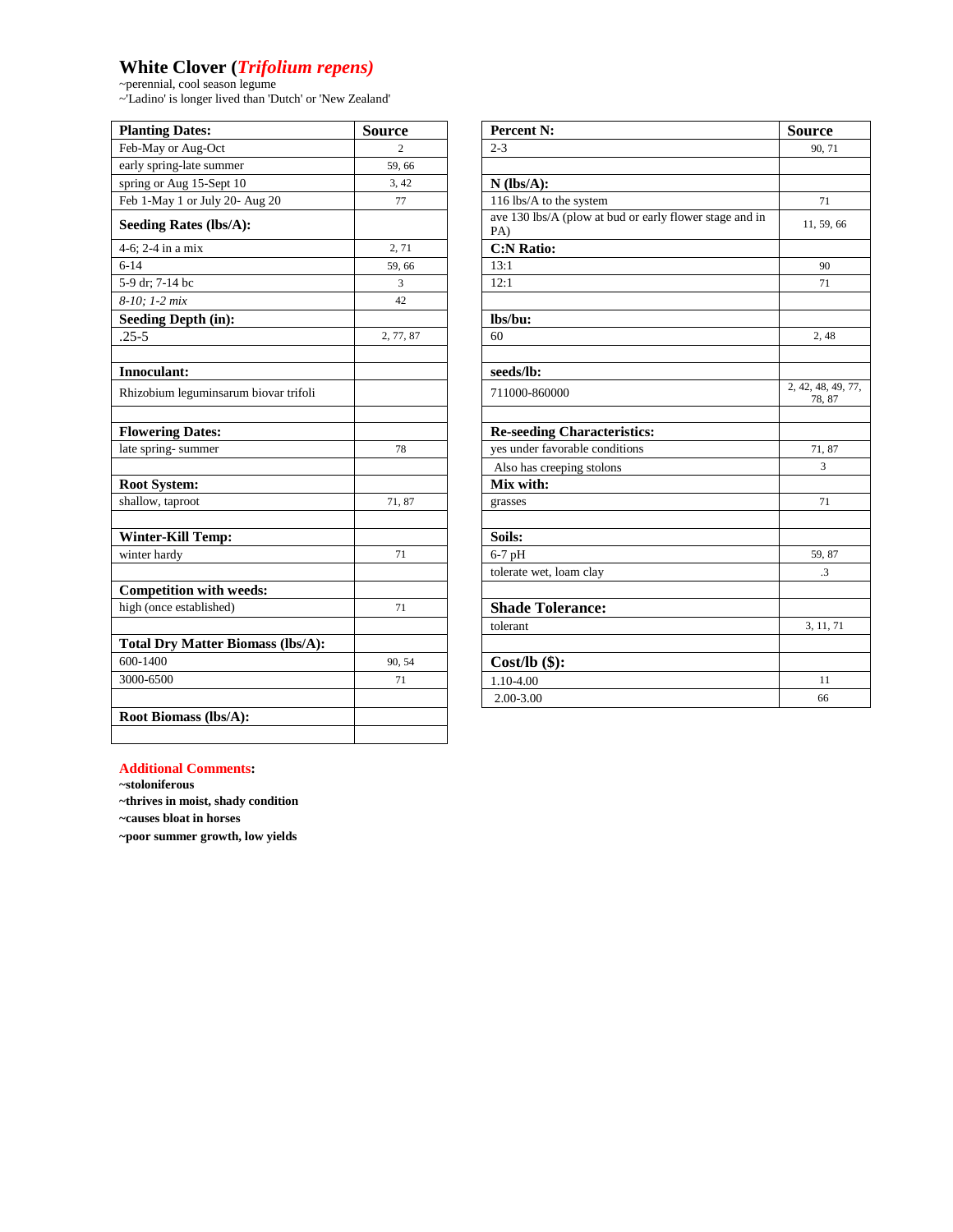# White Clover (*Trifolium repens)*

~perennial, cool season legume
~'Ladino' is longer lived than 'Dutch' or 'New Zealand'

| **Planting Dates:** | **Source** |
|---|---|
| Feb-May or Aug-Oct | 2 |
| early spring-late summer | 59, 66 |
| spring or Aug 15-Sept 10 | 3, 42 |
| Feb 1-May 1 or July 20- Aug 20 | 77 |
| **Seeding Rates (lbs/A):** | |
| 4-6; 2-4 in a mix | 2, 71 |
| 6-14 | 59, 66 |
| 5-9 dr; 7-14 bc | 3 |
| *8-10; 1-2 mix* | 42 |
| **Seeding Depth (in):** | |
| .25-5 | 2, 77, 87 |
| | |
| **Innoculant:** | |
| Rhizobium leguminsarum biovar trifoli | |
| | |
| **Flowering Dates:** | |
| late spring- summer | 78 |
| | |
| **Root System:** | |
| shallow, taproot | 71, 87 |
| | |
| **Winter-Kill Temp:** | |
| winter hardy | 71 |
| | |
| **Competition with weeds:** | |
| high (once established) | 71 |
| | |
| **Total Dry Matter Biomass (lbs/A):** | |
| 600-1400 | 90, 54 |
| 3000-6500 | 71 |
| | |
| **Root Biomass (lbs/A):** | |
| | |

| **Percent N:** | **Source** |
|---|---|
| 2-3 | 90, 71 |
| | |
| **N (lbs/A):** | |
| 116 lbs/A to the system | 71 |
| ave 130 lbs/A (plow at bud or early flower stage and in PA) | 11, 59, 66 |
| **C:N Ratio:** | |
| 13:1 | 90 |
| 12:1 | 71 |
| | |
| **lbs/bu:** | |
| 60 | 2, 48 |
| | |
| **seeds/lb:** | |
| 711000-860000 | 2, 42, 48, 49, 77, 78, 87 |
| | |
| **Re-seeding Characteristics:** | |
| yes under favorable conditions | 71, 87 |
| Also has creeping stolons | 3 |
| **Mix with:** | |
| grasses | 71 |
| | |
| **Soils:** | |
| 6-7 pH | 59, 87 |
| tolerate wet, loam clay | .3 |
| | |
| **Shade Tolerance:** | |
| tolerant | 3, 11, 71 |
| | |
| **Cost/lb ($):** | |
| 1.10-4.00 | 11 |
| 2.00-3.00 | 66 |

**Additional Comments:**

**~stoloniferous**
**~thrives in moist, shady condition**
**~causes bloat in horses**
**~poor summer growth, low yields**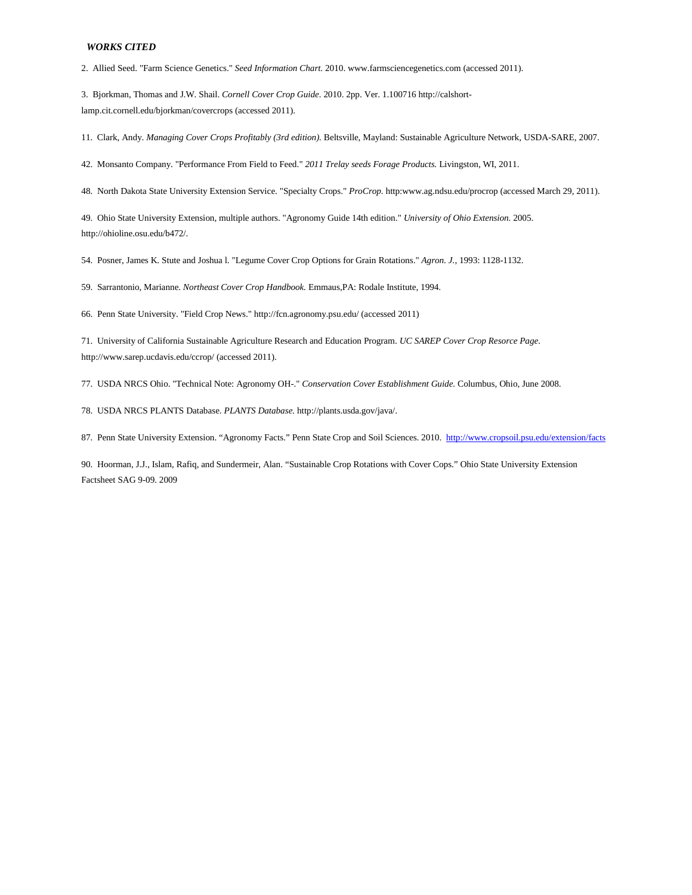***WORKS CITED***

2. Allied Seed. "Farm Science Genetics." *Seed Information Chart.* 2010. www.farmsciencegenetics.com (accessed 2011).

3. Bjorkman, Thomas and J.W. Shail. *Cornell Cover Crop Guide.* 2010. 2pp. Ver. 1.100716 http://calshort-lamp.cit.cornell.edu/bjorkman/covercrops (accessed 2011).

11. Clark, Andy. *Managing Cover Crops Profitably (3rd edition).* Beltsville, Mayland: Sustainable Agriculture Network, USDA-SARE, 2007.

42. Monsanto Company. "Performance From Field to Feed." *2011 Trelay seeds Forage Products.* Livingston, WI, 2011.

48. North Dakota State University Extension Service. "Specialty Crops." *ProCrop.* http:www.ag.ndsu.edu/procrop (accessed March 29, 2011).

49. Ohio State University Extension, multiple authors. "Agronomy Guide 14th edition." *University of Ohio Extension.* 2005. http://ohioline.osu.edu/b472/.

54. Posner, James K. Stute and Joshua l. "Legume Cover Crop Options for Grain Rotations." *Agron. J.*, 1993: 1128-1132.

59. Sarrantonio, Marianne. *Northeast Cover Crop Handbook.* Emmaus,PA: Rodale Institute, 1994.

66. Penn State University. "Field Crop News." http://fcn.agronomy.psu.edu/ (accessed 2011)

71. University of California Sustainable Agriculture Research and Education Program. *UC SAREP Cover Crop Resorce Page.* http://www.sarep.ucdavis.edu/ccrop/ (accessed 2011).

77. USDA NRCS Ohio. "Technical Note: Agronomy OH-." *Conservation Cover Establishment Guide.* Columbus, Ohio, June 2008.

78. USDA NRCS PLANTS Database. *PLANTS Database.* http://plants.usda.gov/java/.

87. Penn State University Extension. "Agronomy Facts." Penn State Crop and Soil Sciences. 2010. http://www.cropsoil.psu.edu/extension/facts

90. Hoorman, J.J., Islam, Rafiq, and Sundermeir, Alan. "Sustainable Crop Rotations with Cover Cops." Ohio State University Extension Factsheet SAG 9-09. 2009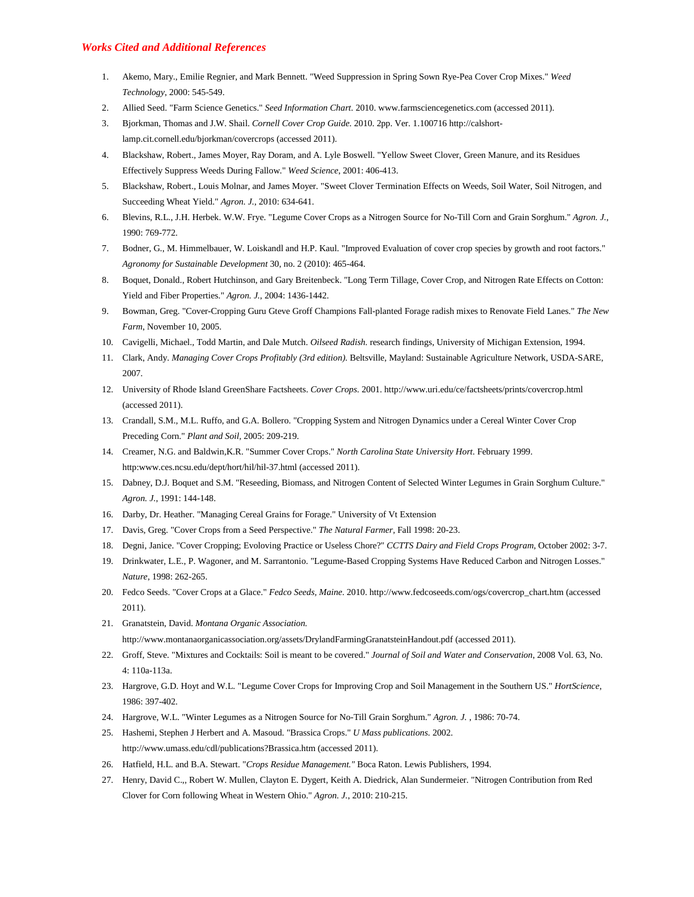### *Works Cited and Additional References*

1. Akemo, Mary., Emilie Regnier, and Mark Bennett. "Weed Suppression in Spring Sown Rye-Pea Cover Crop Mixes." *Weed Technology*, 2000: 545-549.
2. Allied Seed. "Farm Science Genetics." *Seed Information Chart*. 2010. www.farmsciencegenetics.com (accessed 2011).
3. Bjorkman, Thomas and J.W. Shail. *Cornell Cover Crop Guide.* 2010. 2pp. Ver. 1.100716 http://calshort-lamp.cit.cornell.edu/bjorkman/covercrops (accessed 2011).
4. Blackshaw, Robert., James Moyer, Ray Doram, and A. Lyle Boswell. "Yellow Sweet Clover, Green Manure, and its Residues Effectively Suppress Weeds During Fallow." *Weed Science*, 2001: 406-413.
5. Blackshaw, Robert., Louis Molnar, and James Moyer. "Sweet Clover Termination Effects on Weeds, Soil Water, Soil Nitrogen, and Succeeding Wheat Yield." *Agron. J.*, 2010: 634-641.
6. Blevins, R.L., J.H. Herbek. W.W. Frye. "Legume Cover Crops as a Nitrogen Source for No-Till Corn and Grain Sorghum." *Agron. J.*, 1990: 769-772.
7. Bodner, G., M. Himmelbauer, W. Loiskandl and H.P. Kaul. "Improved Evaluation of cover crop species by growth and root factors." *Agronomy for Sustainable Development* 30, no. 2 (2010): 465-464.
8. Boquet, Donald., Robert Hutchinson, and Gary Breitenbeck. "Long Term Tillage, Cover Crop, and Nitrogen Rate Effects on Cotton: Yield and Fiber Properties." *Agron. J.*, 2004: 1436-1442.
9. Bowman, Greg. "Cover-Cropping Guru Gteve Groff Champions Fall-planted Forage radish mixes to Renovate Field Lanes." *The New Farm*, November 10, 2005.
10. Cavigelli, Michael., Todd Martin, and Dale Mutch. *Oilseed Radish.* research findings, University of Michigan Extension, 1994.
11. Clark, Andy. *Managing Cover Crops Profitably (3rd edition).* Beltsville, Mayland: Sustainable Agriculture Network, USDA-SARE, 2007.
12. University of Rhode Island GreenShare Factsheets. *Cover Crops.* 2001. http://www.uri.edu/ce/factsheets/prints/covercrop.html (accessed 2011).
13. Crandall, S.M., M.L. Ruffo, and G.A. Bollero. "Cropping System and Nitrogen Dynamics under a Cereal Winter Cover Crop Preceding Corn." *Plant and Soil*, 2005: 209-219.
14. Creamer, N.G. and Baldwin,K.R. "Summer Cover Crops." *North Carolina State University Hort.* February 1999. http:www.ces.ncsu.edu/dept/hort/hil/hil-37.html (accessed 2011).
15. Dabney, D.J. Boquet and S.M. "Reseeding, Biomass, and Nitrogen Content of Selected Winter Legumes in Grain Sorghum Culture." *Agron. J.*, 1991: 144-148.
16. Darby, Dr. Heather. "Managing Cereal Grains for Forage." University of Vt Extension
17. Davis, Greg. "Cover Crops from a Seed Perspective." *The Natural Farmer*, Fall 1998: 20-23.
18. Degni, Janice. "Cover Cropping; Evoloving Practice or Useless Chore?" *CCTTS Dairy and Field Crops Program*, October 2002: 3-7.
19. Drinkwater, L.E., P. Wagoner, and M. Sarrantonio. "Legume-Based Cropping Systems Have Reduced Carbon and Nitrogen Losses." *Nature*, 1998: 262-265.
20. Fedco Seeds. "Cover Crops at a Glace." *Fedco Seeds, Maine.* 2010. http://www.fedcoseeds.com/ogs/covercrop_chart.htm (accessed 2011).
21. Granatstein, David. *Montana Organic Association.* http://www.montanaorganicassociation.org/assets/DrylandFarmingGranatsteinHandout.pdf (accessed 2011).
22. Groff, Steve. "Mixtures and Cocktails: Soil is meant to be covered." *Journal of Soil and Water and Conservation*, 2008 Vol. 63, No. 4: 110a-113a.
23. Hargrove, G.D. Hoyt and W.L. "Legume Cover Crops for Improving Crop and Soil Management in the Southern US." *HortScience*, 1986: 397-402.
24. Hargrove, W.L. "Winter Legumes as a Nitrogen Source for No-Till Grain Sorghum." *Agron. J.* , 1986: 70-74.
25. Hashemi, Stephen J Herbert and A. Masoud. "Brassica Crops." *U Mass publications.* 2002. http://www.umass.edu/cdl/publications?Brassica.htm (accessed 2011).
26. Hatfield, H.L. and B.A. Stewart. "*Crops Residue Management."* Boca Raton. Lewis Publishers, 1994.
27. Henry, David C.,, Robert W. Mullen, Clayton E. Dygert, Keith A. Diedrick, Alan Sundermeier. "Nitrogen Contribution from Red Clover for Corn following Wheat in Western Ohio." *Agron. J.*, 2010: 210-215.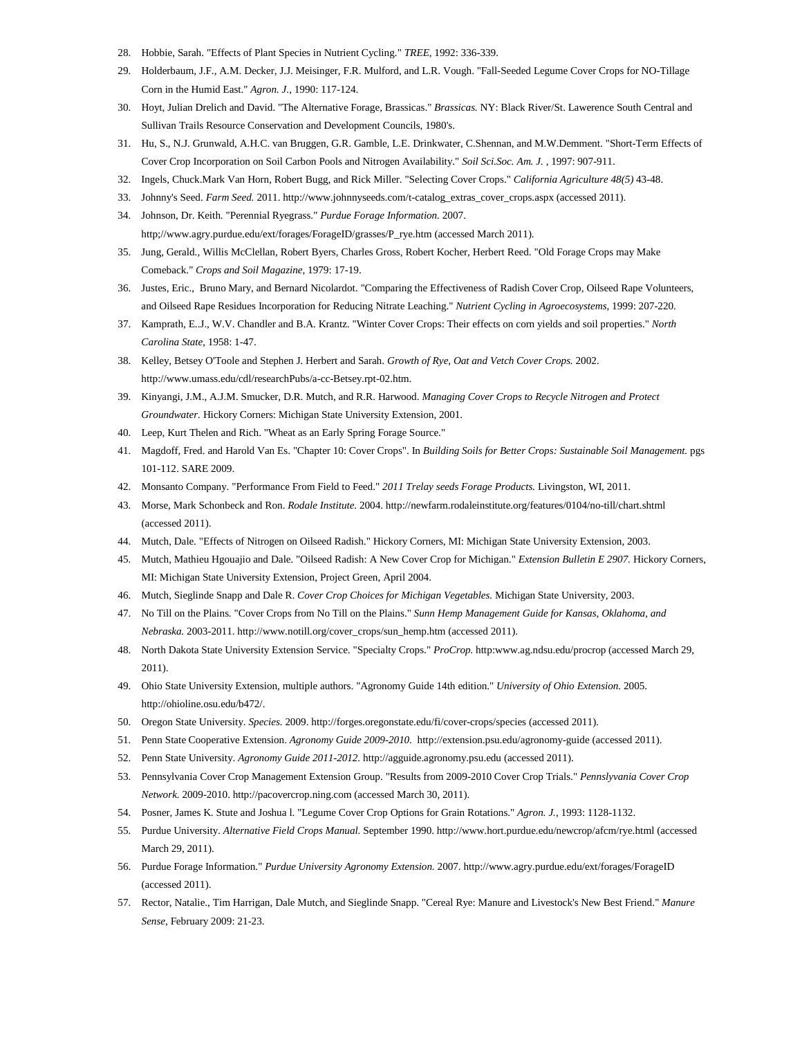28. Hobbie, Sarah. "Effects of Plant Species in Nutrient Cycling." *TREE*, 1992: 336-339.
29. Holderbaum, J.F., A.M. Decker, J.J. Meisinger, F.R. Mulford, and L.R. Vough. "Fall-Seeded Legume Cover Crops for NO-Tillage Corn in the Humid East." *Agron. J.*, 1990: 117-124.
30. Hoyt, Julian Drelich and David. "The Alternative Forage, Brassicas." *Brassicas.* NY: Black River/St. Lawerence South Central and Sullivan Trails Resource Conservation and Development Councils, 1980's.
31. Hu, S., N.J. Grunwald, A.H.C. van Bruggen, G.R. Gamble, L.E. Drinkwater, C.Shennan, and M.W.Demment. "Short-Term Effects of Cover Crop Incorporation on Soil Carbon Pools and Nitrogen Availability." *Soil Sci.Soc. Am. J.* , 1997: 907-911.
32. Ingels, Chuck.Mark Van Horn, Robert Bugg, and Rick Miller. "Selecting Cover Crops." *California Agriculture 48(5)* 43-48.
33. Johnny's Seed. *Farm Seed.* 2011. http://www.johnnyseeds.com/t-catalog_extras_cover_crops.aspx (accessed 2011).
34. Johnson, Dr. Keith. "Perennial Ryegrass." *Purdue Forage Information.* 2007. http;//www.agry.purdue.edu/ext/forages/ForageID/grasses/P_rye.htm (accessed March 2011).
35. Jung, Gerald., Willis McClellan, Robert Byers, Charles Gross, Robert Kocher, Herbert Reed. "Old Forage Crops may Make Comeback." *Crops and Soil Magazine*, 1979: 17-19.
36. Justes, Eric., Bruno Mary, and Bernard Nicolardot. "Comparing the Effectiveness of Radish Cover Crop, Oilseed Rape Volunteers, and Oilseed Rape Residues Incorporation for Reducing Nitrate Leaching." *Nutrient Cycling in Agroecosystems*, 1999: 207-220.
37. Kamprath, E.J., W.V. Chandler and B.A. Krantz. "Winter Cover Crops: Their effects on corn yields and soil properties." *North Carolina State*, 1958: 1-47.
38. Kelley, Betsey O'Toole and Stephen J. Herbert and Sarah. *Growth of Rye, Oat and Vetch Cover Crops.* 2002. http://www.umass.edu/cdl/researchPubs/a-cc-Betsey.rpt-02.htm.
39. Kinyangi, J.M., A.J.M. Smucker, D.R. Mutch, and R.R. Harwood. *Managing Cover Crops to Recycle Nitrogen and Protect Groundwater.* Hickory Corners: Michigan State University Extension, 2001.
40. Leep, Kurt Thelen and Rich. "Wheat as an Early Spring Forage Source."
41. Magdoff, Fred. and Harold Van Es. "Chapter 10: Cover Crops". In *Building Soils for Better Crops: Sustainable Soil Management.* pgs 101-112. SARE 2009.
42. Monsanto Company. "Performance From Field to Feed." *2011 Trelay seeds Forage Products.* Livingston, WI, 2011.
43. Morse, Mark Schonbeck and Ron. *Rodale Institute.* 2004. http://newfarm.rodaleinstitute.org/features/0104/no-till/chart.shtml (accessed 2011).
44. Mutch, Dale. "Effects of Nitrogen on Oilseed Radish." Hickory Corners, MI: Michigan State University Extension, 2003.
45. Mutch, Mathieu Hgouajio and Dale. "Oilseed Radish: A New Cover Crop for Michigan." *Extension Bulletin E 2907.* Hickory Corners, MI: Michigan State University Extension, Project Green, April 2004.
46. Mutch, Sieglinde Snapp and Dale R. *Cover Crop Choices for Michigan Vegetables.* Michigan State University, 2003.
47. No Till on the Plains. "Cover Crops from No Till on the Plains." *Sunn Hemp Management Guide for Kansas, Oklahoma, and Nebraska.* 2003-2011. http://www.notill.org/cover_crops/sun_hemp.htm (accessed 2011).
48. North Dakota State University Extension Service. "Specialty Crops." *ProCrop.* http:www.ag.ndsu.edu/procrop (accessed March 29, 2011).
49. Ohio State University Extension, multiple authors. "Agronomy Guide 14th edition." *University of Ohio Extension.* 2005. http://ohioline.osu.edu/b472/.
50. Oregon State University. *Species.* 2009. http://forges.oregonstate.edu/fi/cover-crops/species (accessed 2011).
51. Penn State Cooperative Extension. *Agronomy Guide 2009-2010.* http://extension.psu.edu/agronomy-guide (accessed 2011).
52. Penn State University. *Agronomy Guide 2011-2012.* http://agguide.agronomy.psu.edu (accessed 2011).
53. Pennsylvania Cover Crop Management Extension Group. "Results from 2009-2010 Cover Crop Trials." *Pennslyvania Cover Crop Network.* 2009-2010. http://pacovercrop.ning.com (accessed March 30, 2011).
54. Posner, James K. Stute and Joshua l. "Legume Cover Crop Options for Grain Rotations." *Agron. J.*, 1993: 1128-1132.
55. Purdue University. *Alternative Field Crops Manual.* September 1990. http://www.hort.purdue.edu/newcrop/afcm/rye.html (accessed March 29, 2011).
56. Purdue Forage Information." *Purdue University Agronomy Extension.* 2007. http://www.agry.purdue.edu/ext/forages/ForageID (accessed 2011).
57. Rector, Natalie., Tim Harrigan, Dale Mutch, and Sieglinde Snapp. "Cereal Rye: Manure and Livestock's New Best Friend." *Manure Sense*, February 2009: 21-23.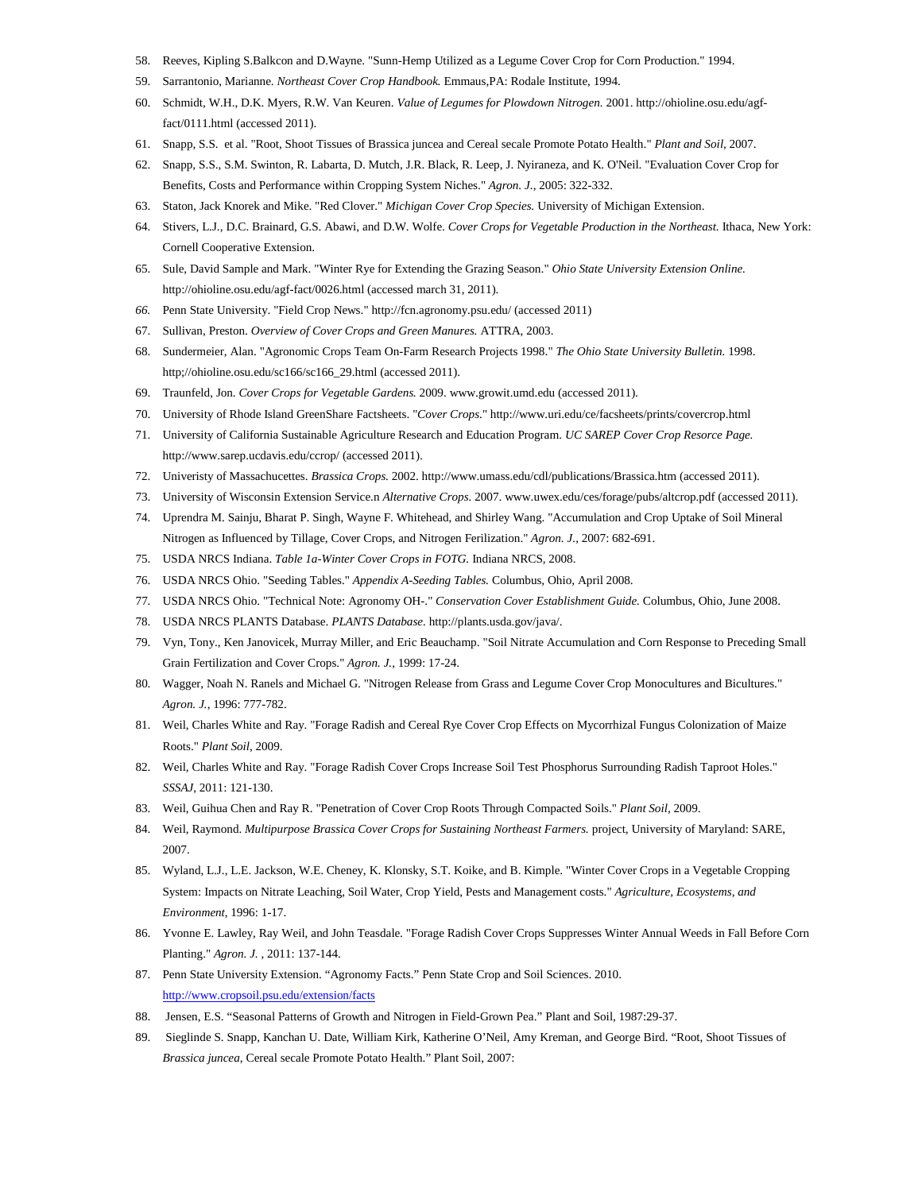58. Reeves, Kipling S.Balkcon and D.Wayne. "Sunn-Hemp Utilized as a Legume Cover Crop for Corn Production." 1994.
59. Sarrantonio, Marianne. *Northeast Cover Crop Handbook.* Emmaus,PA: Rodale Institute, 1994.
60. Schmidt, W.H., D.K. Myers, R.W. Van Keuren. *Value of Legumes for Plowdown Nitrogen.* 2001. http://ohioline.osu.edu/agf-fact/0111.html (accessed 2011).
61. Snapp, S.S. et al. "Root, Shoot Tissues of Brassica juncea and Cereal secale Promote Potato Health." *Plant and Soil,* 2007.
62. Snapp, S.S., S.M. Swinton, R. Labarta, D. Mutch, J.R. Black, R. Leep, J. Nyiraneza, and K. O'Neil. "Evaluation Cover Crop for Benefits, Costs and Performance within Cropping System Niches." *Agron. J.,* 2005: 322-332.
63. Staton, Jack Knorek and Mike. "Red Clover." *Michigan Cover Crop Species.* University of Michigan Extension.
64. Stivers, L.J., D.C. Brainard, G.S. Abawi, and D.W. Wolfe. *Cover Crops for Vegetable Production in the Northeast.* Ithaca, New York: Cornell Cooperative Extension.
65. Sule, David Sample and Mark. "Winter Rye for Extending the Grazing Season." *Ohio State University Extension Online.* http://ohioline.osu.edu/agf-fact/0026.html (accessed march 31, 2011).
66. Penn State University. "Field Crop News." http://fcn.agronomy.psu.edu/ (accessed 2011)
67. Sullivan, Preston. *Overview of Cover Crops and Green Manures.* ATTRA, 2003.
68. Sundermeier, Alan. "Agronomic Crops Team On-Farm Research Projects 1998." *The Ohio State University Bulletin.* 1998. http;//ohioline.osu.edu/sc166/sc166_29.html (accessed 2011).
69. Traunfeld, Jon. *Cover Crops for Vegetable Gardens.* 2009. www.growit.umd.edu (accessed 2011).
70. University of Rhode Island GreenShare Factsheets. "*Cover Crops.*" http://www.uri.edu/ce/facsheets/prints/covercrop.html
71. University of California Sustainable Agriculture Research and Education Program. *UC SAREP Cover Crop Resorce Page.* http://www.sarep.ucdavis.edu/ccrop/ (accessed 2011).
72. Univeristy of Massachucettes. *Brassica Crops.* 2002. http://www.umass.edu/cdl/publications/Brassica.htm (accessed 2011).
73. University of Wisconsin Extension Service.n *Alternative Crops.* 2007. www.uwex.edu/ces/forage/pubs/altcrop.pdf (accessed 2011).
74. Uprendra M. Sainju, Bharat P. Singh, Wayne F. Whitehead, and Shirley Wang. "Accumulation and Crop Uptake of Soil Mineral Nitrogen as Influenced by Tillage, Cover Crops, and Nitrogen Ferilization." *Agron. J.,* 2007: 682-691.
75. USDA NRCS Indiana. *Table 1a-Winter Cover Crops in FOTG.* Indiana NRCS, 2008.
76. USDA NRCS Ohio. "Seeding Tables." *Appendix A-Seeding Tables.* Columbus, Ohio, April 2008.
77. USDA NRCS Ohio. "Technical Note: Agronomy OH-." *Conservation Cover Establishment Guide.* Columbus, Ohio, June 2008.
78. USDA NRCS PLANTS Database. *PLANTS Database.* http://plants.usda.gov/java/.
79. Vyn, Tony., Ken Janovicek, Murray Miller, and Eric Beauchamp. "Soil Nitrate Accumulation and Corn Response to Preceding Small Grain Fertilization and Cover Crops." *Agron. J.,* 1999: 17-24.
80. Wagger, Noah N. Ranels and Michael G. "Nitrogen Release from Grass and Legume Cover Crop Monocultures and Bicultures." *Agron. J.,* 1996: 777-782.
81. Weil, Charles White and Ray. "Forage Radish and Cereal Rye Cover Crop Effects on Mycorrhizal Fungus Colonization of Maize Roots." *Plant Soil,* 2009.
82. Weil, Charles White and Ray. "Forage Radish Cover Crops Increase Soil Test Phosphorus Surrounding Radish Taproot Holes." *SSSAJ,* 2011: 121-130.
83. Weil, Guihua Chen and Ray R. "Penetration of Cover Crop Roots Through Compacted Soils." *Plant Soil,* 2009.
84. Weil, Raymond. *Multipurpose Brassica Cover Crops for Sustaining Northeast Farmers.* project, University of Maryland: SARE, 2007.
85. Wyland, L.J., L.E. Jackson, W.E. Cheney, K. Klonsky, S.T. Koike, and B. Kimple. "Winter Cover Crops in a Vegetable Cropping System: Impacts on Nitrate Leaching, Soil Water, Crop Yield, Pests and Management costs." *Agriculture, Ecosystems, and Environment,* 1996: 1-17.
86. Yvonne E. Lawley, Ray Weil, and John Teasdale. "Forage Radish Cover Crops Suppresses Winter Annual Weeds in Fall Before Corn Planting." *Agron. J.* , 2011: 137-144.
87. Penn State University Extension. "Agronomy Facts." Penn State Crop and Soil Sciences. 2010. http://www.cropsoil.psu.edu/extension/facts
88. Jensen, E.S. "Seasonal Patterns of Growth and Nitrogen in Field-Grown Pea." Plant and Soil, 1987:29-37.
89. Sieglinde S. Snapp, Kanchan U. Date, William Kirk, Katherine O'Neil, Amy Kreman, and George Bird. "Root, Shoot Tissues of *Brassica juncea*, Cereal secale Promote Potato Health." Plant Soil, 2007: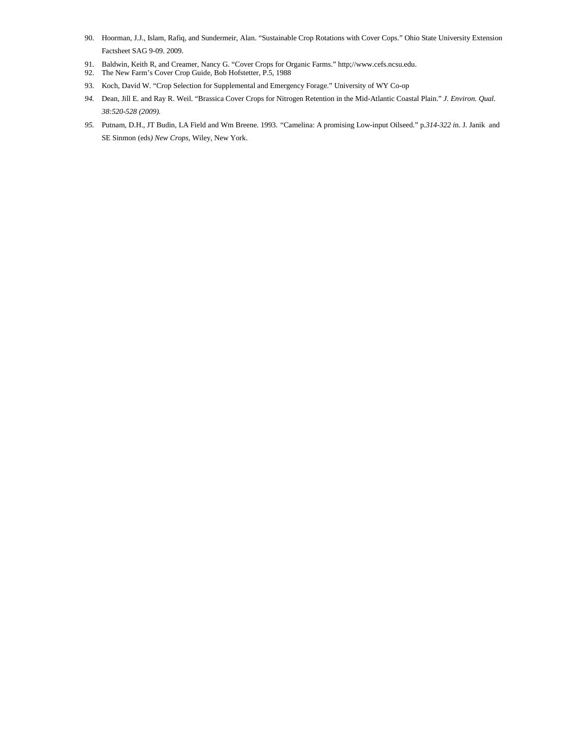90. Hoorman, J.J., Islam, Rafiq, and Sundermeir, Alan. “Sustainable Crop Rotations with Cover Cops.” Ohio State University Extension Factsheet SAG 9-09. 2009.
91. Baldwin, Keith R, and Creamer, Nancy G. “Cover Crops for Organic Farms.” http;//www.cefs.ncsu.edu.
92. The New Farm’s Cover Crop Guide, Bob Hofstetter, P.5, 1988
93. Koch, David W. “Crop Selection for Supplemental and Emergency Forage.” University of WY Co-op
94. Dean, Jill E. and Ray R. Weil. “Brassica Cover Crops for Nitrogen Retention in the Mid-Atlantic Coastal Plain.” *J. Environ. Qual. 38:520-528 (2009).*
95. Putnam, D.H., JT Budin, LA Field and Wm Breene. 1993. “Camelina: A promising Low-input Oilseed.” p.*314-322 i*n. J. Janik and SE Sinmon (eds*) New Crops*, Wiley, New York.